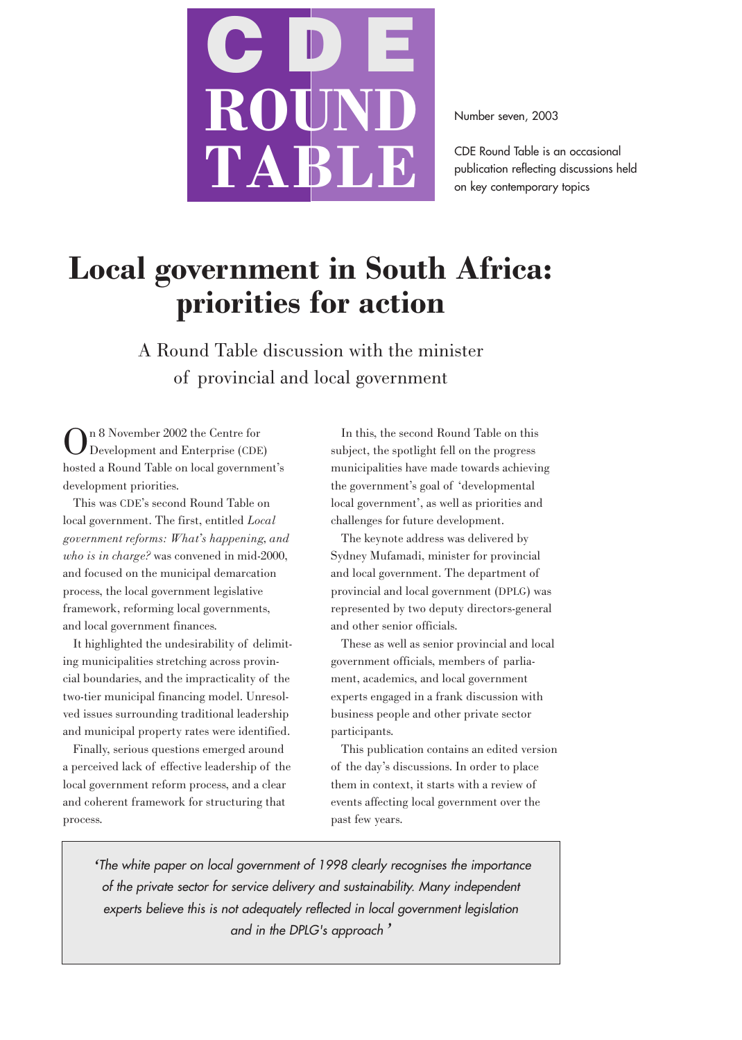# CDE ROUND TABLE

Number seven, 2003

CDE Round Table is an occasional publication reflecting discussions held on key contemporary topics

# Local government in South Africa: priorities for action

## A Round Table discussion with the minister of provincial and local government

On 8 November 2002 the Centre for Development and Enterprise (CDE) hosted a Round Table on local government's development priorities.

This was CDE's second Round Table on local government. The first, entitled *Local government reforms: What's happening, and who is in charge?* was convened in mid-2000, and focused on the municipal demarcation process, the local government legislative framework, reforming local governments, and local government finances.

It highlighted the undesirability of delimiting municipalities stretching across provincial boundaries, and the impracticality of the two-tier municipal financing model. Unresolved issues surrounding traditional leadership and municipal property rates were identified.

Finally, serious questions emerged around a perceived lack of effective leadership of the local government reform process, and a clear and coherent framework for structuring that process.

In this, the second Round Table on this subject, the spotlight fell on the progress municipalities have made towards achieving the government's goal of 'developmental local government', as well as priorities and challenges for future development.

The keynote address was delivered by Sydney Mufamadi, minister for provincial and local government. The department of provincial and local government (DPLG) was represented by two deputy directors-general and other senior officials.

These as well as senior provincial and local government officials, members of parliament, academics, and local government experts engaged in a frank discussion with business people and other private sector participants.

This publication contains an edited version of the day's discussions. In order to place them in context, it starts with a review of events affecting local government over the past few years.

> *'The white paper on local government of 1998 clearly recognises the importance of the private sector for service delivery and sustainability. Many independent experts believe this is not adequately reflected in local government legislation and in the DPLG's approach'*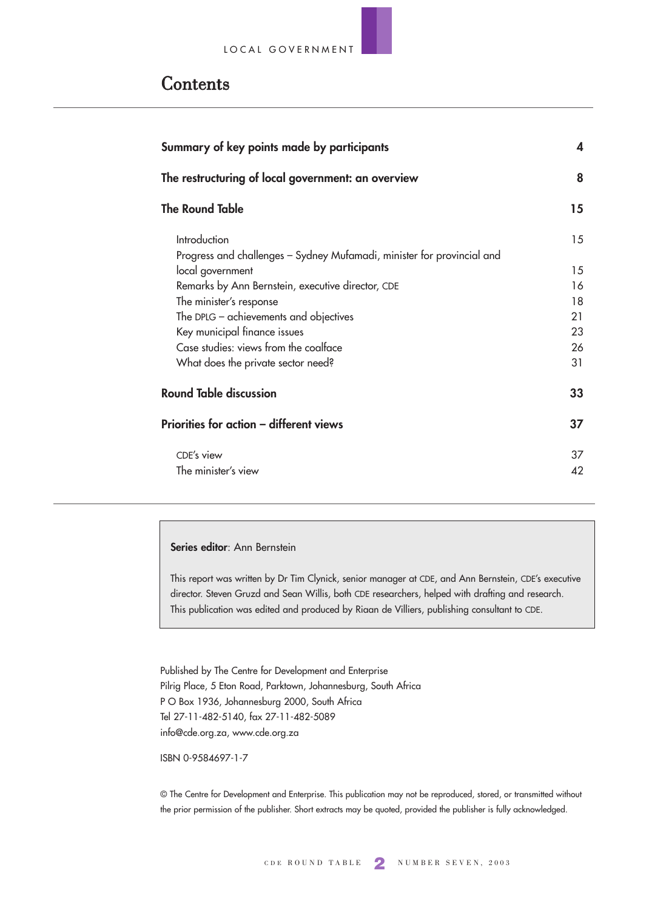# Contents

| | |
|---|---|
| **Summary of key points made by participants** | **4** |
| **The restructuring of local government: an overview** | **8** |
| **The Round Table** | **15** |
| Introduction | 15 |
| Progress and challenges – Sydney Mufamadi, minister for provincial and local government | 15 |
| Remarks by Ann Bernstein, executive director, CDE | 16 |
| The minister's response | 18 |
| The DPLG – achievements and objectives | 21 |
| Key municipal finance issues | 23 |
| Case studies: views from the coalface | 26 |
| What does the private sector need? | 31 |
| **Round Table discussion** | **33** |
| **Priorities for action – different views** | **37** |
| CDE's view | 37 |
| The minister's view | 42 |

**Series editor**: Ann Bernstein

This report was written by Dr Tim Clynick, senior manager at CDE, and Ann Bernstein, CDE's executive director. Steven Gruzd and Sean Willis, both CDE researchers, helped with drafting and research. This publication was edited and produced by Riaan de Villiers, publishing consultant to CDE.

Published by The Centre for Development and Enterprise
Pilrig Place, 5 Eton Road, Parktown, Johannesburg, South Africa
P O Box 1936, Johannesburg 2000, South Africa
Tel 27-11-482-5140, fax 27-11-482-5089
info@cde.org.za, www.cde.org.za

ISBN 0-9584697-1-7

© The Centre for Development and Enterprise. This publication may not be reproduced, stored, or transmitted without the prior permission of the publisher. Short extracts may be quoted, provided the publisher is fully acknowledged.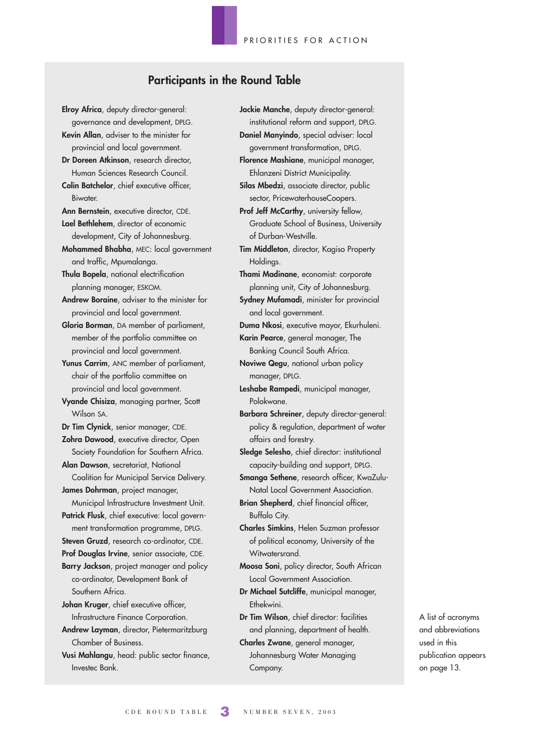## Participants in the Round Table

**Elroy Africa**, deputy director-general: governance and development, DPLG.

**Kevin Allan**, adviser to the minister for provincial and local government.

**Dr Doreen Atkinson**, research director, Human Sciences Research Council.

**Colin Batchelor**, chief executive officer, Biwater.

**Ann Bernstein**, executive director, CDE.

**Lael Bethlehem**, director of economic development, City of Johannesburg.

**Mohammed Bhabha**, MEC: local government and traffic, Mpumalanga.

**Thula Bopela**, national electrification planning manager, ESKOM.

**Andrew Boraine**, adviser to the minister for provincial and local government.

**Gloria Borman**, DA member of parliament, member of the portfolio committee on provincial and local government.

**Yunus Carrim**, ANC member of parliament, chair of the portfolio committee on provincial and local government.

**Vyande Chisiza**, managing partner, Scott Wilson SA.

**Dr Tim Clynick**, senior manager, CDE.

**Zohra Dawood**, executive director, Open Society Foundation for Southern Africa.

**Alan Dawson**, secretariat, National Coalition for Municipal Service Delivery.

**James Dohrman**, project manager, Municipal Infrastructure Investment Unit.

**Patrick Flusk**, chief executive: local government transformation programme, DPLG.

**Steven Gruzd**, research co-ordinator, CDE.

**Prof Douglas Irvine**, senior associate, CDE.

**Barry Jackson**, project manager and policy co-ordinator, Development Bank of Southern Africa.

**Johan Kruger**, chief executive officer, Infrastructure Finance Corporation.

**Andrew Layman**, director, Pietermaritzburg Chamber of Business.

**Vusi Mahlangu**, head: public sector finance, Investec Bank.

**Jackie Manche**, deputy director-general: institutional reform and support, DPLG.

**Daniel Manyindo**, special adviser: local government transformation, DPLG.

**Florence Mashiane**, municipal manager, Ehlanzeni District Municipality.

**Silas Mbedzi**, associate director, public sector, PricewaterhouseCoopers.

**Prof Jeff McCarthy**, university fellow, Graduate School of Business, University of Durban-Westville.

**Tim Middleton**, director, Kagiso Property Holdings.

**Thami Madinane**, economist: corporate planning unit, City of Johannesburg.

**Sydney Mufamadi**, minister for provincial and local government.

**Duma Nkosi**, executive mayor, Ekurhuleni.

**Karin Pearce**, general manager, The Banking Council South Africa.

**Noviwe Qegu**, national urban policy manager, DPLG.

**Leshabe Rampedi**, municipal manager, Polokwane.

**Barbara Schreiner**, deputy director-general: policy & regulation, department of water affairs and forestry.

**Sledge Selesho**, chief director: institutional capacity-building and support, DPLG.

**Smanga Sethene**, research officer, KwaZulu-Natal Local Government Association.

**Brian Shepherd**, chief financial officer, Buffalo City.

**Charles Simkins**, Helen Suzman professor of political economy, University of the Witwatersrand.

**Moosa Soni**, policy director, South African Local Government Association.

**Dr Michael Sutcliffe**, municipal manager, Ethekwini.

**Dr Tim Wilson**, chief director: facilities and planning, department of health.

**Charles Zwane**, general manager, Johannesburg Water Managing Company.

A list of acronyms and abbreviations used in this publication appears on page 13.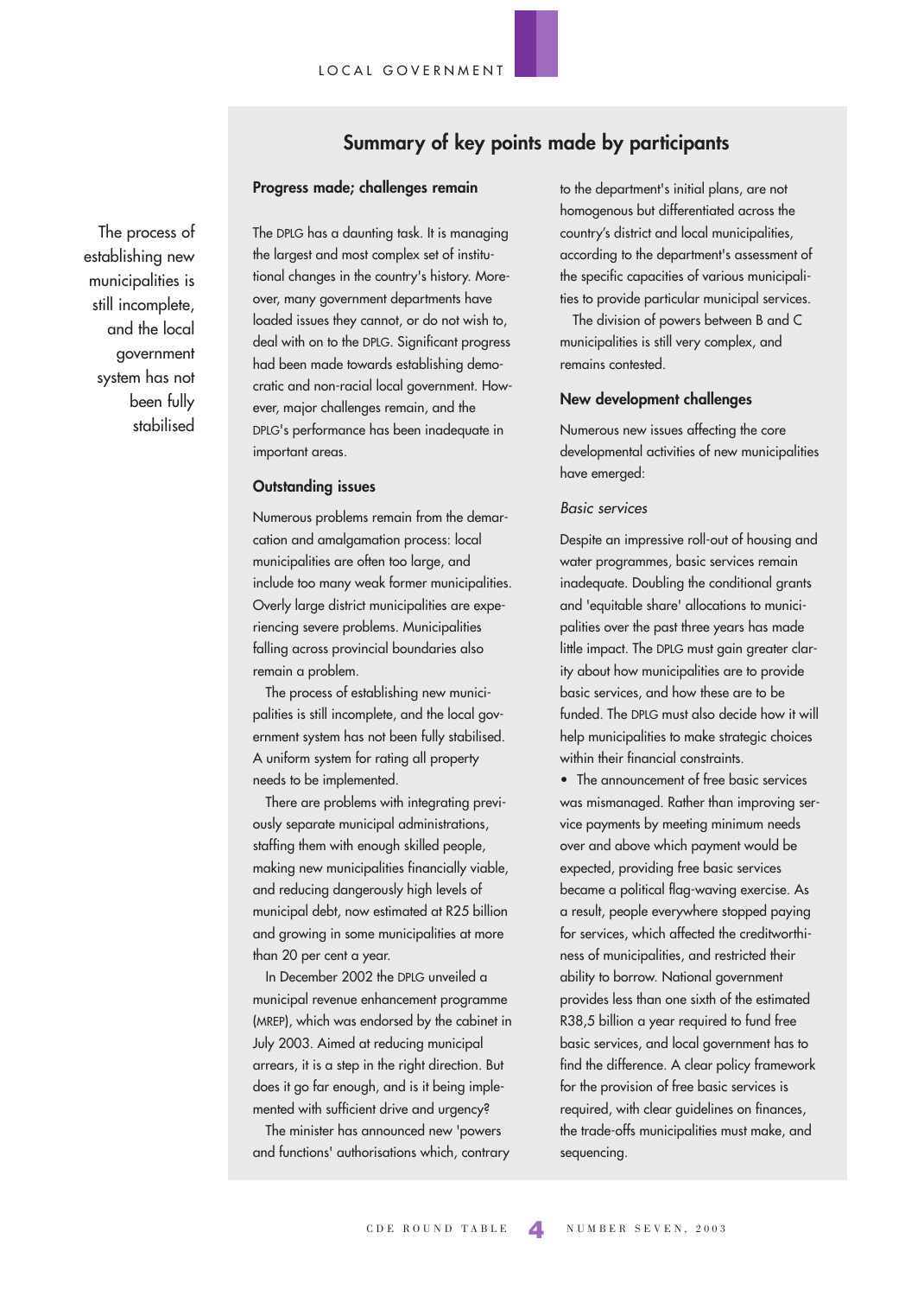> The process of establishing new municipalities is still incomplete, and the local government system has not been fully stabilised

## Summary of key points made by participants

### Progress made; challenges remain

The DPLG has a daunting task. It is managing the largest and most complex set of institutional changes in the country's history. Moreover, many government departments have loaded issues they cannot, or do not wish to, deal with on to the DPLG. Significant progress had been made towards establishing democratic and non-racial local government. However, major challenges remain, and the DPLG's performance has been inadequate in important areas.

### Outstanding issues

Numerous problems remain from the demarcation and amalgamation process: local municipalities are often too large, and include too many weak former municipalities. Overly large district municipalities are experiencing severe problems. Municipalities falling across provincial boundaries also remain a problem.

The process of establishing new municipalities is still incomplete, and the local government system has not been fully stabilised. A uniform system for rating all property needs to be implemented.

There are problems with integrating previously separate municipal administrations, staffing them with enough skilled people, making new municipalities financially viable, and reducing dangerously high levels of municipal debt, now estimated at R25 billion and growing in some municipalities at more than 20 per cent a year.

In December 2002 the DPLG unveiled a municipal revenue enhancement programme (MREP), which was endorsed by the cabinet in July 2003. Aimed at reducing municipal arrears, it is a step in the right direction. But does it go far enough, and is it being implemented with sufficient drive and urgency?

The minister has announced new 'powers and functions' authorisations which, contrary to the department's initial plans, are not homogenous but differentiated across the country's district and local municipalities, according to the department's assessment of the specific capacities of various municipalities to provide particular municipal services.

The division of powers between B and C municipalities is still very complex, and remains contested.

### New development challenges

Numerous new issues affecting the core developmental activities of new municipalities have emerged:

*Basic services*

Despite an impressive roll-out of housing and water programmes, basic services remain inadequate. Doubling the conditional grants and 'equitable share' allocations to municipalities over the past three years has made little impact. The DPLG must gain greater clarity about how municipalities are to provide basic services, and how these are to be funded. The DPLG must also decide how it will help municipalities to make strategic choices within their financial constraints.

- The announcement of free basic services was mismanaged. Rather than improving service payments by meeting minimum needs over and above which payment would be expected, providing free basic services became a political flag-waving exercise. As a result, people everywhere stopped paying for services, which affected the creditworthiness of municipalities, and restricted their ability to borrow. National government provides less than one sixth of the estimated R38,5 billion a year required to fund free basic services, and local government has to find the difference. A clear policy framework for the provision of free basic services is required, with clear guidelines on finances, the trade-offs municipalities must make, and sequencing.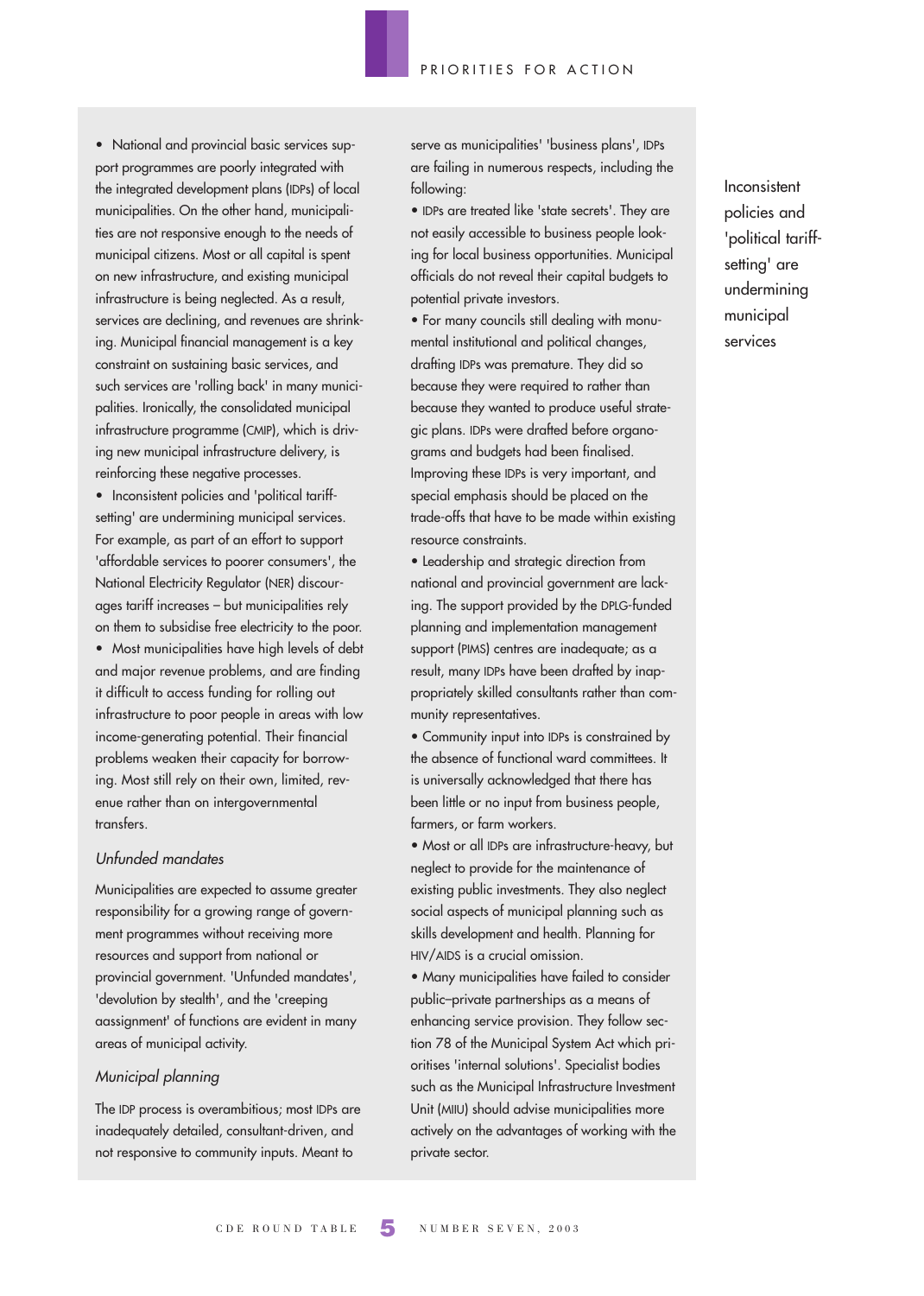- National and provincial basic services support programmes are poorly integrated with the integrated development plans (IDPs) of local municipalities. On the other hand, municipalities are not responsive enough to the needs of municipal citizens. Most or all capital is spent on new infrastructure, and existing municipal infrastructure is being neglected. As a result, services are declining, and revenues are shrinking. Municipal financial management is a key constraint on sustaining basic services, and such services are 'rolling back' in many municipalities. Ironically, the consolidated municipal infrastructure programme (CMIP), which is driving new municipal infrastructure delivery, is reinforcing these negative processes.
- Inconsistent policies and 'political tariff-setting' are undermining municipal services. For example, as part of an effort to support 'affordable services to poorer consumers', the National Electricity Regulator (NER) discourages tariff increases – but municipalities rely on them to subsidise free electricity to the poor.
- Most municipalities have high levels of debt and major revenue problems, and are finding it difficult to access funding for rolling out infrastructure to poor people in areas with low income-generating potential. Their financial problems weaken their capacity for borrowing. Most still rely on their own, limited, revenue rather than on intergovernmental transfers.

### *Unfunded mandates*

Municipalities are expected to assume greater responsibility for a growing range of government programmes without receiving more resources and support from national or provincial government. 'Unfunded mandates', 'devolution by stealth', and the 'creeping aassignment' of functions are evident in many areas of municipal activity.

### *Municipal planning*

The IDP process is overambitious; most IDPs are inadequately detailed, consultant-driven, and not responsive to community inputs. Meant to serve as municipalities' 'business plans', IDPs are failing in numerous respects, including the following:

- IDPs are treated like 'state secrets'. They are not easily accessible to business people looking for local business opportunities. Municipal officials do not reveal their capital budgets to potential private investors.
- For many councils still dealing with monumental institutional and political changes, drafting IDPs was premature. They did so because they were required to rather than because they wanted to produce useful strategic plans. IDPs were drafted before organograms and budgets had been finalised. Improving these IDPs is very important, and special emphasis should be placed on the trade-offs that have to be made within existing resource constraints.
- Leadership and strategic direction from national and provincial government are lacking. The support provided by the DPLG-funded planning and implementation management support (PIMS) centres are inadequate; as a result, many IDPs have been drafted by inappropriately skilled consultants rather than community representatives.
- Community input into IDPs is constrained by the absence of functional ward committees. It is universally acknowledged that there has been little or no input from business people, farmers, or farm workers.
- Most or all IDPs are infrastructure-heavy, but neglect to provide for the maintenance of existing public investments. They also neglect social aspects of municipal planning such as skills development and health. Planning for HIV/AIDS is a crucial omission.
- Many municipalities have failed to consider public–private partnerships as a means of enhancing service provision. They follow section 78 of the Municipal System Act which prioritises 'internal solutions'. Specialist bodies such as the Municipal Infrastructure Investment Unit (MIIU) should advise municipalities more actively on the advantages of working with the private sector.

Inconsistent policies and 'political tariff-setting' are undermining municipal services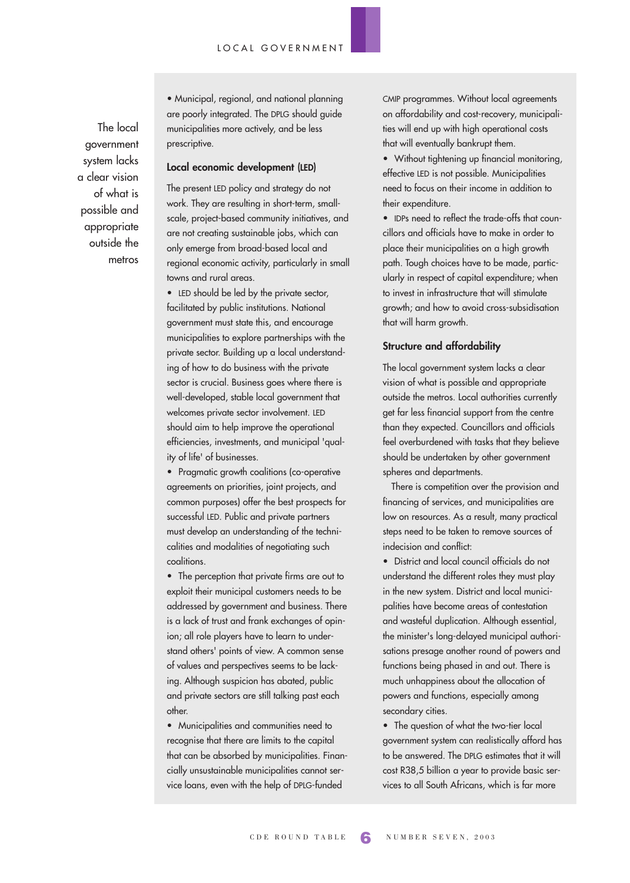The local government system lacks a clear vision of what is possible and appropriate outside the metros

- Municipal, regional, and national planning are poorly integrated. The DPLG should guide municipalities more actively, and be less prescriptive.

**Local economic development (LED)**

The present LED policy and strategy do not work. They are resulting in short-term, small-scale, project-based community initiatives, and are not creating sustainable jobs, which can only emerge from broad-based local and regional economic activity, particularly in small towns and rural areas.

- LED should be led by the private sector, facilitated by public institutions. National government must state this, and encourage municipalities to explore partnerships with the private sector. Building up a local understanding of how to do business with the private sector is crucial. Business goes where there is well-developed, stable local government that welcomes private sector involvement. LED should aim to help improve the operational efficiencies, investments, and municipal 'quality of life' of businesses.
- Pragmatic growth coalitions (co-operative agreements on priorities, joint projects, and common purposes) offer the best prospects for successful LED. Public and private partners must develop an understanding of the technicalities and modalities of negotiating such coalitions.
- The perception that private firms are out to exploit their municipal customers needs to be addressed by government and business. There is a lack of trust and frank exchanges of opinion; all role players have to learn to understand others' points of view. A common sense of values and perspectives seems to be lacking. Although suspicion has abated, public and private sectors are still talking past each other.
- Municipalities and communities need to recognise that there are limits to the capital that can be absorbed by municipalities. Financially unsustainable municipalities cannot service loans, even with the help of DPLG-funded CMIP programmes. Without local agreements on affordability and cost-recovery, municipalities will end up with high operational costs that will eventually bankrupt them.
- Without tightening up financial monitoring, effective LED is not possible. Municipalities need to focus on their income in addition to their expenditure.
- IDPs need to reflect the trade-offs that councillors and officials have to make in order to place their municipalities on a high growth path. Tough choices have to be made, particularly in respect of capital expenditure; when to invest in infrastructure that will stimulate growth; and how to avoid cross-subsidisation that will harm growth.

**Structure and affordability**

The local government system lacks a clear vision of what is possible and appropriate outside the metros. Local authorities currently get far less financial support from the centre than they expected. Councillors and officials feel overburdened with tasks that they believe should be undertaken by other government spheres and departments.

There is competition over the provision and financing of services, and municipalities are low on resources. As a result, many practical steps need to be taken to remove sources of indecision and conflict:

- District and local council officials do not understand the different roles they must play in the new system. District and local municipalities have become areas of contestation and wasteful duplication. Although essential, the minister's long-delayed municipal authorisations presage another round of powers and functions being phased in and out. There is much unhappiness about the allocation of powers and functions, especially among secondary cities.
- The question of what the two-tier local government system can realistically afford has to be answered. The DPLG estimates that it will cost R38,5 billion a year to provide basic services to all South Africans, which is far more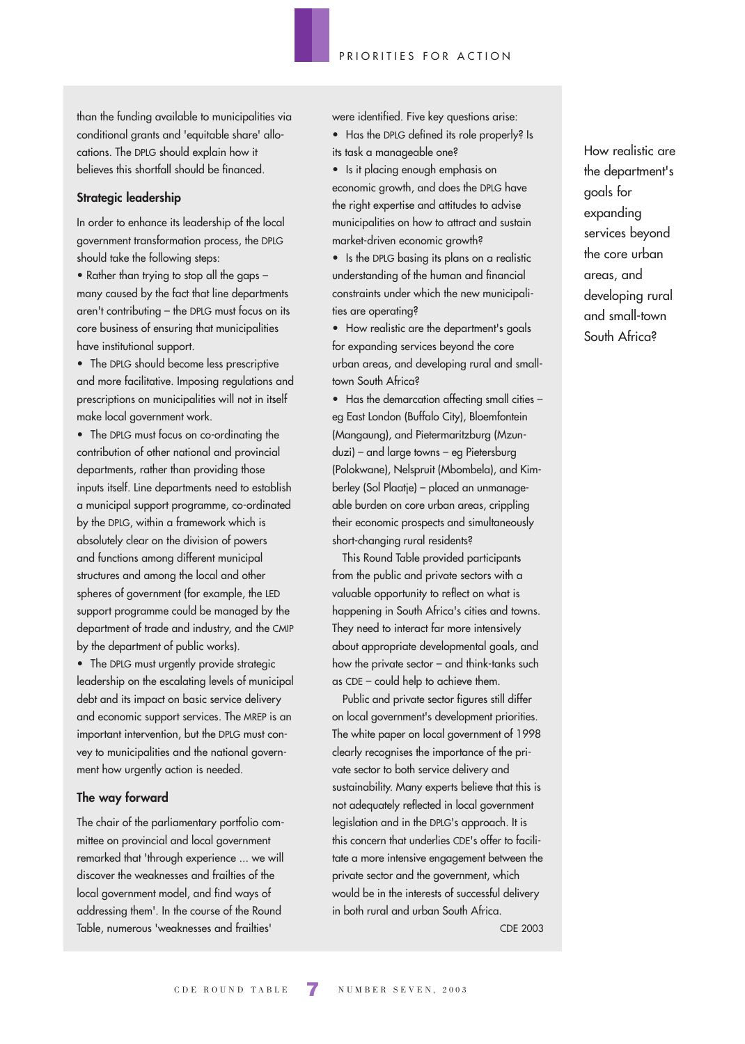than the funding available to municipalities via conditional grants and 'equitable share' allocations. The DPLG should explain how it believes this shortfall should be financed.

### Strategic leadership

In order to enhance its leadership of the local government transformation process, the DPLG should take the following steps:

- Rather than trying to stop all the gaps – many caused by the fact that line departments aren't contributing – the DPLG must focus on its core business of ensuring that municipalities have institutional support.
- The DPLG should become less prescriptive and more facilitative. Imposing regulations and prescriptions on municipalities will not in itself make local government work.
- The DPLG must focus on co-ordinating the contribution of other national and provincial departments, rather than providing those inputs itself. Line departments need to establish a municipal support programme, co-ordinated by the DPLG, within a framework which is absolutely clear on the division of powers and functions among different municipal structures and among the local and other spheres of government (for example, the LED support programme could be managed by the department of trade and industry, and the CMIP by the department of public works).
- The DPLG must urgently provide strategic leadership on the escalating levels of municipal debt and its impact on basic service delivery and economic support services. The MREP is an important intervention, but the DPLG must convey to municipalities and the national government how urgently action is needed.

### The way forward

The chair of the parliamentary portfolio committee on provincial and local government remarked that 'through experience ... we will discover the weaknesses and frailties of the local government model, and find ways of addressing them'. In the course of the Round Table, numerous 'weaknesses and frailties' were identified. Five key questions arise:

- Has the DPLG defined its role properly? Is its task a manageable one?
- Is it placing enough emphasis on economic growth, and does the DPLG have the right expertise and attitudes to advise municipalities on how to attract and sustain market-driven economic growth?
- Is the DPLG basing its plans on a realistic understanding of the human and financial constraints under which the new municipalities are operating?
- How realistic are the department's goals for expanding services beyond the core urban areas, and developing rural and small-town South Africa?
- Has the demarcation affecting small cities – eg East London (Buffalo City), Bloemfontein (Mangaung), and Pietermaritzburg (Mzunduzi) – and large towns – eg Pietersburg (Polokwane), Nelspruit (Mbombela), and Kimberley (Sol Plaatje) – placed an unmanageable burden on core urban areas, crippling their economic prospects and simultaneously short-changing rural residents?

This Round Table provided participants from the public and private sectors with a valuable opportunity to reflect on what is happening in South Africa's cities and towns. They need to interact far more intensively about appropriate developmental goals, and how the private sector – and think-tanks such as CDE – could help to achieve them.

Public and private sector figures still differ on local government's development priorities. The white paper on local government of 1998 clearly recognises the importance of the private sector to both service delivery and sustainability. Many experts believe that this is not adequately reflected in local government legislation and in the DPLG's approach. It is this concern that underlies CDE's offer to facilitate a more intensive engagement between the private sector and the government, which would be in the interests of successful delivery in both rural and urban South Africa.

CDE 2003

How realistic are the department's goals for expanding services beyond the core urban areas, and developing rural and small-town South Africa?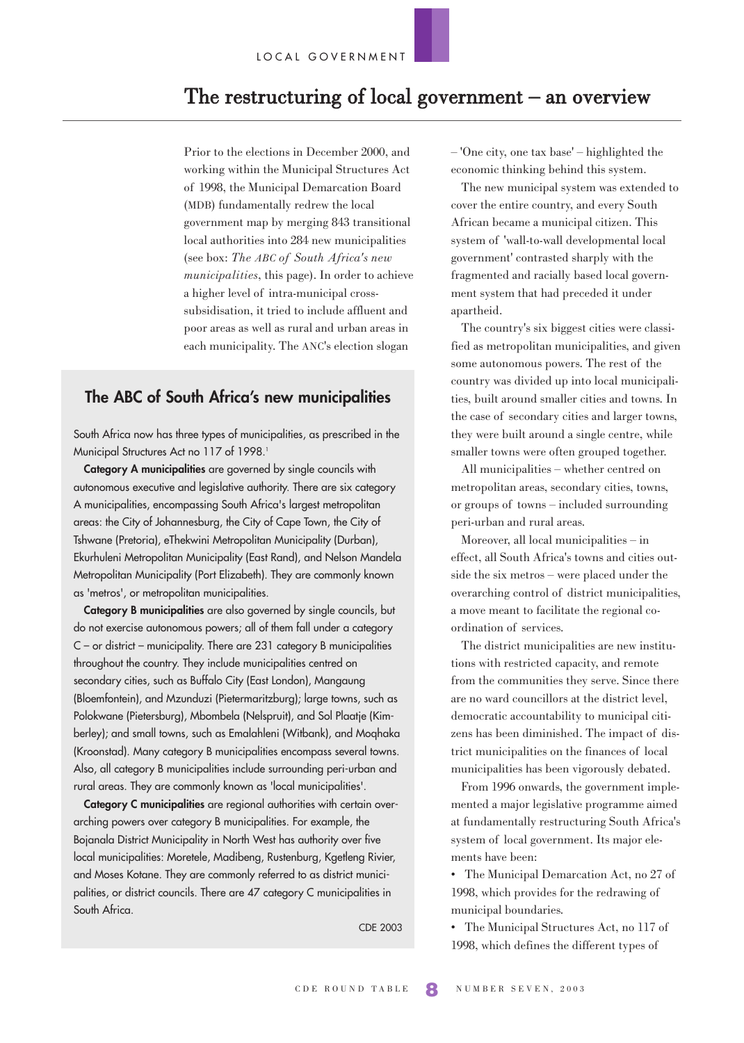# The restructuring of local government – an overview

Prior to the elections in December 2000, and working within the Municipal Structures Act of 1998, the Municipal Demarcation Board (MDB) fundamentally redrew the local government map by merging 843 transitional local authorities into 284 new municipalities (see box: *The ABC of South Africa's new municipalities*, this page). In order to achieve a higher level of intra-municipal cross-subsidisation, it tried to include affluent and poor areas as well as rural and urban areas in each municipality. The ANC's election slogan – 'One city, one tax base' – highlighted the economic thinking behind this system.

The new municipal system was extended to cover the entire country, and every South African became a municipal citizen. This system of 'wall-to-wall developmental local government' contrasted sharply with the fragmented and racially based local government system that had preceded it under apartheid.

The country's six biggest cities were classified as metropolitan municipalities, and given some autonomous powers. The rest of the country was divided up into local municipalities, built around smaller cities and towns. In the case of secondary cities and larger towns, they were built around a single centre, while smaller towns were often grouped together.

All municipalities – whether centred on metropolitan areas, secondary cities, towns, or groups of towns – included surrounding peri-urban and rural areas.

Moreover, all local municipalities – in effect, all South Africa's towns and cities outside the six metros – were placed under the overarching control of district municipalities, a move meant to facilitate the regional co-ordination of services.

The district municipalities are new institutions with restricted capacity, and remote from the communities they serve. Since there are no ward councillors at the district level, democratic accountability to municipal citizens has been diminished. The impact of district municipalities on the finances of local municipalities has been vigorously debated.

From 1996 onwards, the government implemented a major legislative programme aimed at fundamentally restructuring South Africa's system of local government. Its major elements have been:

- The Municipal Demarcation Act, no 27 of 1998, which provides for the redrawing of municipal boundaries.
- The Municipal Structures Act, no 117 of 1998, which defines the different types of

## The ABC of South Africa's new municipalities

South Africa now has three types of municipalities, as prescribed in the Municipal Structures Act no 117 of 1998.[1]

**Category A municipalities** are governed by single councils with autonomous executive and legislative authority. There are six category A municipalities, encompassing South Africa's largest metropolitan areas: the City of Johannesburg, the City of Cape Town, the City of Tshwane (Pretoria), eThekwini Metropolitan Municipality (Durban), Ekurhuleni Metropolitan Municipality (East Rand), and Nelson Mandela Metropolitan Municipality (Port Elizabeth). They are commonly known as 'metros', or metropolitan municipalities.

**Category B municipalities** are also governed by single councils, but do not exercise autonomous powers; all of them fall under a category C – or district – municipality. There are 231 category B municipalities throughout the country. They include municipalities centred on secondary cities, such as Buffalo City (East London), Mangaung (Bloemfontein), and Mzunduzi (Pietermaritzburg); large towns, such as Polokwane (Pietersburg), Mbombela (Nelspruit), and Sol Plaatje (Kimberley); and small towns, such as Emalahleni (Witbank), and Moqhaka (Kroonstad). Many category B municipalities encompass several towns. Also, all category B municipalities include surrounding peri-urban and rural areas. They are commonly known as 'local municipalities'.

**Category C municipalities** are regional authorities with certain overarching powers over category B municipalities. For example, the Bojanala District Municipality in North West has authority over five local municipalities: Moretele, Madibeng, Rustenburg, Kgetleng Rivier, and Moses Kotane. They are commonly referred to as district municipalities, or district councils. There are 47 category C municipalities in South Africa.

CDE 2003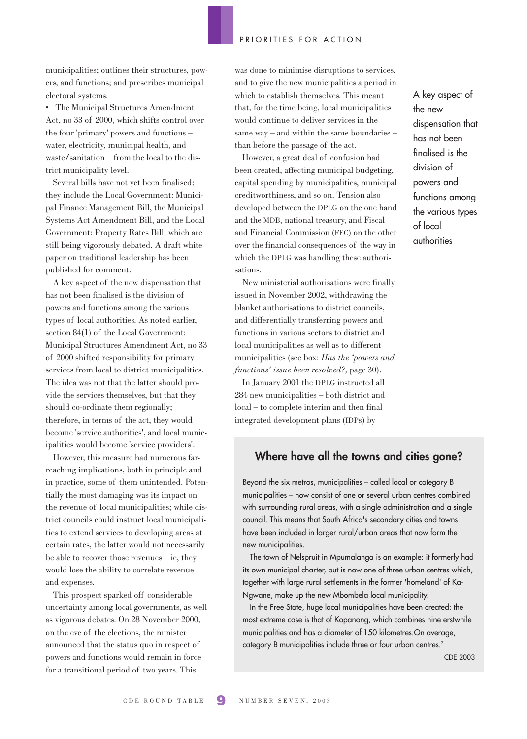municipalities; outlines their structures, powers, and functions; and prescribes municipal electoral systems.

- The Municipal Structures Amendment Act, no 33 of 2000, which shifts control over the four 'primary' powers and functions – water, electricity, municipal health, and waste/sanitation – from the local to the district municipality level.

Several bills have not yet been finalised; they include the Local Government: Municipal Finance Management Bill, the Municipal Systems Act Amendment Bill, and the Local Government: Property Rates Bill, which are still being vigorously debated. A draft white paper on traditional leadership has been published for comment.

A key aspect of the new dispensation that has not been finalised is the division of powers and functions among the various types of local authorities. As noted earlier, section 84(1) of the Local Government: Municipal Structures Amendment Act, no 33 of 2000 shifted responsibility for primary services from local to district municipalities. The idea was not that the latter should provide the services themselves, but that they should co-ordinate them regionally; therefore, in terms of the act, they would become 'service authorities', and local municipalities would become 'service providers'.

However, this measure had numerous far-reaching implications, both in principle and in practice, some of them unintended. Potentially the most damaging was its impact on the revenue of local municipalities; while district councils could instruct local municipalities to extend services to developing areas at certain rates, the latter would not necessarily be able to recover those revenues – ie, they would lose the ability to correlate revenue and expenses.

This prospect sparked off considerable uncertainty among local governments, as well as vigorous debates. On 28 November 2000, on the eve of the elections, the minister announced that the status quo in respect of powers and functions would remain in force for a transitional period of two years. This was done to minimise disruptions to services, and to give the new municipalities a period in which to establish themselves. This meant that, for the time being, local municipalities would continue to deliver services in the same way – and within the same boundaries – than before the passage of the act.

However, a great deal of confusion had been created, affecting municipal budgeting, capital spending by municipalities, municipal creditworthiness, and so on. Tension also developed between the DPLG on the one hand and the MDB, national treasury, and Fiscal and Financial Commission (FFC) on the other over the financial consequences of the way in which the DPLG was handling these authorisations.

New ministerial authorisations were finally issued in November 2002, withdrawing the blanket authorisations to district councils, and differentially transferring powers and functions in various sectors to district and local municipalities as well as to different municipalities (see box: *Has the 'powers and functions' issue been resolved?*, page 30).

In January 2001 the DPLG instructed all 284 new municipalities – both district and local – to complete interim and then final integrated development plans (IDPs) by

> A key aspect of the new dispensation that has not been finalised is the division of powers and functions among the various types of local authorities

## Where have all the towns and cities gone?

Beyond the six metros, municipalities – called local or category B municipalities – now consist of one or several urban centres combined with surrounding rural areas, with a single administration and a single council. This means that South Africa's secondary cities and towns have been included in larger rural/urban areas that now form the new municipalities.

The town of Nelspruit in Mpumalanga is an example: it formerly had its own municipal charter, but is now one of three urban centres which, together with large rural settlements in the former 'homeland' of Ka-Ngwane, make up the new Mbombela local municipality.

In the Free State, huge local municipalities have been created: the most extreme case is that of Kopanong, which combines nine erstwhile municipalities and has a diameter of 150 kilometres.On average, category B municipalities include three or four urban centres.[2]

CDE 2003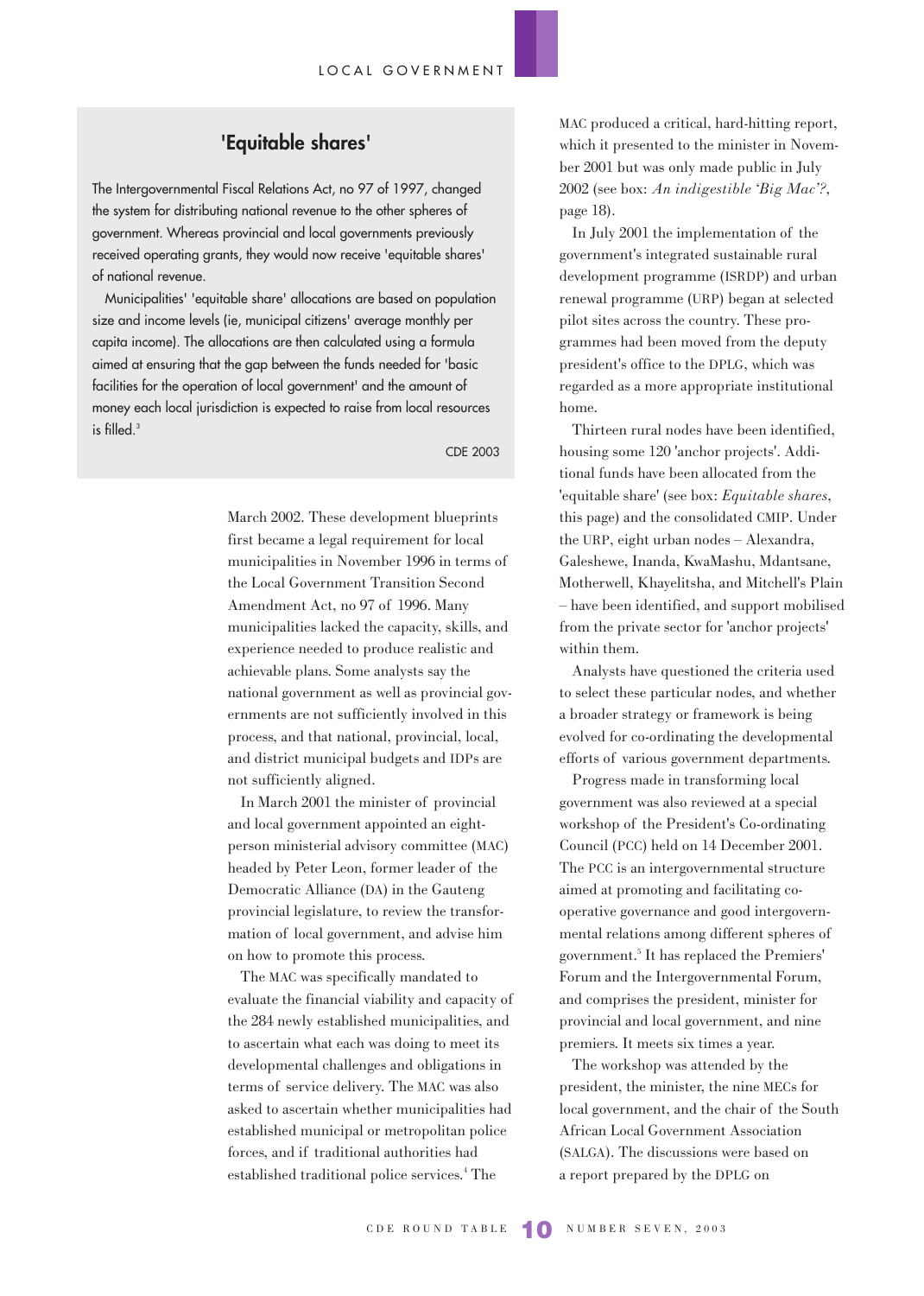## 'Equitable shares'

The Intergovernmental Fiscal Relations Act, no 97 of 1997, changed the system for distributing national revenue to the other spheres of government. Whereas provincial and local governments previously received operating grants, they would now receive 'equitable shares' of national revenue.

Municipalities' 'equitable share' allocations are based on population size and income levels (ie, municipal citizens' average monthly per capita income). The allocations are then calculated using a formula aimed at ensuring that the gap between the funds needed for 'basic facilities for the operation of local government' and the amount of money each local jurisdiction is expected to raise from local resources is filled.[3]

CDE 2003

March 2002. These development blueprints first became a legal requirement for local municipalities in November 1996 in terms of the Local Government Transition Second Amendment Act, no 97 of 1996. Many municipalities lacked the capacity, skills, and experience needed to produce realistic and achievable plans. Some analysts say the national government as well as provincial governments are not sufficiently involved in this process, and that national, provincial, local, and district municipal budgets and IDPs are not sufficiently aligned.

In March 2001 the minister of provincial and local government appointed an eight-person ministerial advisory committee (MAC) headed by Peter Leon, former leader of the Democratic Alliance (DA) in the Gauteng provincial legislature, to review the transformation of local government, and advise him on how to promote this process.

The MAC was specifically mandated to evaluate the financial viability and capacity of the 284 newly established municipalities, and to ascertain what each was doing to meet its developmental challenges and obligations in terms of service delivery. The MAC was also asked to ascertain whether municipalities had established municipal or metropolitan police forces, and if traditional authorities had established traditional police services.[4] The MAC produced a critical, hard-hitting report, which it presented to the minister in November 2001 but was only made public in July 2002 (see box: *An indigestible 'Big Mac'?*, page 18).

In July 2001 the implementation of the government's integrated sustainable rural development programme (ISRDP) and urban renewal programme (URP) began at selected pilot sites across the country. These programmes had been moved from the deputy president's office to the DPLG, which was regarded as a more appropriate institutional home.

Thirteen rural nodes have been identified, housing some 120 'anchor projects'. Additional funds have been allocated from the 'equitable share' (see box: *Equitable shares*, this page) and the consolidated CMIP. Under the URP, eight urban nodes – Alexandra, Galeshewe, Inanda, KwaMashu, Mdantsane, Motherwell, Khayelitsha, and Mitchell's Plain – have been identified, and support mobilised from the private sector for 'anchor projects' within them.

Analysts have questioned the criteria used to select these particular nodes, and whether a broader strategy or framework is being evolved for co-ordinating the developmental efforts of various government departments.

Progress made in transforming local government was also reviewed at a special workshop of the President's Co-ordinating Council (PCC) held on 14 December 2001. The PCC is an intergovernmental structure aimed at promoting and facilitating co-operative governance and good intergovernmental relations among different spheres of government.[5] It has replaced the Premiers' Forum and the Intergovernmental Forum, and comprises the president, minister for provincial and local government, and nine premiers. It meets six times a year.

The workshop was attended by the president, the minister, the nine MECs for local government, and the chair of the South African Local Government Association (SALGA). The discussions were based on a report prepared by the DPLG on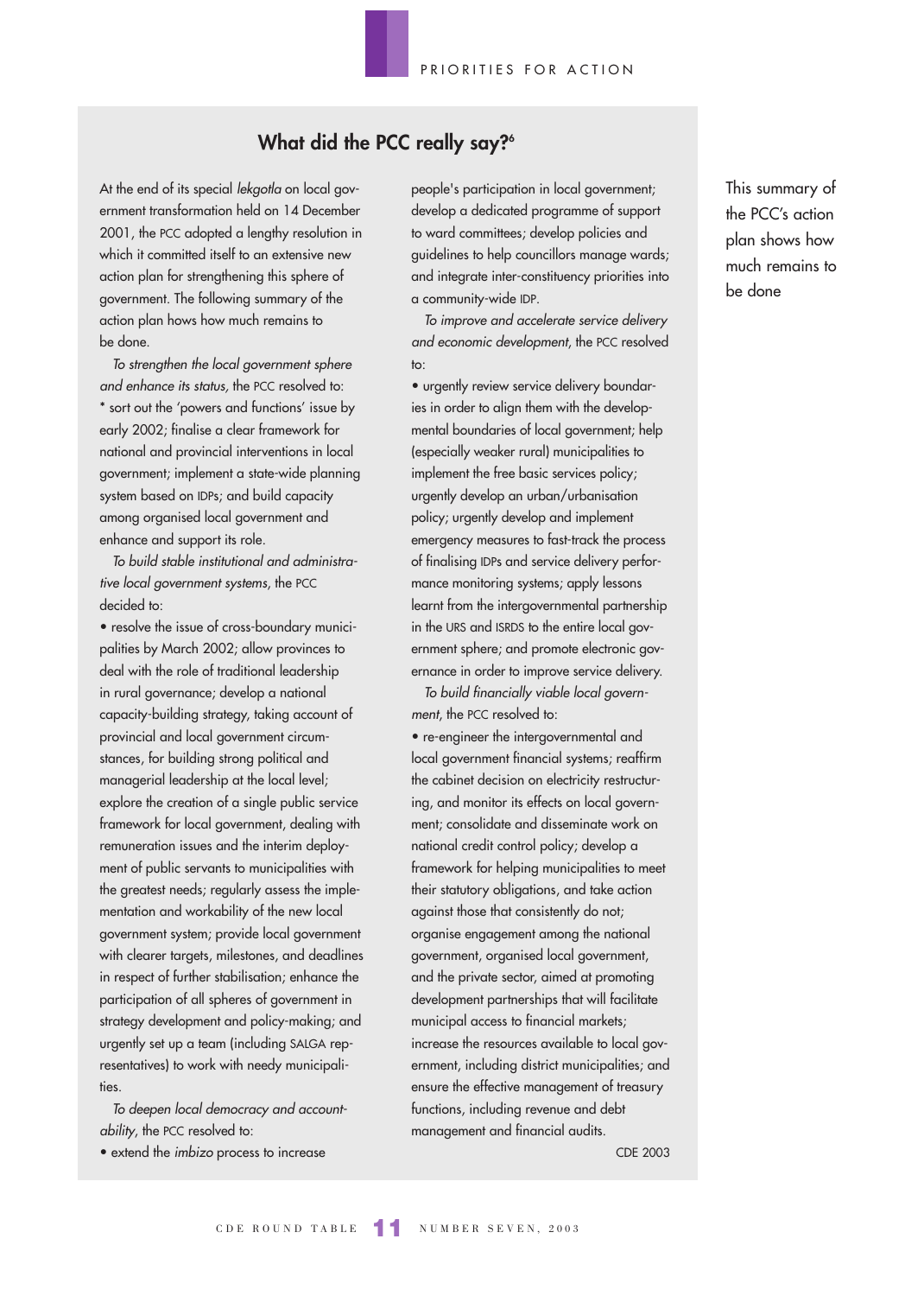## What did the PCC really say?[6]

At the end of its special *lekgotla* on local government transformation held on 14 December 2001, the PCC adopted a lengthy resolution in which it committed itself to an extensive new action plan for strengthening this sphere of government. The following summary of the action plan hows how much remains to be done.

*To strengthen the local government sphere and enhance its status,* the PCC resolved to:

* sort out the 'powers and functions' issue by early 2002; finalise a clear framework for national and provincial interventions in local government; implement a state-wide planning system based on IDPs; and build capacity among organised local government and enhance and support its role.

*To build stable institutional and administrative local government systems*, the PCC decided to:

• resolve the issue of cross-boundary municipalities by March 2002; allow provinces to deal with the role of traditional leadership in rural governance; develop a national capacity-building strategy, taking account of provincial and local government circumstances, for building strong political and managerial leadership at the local level; explore the creation of a single public service framework for local government, dealing with remuneration issues and the interim deployment of public servants to municipalities with the greatest needs; regularly assess the implementation and workability of the new local government system; provide local government with clearer targets, milestones, and deadlines in respect of further stabilisation; enhance the participation of all spheres of government in strategy development and policy-making; and urgently set up a team (including SALGA representatives) to work with needy municipalities.

*To deepen local democracy and accountability*, the PCC resolved to:

• extend the *imbizo* process to increase people's participation in local government; develop a dedicated programme of support to ward committees; develop policies and guidelines to help councillors manage wards; and integrate inter-constituency priorities into a community-wide IDP.

*To improve and accelerate service delivery and economic development*, the PCC resolved to:

• urgently review service delivery boundaries in order to align them with the developmental boundaries of local government; help (especially weaker rural) municipalities to implement the free basic services policy; urgently develop an urban/urbanisation policy; urgently develop and implement emergency measures to fast-track the process of finalising IDPs and service delivery performance monitoring systems; apply lessons learnt from the intergovernmental partnership in the URS and ISRDS to the entire local government sphere; and promote electronic governance in order to improve service delivery.

*To build financially viable local government*, the PCC resolved to:

• re-engineer the intergovernmental and local government financial systems; reaffirm the cabinet decision on electricity restructuring, and monitor its effects on local government; consolidate and disseminate work on national credit control policy; develop a framework for helping municipalities to meet their statutory obligations, and take action against those that consistently do not; organise engagement among the national government, organised local government, and the private sector, aimed at promoting development partnerships that will facilitate municipal access to financial markets; increase the resources available to local government, including district municipalities; and ensure the effective management of treasury functions, including revenue and debt management and financial audits.

CDE 2003

This summary of the PCC's action plan shows how much remains to be done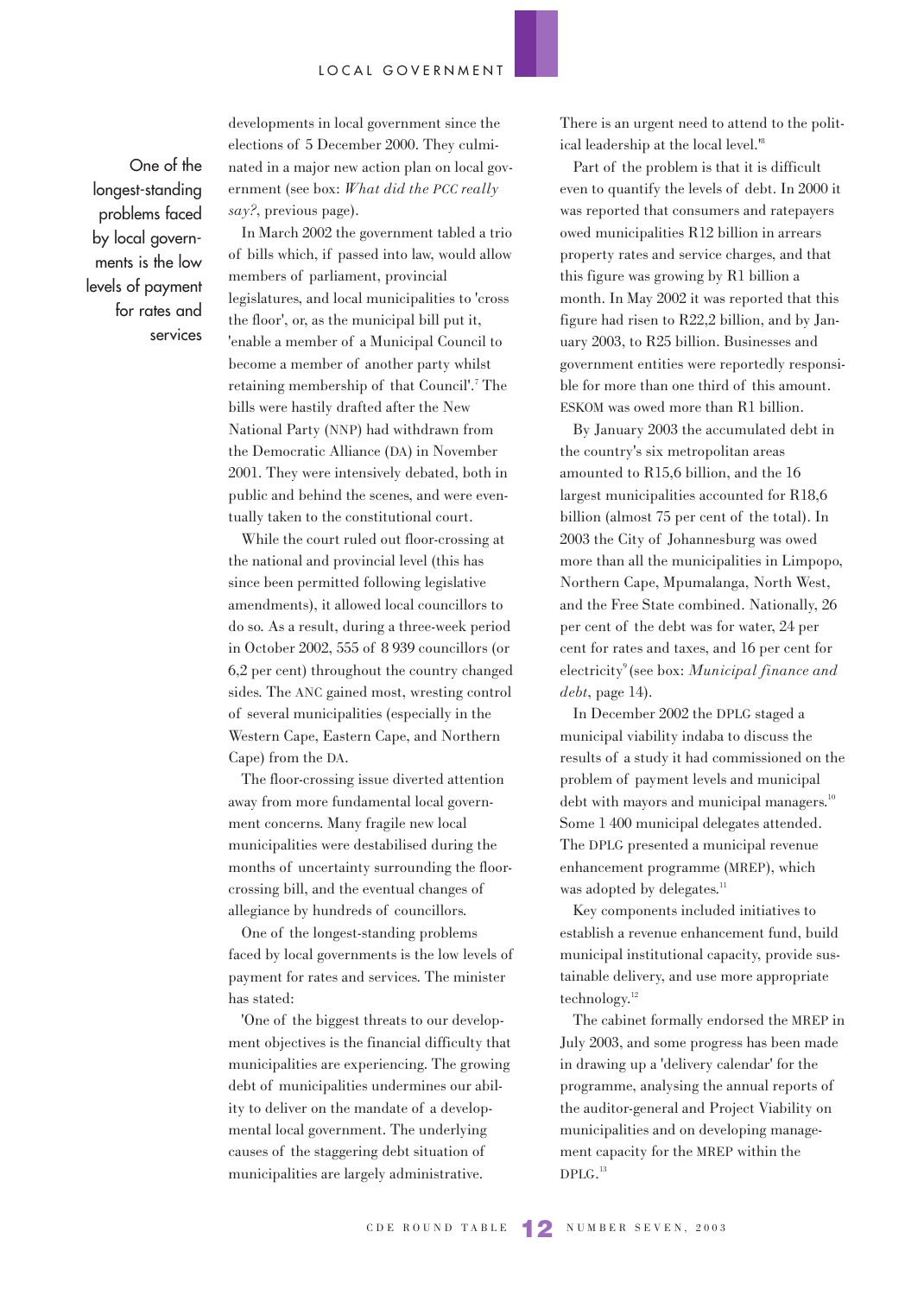developments in local government since the elections of 5 December 2000. They culminated in a major new action plan on local government (see box: *What did the PCC really say?*, previous page).

In March 2002 the government tabled a trio of bills which, if passed into law, would allow members of parliament, provincial legislatures, and local municipalities to 'cross the floor', or, as the municipal bill put it, 'enable a member of a Municipal Council to become a member of another party whilst retaining membership of that Council'.[7] The bills were hastily drafted after the New National Party (NNP) had withdrawn from the Democratic Alliance (DA) in November 2001. They were intensively debated, both in public and behind the scenes, and were eventually taken to the constitutional court.

While the court ruled out floor-crossing at the national and provincial level (this has since been permitted following legislative amendments), it allowed local councillors to do so. As a result, during a three-week period in October 2002, 555 of 8 939 councillors (or 6,2 per cent) throughout the country changed sides. The ANC gained most, wresting control of several municipalities (especially in the Western Cape, Eastern Cape, and Northern Cape) from the DA.

The floor-crossing issue diverted attention away from more fundamental local government concerns. Many fragile new local municipalities were destabilised during the months of uncertainty surrounding the floor-crossing bill, and the eventual changes of allegiance by hundreds of councillors.

One of the longest-standing problems faced by local governments is the low levels of payment for rates and services. The minister has stated:

> One of the longest-standing problems faced by local governments is the low levels of payment for rates and services

'One of the biggest threats to our development objectives is the financial difficulty that municipalities are experiencing. The growing debt of municipalities undermines our ability to deliver on the mandate of a developmental local government. The underlying causes of the staggering debt situation of municipalities are largely administrative. There is an urgent need to attend to the political leadership at the local level.'[8]

Part of the problem is that it is difficult even to quantify the levels of debt. In 2000 it was reported that consumers and ratepayers owed municipalities R12 billion in arrears property rates and service charges, and that this figure was growing by R1 billion a month. In May 2002 it was reported that this figure had risen to R22,2 billion, and by January 2003, to R25 billion. Businesses and government entities were reportedly responsible for more than one third of this amount. ESKOM was owed more than R1 billion.

By January 2003 the accumulated debt in the country's six metropolitan areas amounted to R15,6 billion, and the 16 largest municipalities accounted for R18,6 billion (almost 75 per cent of the total). In 2003 the City of Johannesburg was owed more than all the municipalities in Limpopo, Northern Cape, Mpumalanga, North West, and the Free State combined. Nationally, 26 per cent of the debt was for water, 24 per cent for rates and taxes, and 16 per cent for electricity[9] (see box: *Municipal finance and debt*, page 14).

In December 2002 the DPLG staged a municipal viability indaba to discuss the results of a study it had commissioned on the problem of payment levels and municipal debt with mayors and municipal managers.[10] Some 1 400 municipal delegates attended. The DPLG presented a municipal revenue enhancement programme (MREP), which was adopted by delegates.[11]

Key components included initiatives to establish a revenue enhancement fund, build municipal institutional capacity, provide sustainable delivery, and use more appropriate technology.[12]

The cabinet formally endorsed the MREP in July 2003, and some progress has been made in drawing up a 'delivery calendar' for the programme, analysing the annual reports of the auditor-general and Project Viability on municipalities and on developing management capacity for the MREP within the DPLG.[13]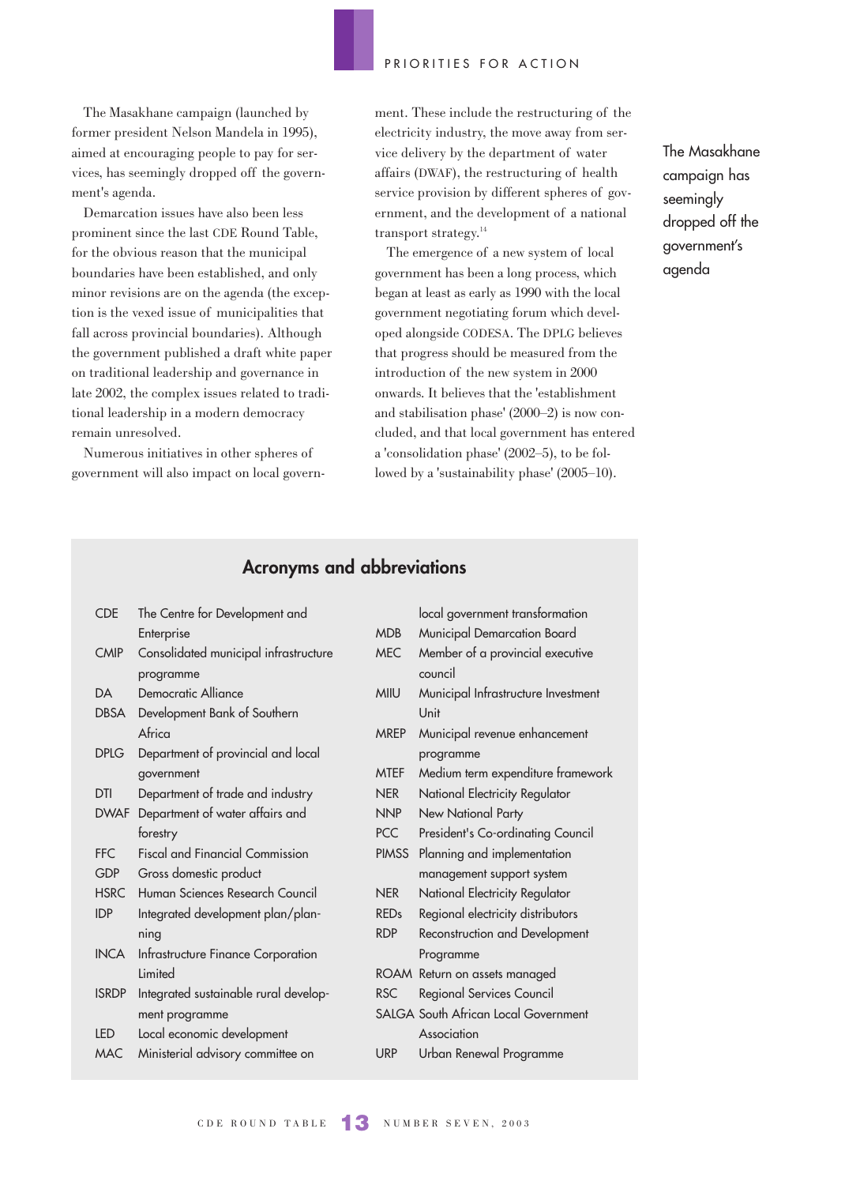The Masakhane campaign (launched by former president Nelson Mandela in 1995), aimed at encouraging people to pay for services, has seemingly dropped off the government's agenda.

Demarcation issues have also been less prominent since the last CDE Round Table, for the obvious reason that the municipal boundaries have been established, and only minor revisions are on the agenda (the exception is the vexed issue of municipalities that fall across provincial boundaries). Although the government published a draft white paper on traditional leadership and governance in late 2002, the complex issues related to traditional leadership in a modern democracy remain unresolved.

Numerous initiatives in other spheres of government will also impact on local government. These include the restructuring of the electricity industry, the move away from service delivery by the department of water affairs (DWAF), the restructuring of health service provision by different spheres of government, and the development of a national transport strategy.[14]

The emergence of a new system of local government has been a long process, which began at least as early as 1990 with the local government negotiating forum which developed alongside CODESA. The DPLG believes that progress should be measured from the introduction of the new system in 2000 onwards. It believes that the 'establishment and stabilisation phase' (2000–2) is now concluded, and that local government has entered a 'consolidation phase' (2002–5), to be followed by a 'sustainability phase' (2005–10).

The Masakhane campaign has seemingly dropped off the government's agenda

## Acronyms and abbreviations

| | |
|---|---|
| CDE | The Centre for Development and Enterprise |
| CMIP | Consolidated municipal infrastructure programme |
| DA | Democratic Alliance |
| DBSA | Development Bank of Southern Africa |
| DPLG | Department of provincial and local government |
| DTI | Department of trade and industry |
| DWAF | Department of water affairs and forestry |
| FFC | Fiscal and Financial Commission |
| GDP | Gross domestic product |
| HSRC | Human Sciences Research Council |
| IDP | Integrated development plan/planning |
| INCA | Infrastructure Finance Corporation Limited |
| ISRDP | Integrated sustainable rural development programme |
| LED | Local economic development |
| MAC | Ministerial advisory committee on local government transformation |
| MDB | Municipal Demarcation Board |
| MEC | Member of a provincial executive council |
| MIIU | Municipal Infrastructure Investment Unit |
| MREP | Municipal revenue enhancement programme |
| MTEF | Medium term expenditure framework |
| NER | National Electricity Regulator |
| NNP | New National Party |
| PCC | President's Co-ordinating Council |
| PIMSS | Planning and implementation management support system |
| NER | National Electricity Regulator |
| REDs | Regional electricity distributors |
| RDP | Reconstruction and Development Programme |
| ROAM | Return on assets managed |
| RSC | Regional Services Council |
| SALGA | South African Local Government Association |
| URP | Urban Renewal Programme |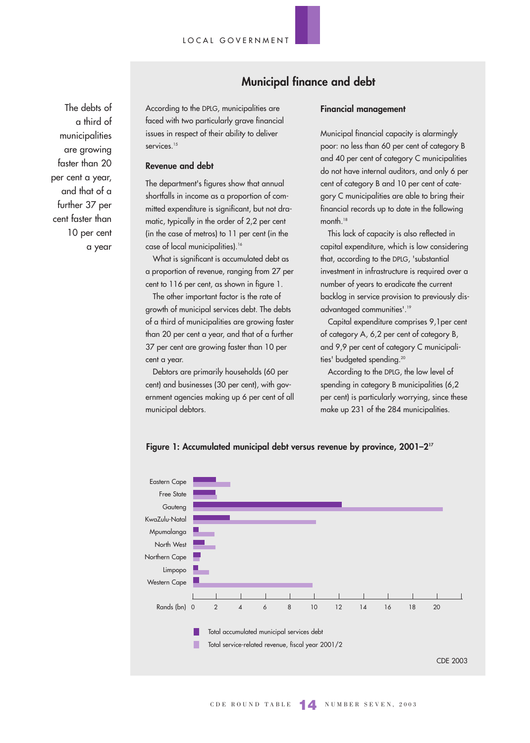The debts of a third of municipalities are growing faster than 20 per cent a year, and that of a further 37 per cent faster than 10 per cent a year

## Municipal finance and debt

According to the DPLG, municipalities are faced with two particularly grave financial issues in respect of their ability to deliver services.[15]

### Revenue and debt

The department's figures show that annual shortfalls in income as a proportion of committed expenditure is significant, but not dramatic, typically in the order of 2,2 per cent (in the case of metros) to 11 per cent (in the case of local municipalities).[16]

What is significant is accumulated debt as a proportion of revenue, ranging from 27 per cent to 116 per cent, as shown in figure 1.

The other important factor is the rate of growth of municipal services debt. The debts of a third of municipalities are growing faster than 20 per cent a year, and that of a further 37 per cent are growing faster than 10 per cent a year.

Debtors are primarily households (60 per cent) and businesses (30 per cent), with government agencies making up 6 per cent of all municipal debtors.

### Financial management

Municipal financial capacity is alarmingly poor: no less than 60 per cent of category B and 40 per cent of category C municipalities do not have internal auditors, and only 6 per cent of category B and 10 per cent of category C municipalities are able to bring their financial records up to date in the following month.[18]

This lack of capacity is also reflected in capital expenditure, which is low considering that, according to the DPLG, 'substantial investment in infrastructure is required over a number of years to eradicate the current backlog in service provision to previously disadvantaged communities'.[19]

Capital expenditure comprises 9,1per cent of category A, 6,2 per cent of category B, and 9,9 per cent of category C municipalities' budgeted spending.[20]

According to the DPLG, the low level of spending in category B municipalities (6,2 per cent) is particularly worrying, since these make up 231 of the 284 municipalities.

**Figure 1: Accumulated municipal debt versus revenue by province, 2001–2**[17]

Provinces: Eastern Cape, Free State, Gauteng, KwaZulu-Natal, Mpumalanga, North West, Northern Cape, Limpopo, Western Cape

Rands (bn): 0, 2, 4, 6, 8, 10, 12, 14, 16, 18, 20

- Total accumulated municipal services debt
- Total service-related revenue, fiscal year 2001/2

CDE 2003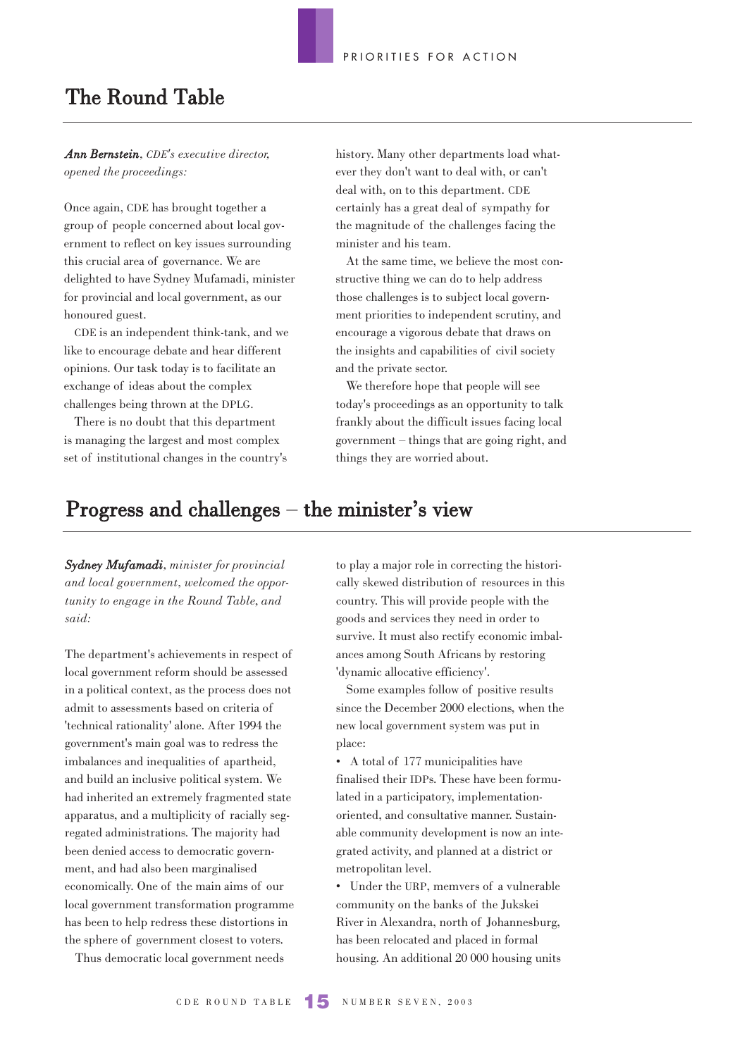# The Round Table

***Ann Bernstein**, CDE's executive director, opened the proceedings:*

Once again, CDE has brought together a group of people concerned about local government to reflect on key issues surrounding this crucial area of governance. We are delighted to have Sydney Mufamadi, minister for provincial and local government, as our honoured guest.

CDE is an independent think-tank, and we like to encourage debate and hear different opinions. Our task today is to facilitate an exchange of ideas about the complex challenges being thrown at the DPLG.

There is no doubt that this department is managing the largest and most complex set of institutional changes in the country's history. Many other departments load whatever they don't want to deal with, or can't deal with, on to this department. CDE certainly has a great deal of sympathy for the magnitude of the challenges facing the minister and his team.

At the same time, we believe the most constructive thing we can do to help address those challenges is to subject local government priorities to independent scrutiny, and encourage a vigorous debate that draws on the insights and capabilities of civil society and the private sector.

We therefore hope that people will see today's proceedings as an opportunity to talk frankly about the difficult issues facing local government – things that are going right, and things they are worried about.

# Progress and challenges – the minister's view

***Sydney Mufamadi**, minister for provincial and local government, welcomed the opportunity to engage in the Round Table, and said:*

The department's achievements in respect of local government reform should be assessed in a political context, as the process does not admit to assessments based on criteria of 'technical rationality' alone. After 1994 the government's main goal was to redress the imbalances and inequalities of apartheid, and build an inclusive political system. We had inherited an extremely fragmented state apparatus, and a multiplicity of racially segregated administrations. The majority had been denied access to democratic government, and had also been marginalised economically. One of the main aims of our local government transformation programme has been to help redress these distortions in the sphere of government closest to voters.

Thus democratic local government needs to play a major role in correcting the historically skewed distribution of resources in this country. This will provide people with the goods and services they need in order to survive. It must also rectify economic imbalances among South Africans by restoring 'dynamic allocative efficiency'.

Some examples follow of positive results since the December 2000 elections, when the new local government system was put in place:

- A total of 177 municipalities have finalised their IDPs. These have been formulated in a participatory, implementation-oriented, and consultative manner. Sustainable community development is now an integrated activity, and planned at a district or metropolitan level.
- Under the URP, memvers of a vulnerable community on the banks of the Jukskei River in Alexandra, north of Johannesburg, has been relocated and placed in formal housing. An additional 20 000 housing units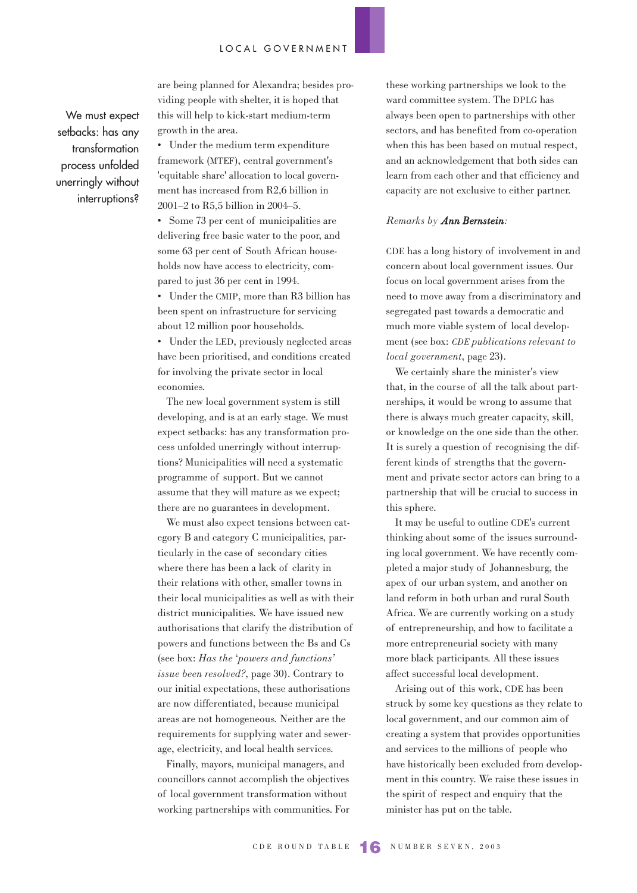are being planned for Alexandra; besides providing people with shelter, it is hoped that this will help to kick-start medium-term growth in the area.

- Under the medium term expenditure framework (MTEF), central government's 'equitable share' allocation to local government has increased from R2,6 billion in 2001–2 to R5,5 billion in 2004–5.
- Some 73 per cent of municipalities are delivering free basic water to the poor, and some 63 per cent of South African households now have access to electricity, compared to just 36 per cent in 1994.
- Under the CMIP, more than R3 billion has been spent on infrastructure for servicing about 12 million poor households.
- Under the LED, previously neglected areas have been prioritised, and conditions created for involving the private sector in local economies.

The new local government system is still developing, and is at an early stage. We must expect setbacks: has any transformation process unfolded unerringly without interruptions? Municipalities will need a systematic programme of support. But we cannot assume that they will mature as we expect; there are no guarantees in development.

We must also expect tensions between category B and category C municipalities, particularly in the case of secondary cities where there has been a lack of clarity in their relations with other, smaller towns in their local municipalities as well as with their district municipalities. We have issued new authorisations that clarify the distribution of powers and functions between the Bs and Cs (see box: *Has the 'powers and functions' issue been resolved?*, page 30). Contrary to our initial expectations, these authorisations are now differentiated, because municipal areas are not homogeneous. Neither are the requirements for supplying water and sewerage, electricity, and local health services.

Finally, mayors, municipal managers, and councillors cannot accomplish the objectives of local government transformation without working partnerships with communities. For these working partnerships we look to the ward committee system. The DPLG has always been open to partnerships with other sectors, and has benefited from co-operation when this has been based on mutual respect, and an acknowledgement that both sides can learn from each other and that efficiency and capacity are not exclusive to either partner.

> We must expect setbacks: has any transformation process unfolded unerringly without interruptions?

*Remarks by* ***Ann Bernstein****:*

CDE has a long history of involvement in and concern about local government issues. Our focus on local government arises from the need to move away from a discriminatory and segregated past towards a democratic and much more viable system of local development (see box: *CDE publications relevant to local government*, page 23).

We certainly share the minister's view that, in the course of all the talk about partnerships, it would be wrong to assume that there is always much greater capacity, skill, or knowledge on the one side than the other. It is surely a question of recognising the different kinds of strengths that the government and private sector actors can bring to a partnership that will be crucial to success in this sphere.

It may be useful to outline CDE's current thinking about some of the issues surrounding local government. We have recently completed a major study of Johannesburg, the apex of our urban system, and another on land reform in both urban and rural South Africa. We are currently working on a study of entrepreneurship, and how to facilitate a more entrepreneurial society with many more black participants. All these issues affect successful local development.

Arising out of this work, CDE has been struck by some key questions as they relate to local government, and our common aim of creating a system that provides opportunities and services to the millions of people who have historically been excluded from development in this country. We raise these issues in the spirit of respect and enquiry that the minister has put on the table.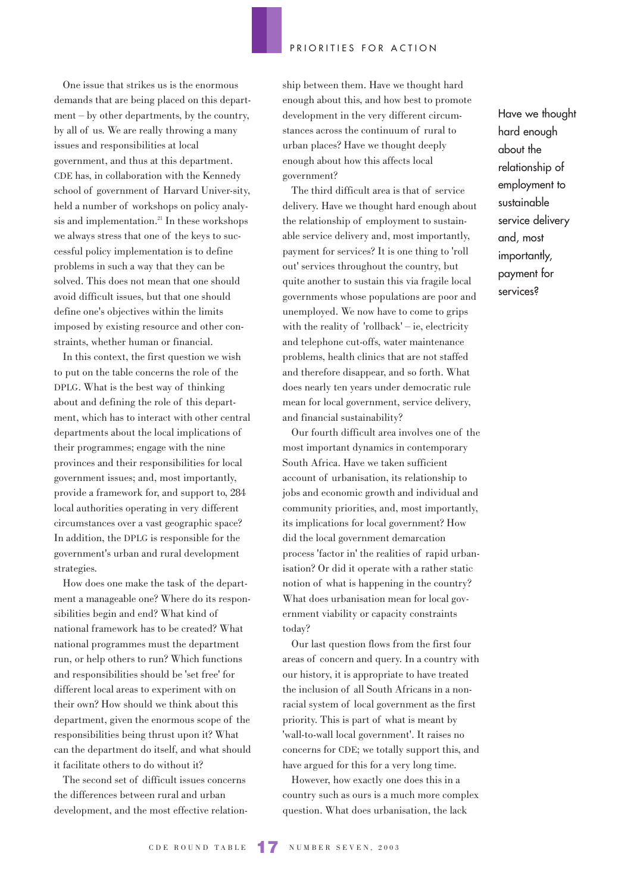One issue that strikes us is the enormous demands that are being placed on this department – by other departments, by the country, by all of us. We are really throwing a many issues and responsibilities at local government, and thus at this department. CDE has, in collaboration with the Kennedy school of government of Harvard Univer-sity, held a number of workshops on policy analysis and implementation.[21] In these workshops we always stress that one of the keys to successful policy implementation is to define problems in such a way that they can be solved. This does not mean that one should avoid difficult issues, but that one should define one's objectives within the limits imposed by existing resource and other constraints, whether human or financial.

In this context, the first question we wish to put on the table concerns the role of the DPLG. What is the best way of thinking about and defining the role of this department, which has to interact with other central departments about the local implications of their programmes; engage with the nine provinces and their responsibilities for local government issues; and, most importantly, provide a framework for, and support to, 284 local authorities operating in very different circumstances over a vast geographic space? In addition, the DPLG is responsible for the government's urban and rural development strategies.

How does one make the task of the department a manageable one? Where do its responsibilities begin and end? What kind of national framework has to be created? What national programmes must the department run, or help others to run? Which functions and responsibilities should be 'set free' for different local areas to experiment with on their own? How should we think about this department, given the enormous scope of the responsibilities being thrust upon it? What can the department do itself, and what should it facilitate others to do without it?

The second set of difficult issues concerns the differences between rural and urban development, and the most effective relationship between them. Have we thought hard enough about this, and how best to promote development in the very different circumstances across the continuum of rural to urban places? Have we thought deeply enough about how this affects local government?

The third difficult area is that of service delivery. Have we thought hard enough about the relationship of employment to sustainable service delivery and, most importantly, payment for services? It is one thing to 'roll out' services throughout the country, but quite another to sustain this via fragile local governments whose populations are poor and unemployed. We now have to come to grips with the reality of 'rollback' – ie, electricity and telephone cut-offs, water maintenance problems, health clinics that are not staffed and therefore disappear, and so forth. What does nearly ten years under democratic rule mean for local government, service delivery, and financial sustainability?

> Have we thought hard enough about the relationship of employment to sustainable service delivery and, most importantly, payment for services?

Our fourth difficult area involves one of the most important dynamics in contemporary South Africa. Have we taken sufficient account of urbanisation, its relationship to jobs and economic growth and individual and community priorities, and, most importantly, its implications for local government? How did the local government demarcation process 'factor in' the realities of rapid urbanisation? Or did it operate with a rather static notion of what is happening in the country? What does urbanisation mean for local government viability or capacity constraints today?

Our last question flows from the first four areas of concern and query. In a country with our history, it is appropriate to have treated the inclusion of all South Africans in a non-racial system of local government as the first priority. This is part of what is meant by 'wall-to-wall local government'. It raises no concerns for CDE; we totally support this, and have argued for this for a very long time.

However, how exactly one does this in a country such as ours is a much more complex question. What does urbanisation, the lack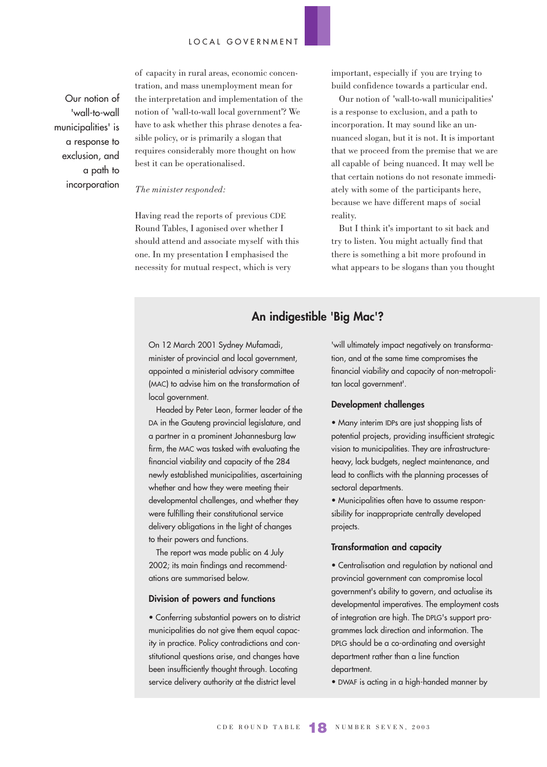Our notion of 'wall-to-wall municipalities' is a response to exclusion, and a path to incorporation

of capacity in rural areas, economic concentration, and mass unemployment mean for the interpretation and implementation of the notion of 'wall-to-wall local government'? We have to ask whether this phrase denotes a feasible policy, or is primarily a slogan that requires considerably more thought on how best it can be operationalised.

*The minister responded:*

Having read the reports of previous CDE Round Tables, I agonised over whether I should attend and associate myself with this one. In my presentation I emphasised the necessity for mutual respect, which is very important, especially if you are trying to build confidence towards a particular end.

Our notion of 'wall-to-wall municipalities' is a response to exclusion, and a path to incorporation. It may sound like an unnuanced slogan, but it is not. It is important that we proceed from the premise that we are all capable of being nuanced. It may well be that certain notions do not resonate immediately with some of the participants here, because we have different maps of social reality.

But I think it's important to sit back and try to listen. You might actually find that there is something a bit more profound in what appears to be slogans than you thought

## An indigestible 'Big Mac'?

On 12 March 2001 Sydney Mufamadi, minister of provincial and local government, appointed a ministerial advisory committee (MAC) to advise him on the transformation of local government.

Headed by Peter Leon, former leader of the DA in the Gauteng provincial legislature, and a partner in a prominent Johannesburg law firm, the MAC was tasked with evaluating the financial viability and capacity of the 284 newly established municipalities, ascertaining whether and how they were meeting their developmental challenges, and whether they were fulfilling their constitutional service delivery obligations in the light of changes to their powers and functions.

The report was made public on 4 July 2002; its main findings and recommendations are summarised below.

### Division of powers and functions

- Conferring substantial powers on to district municipalities do not give them equal capacity in practice. Policy contradictions and constitutional questions arise, and changes have been insufficiently thought through. Locating service delivery authority at the district level 'will ultimately impact negatively on transformation, and at the same time compromises the financial viability and capacity of non-metropolitan local government'.

### Development challenges

- Many interim IDPs are just shopping lists of potential projects, providing insufficient strategic vision to municipalities. They are infrastructure-heavy, lack budgets, neglect maintenance, and lead to conflicts with the planning processes of sectoral departments.
- Municipalities often have to assume responsibility for inappropriate centrally developed projects.

### Transformation and capacity

- Centralisation and regulation by national and provincial government can compromise local government's ability to govern, and actualise its developmental imperatives. The employment costs of integration are high. The DPLG's support programmes lack direction and information. The DPLG should be a co-ordinating and oversight department rather than a line function department.
- DWAF is acting in a high-handed manner by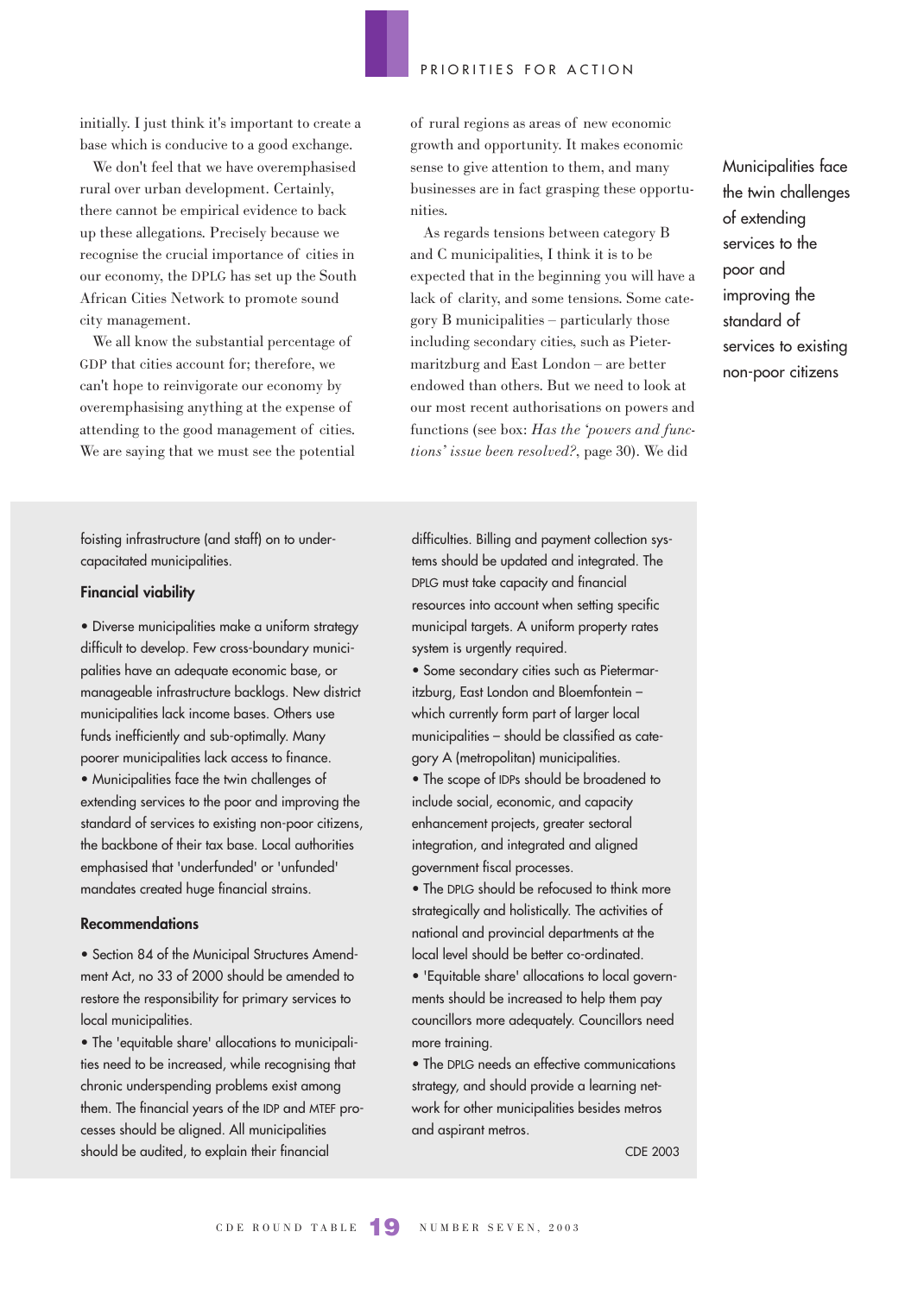initially. I just think it's important to create a base which is conducive to a good exchange.

We don't feel that we have overemphasised rural over urban development. Certainly, there cannot be empirical evidence to back up these allegations. Precisely because we recognise the crucial importance of cities in our economy, the DPLG has set up the South African Cities Network to promote sound city management.

We all know the substantial percentage of GDP that cities account for; therefore, we can't hope to reinvigorate our economy by overemphasising anything at the expense of attending to the good management of cities. We are saying that we must see the potential of rural regions as areas of new economic growth and opportunity. It makes economic sense to give attention to them, and many businesses are in fact grasping these opportunities.

As regards tensions between category B and C municipalities, I think it is to be expected that in the beginning you will have a lack of clarity, and some tensions. Some category B municipalities – particularly those including secondary cities, such as Pietermaritzburg and East London – are better endowed than others. But we need to look at our most recent authorisations on powers and functions (see box: *Has the 'powers and functions' issue been resolved?*, page 30). We did

> Municipalities face the twin challenges of extending services to the poor and improving the standard of services to existing non-poor citizens

foisting infrastructure (and staff) on to under-capacitated municipalities.

### Financial viability

- Diverse municipalities make a uniform strategy difficult to develop. Few cross-boundary municipalities have an adequate economic base, or manageable infrastructure backlogs. New district municipalities lack income bases. Others use funds inefficiently and sub-optimally. Many poorer municipalities lack access to finance.
- Municipalities face the twin challenges of extending services to the poor and improving the standard of services to existing non-poor citizens, the backbone of their tax base. Local authorities emphasised that 'underfunded' or 'unfunded' mandates created huge financial strains.

### Recommendations

- Section 84 of the Municipal Structures Amendment Act, no 33 of 2000 should be amended to restore the responsibility for primary services to local municipalities.
- The 'equitable share' allocations to municipalities need to be increased, while recognising that chronic underspending problems exist among them. The financial years of the IDP and MTEF processes should be aligned. All municipalities should be audited, to explain their financial difficulties. Billing and payment collection systems should be updated and integrated. The DPLG must take capacity and financial resources into account when setting specific municipal targets. A uniform property rates system is urgently required.
- Some secondary cities such as Pietermaritzburg, East London and Bloemfontein – which currently form part of larger local municipalities – should be classified as category A (metropolitan) municipalities.
- The scope of IDPs should be broadened to include social, economic, and capacity enhancement projects, greater sectoral integration, and integrated and aligned government fiscal processes.
- The DPLG should be refocused to think more strategically and holistically. The activities of national and provincial departments at the local level should be better co-ordinated.
- 'Equitable share' allocations to local governments should be increased to help them pay councillors more adequately. Councillors need more training.
- The DPLG needs an effective communications strategy, and should provide a learning network for other municipalities besides metros and aspirant metros.

CDE 2003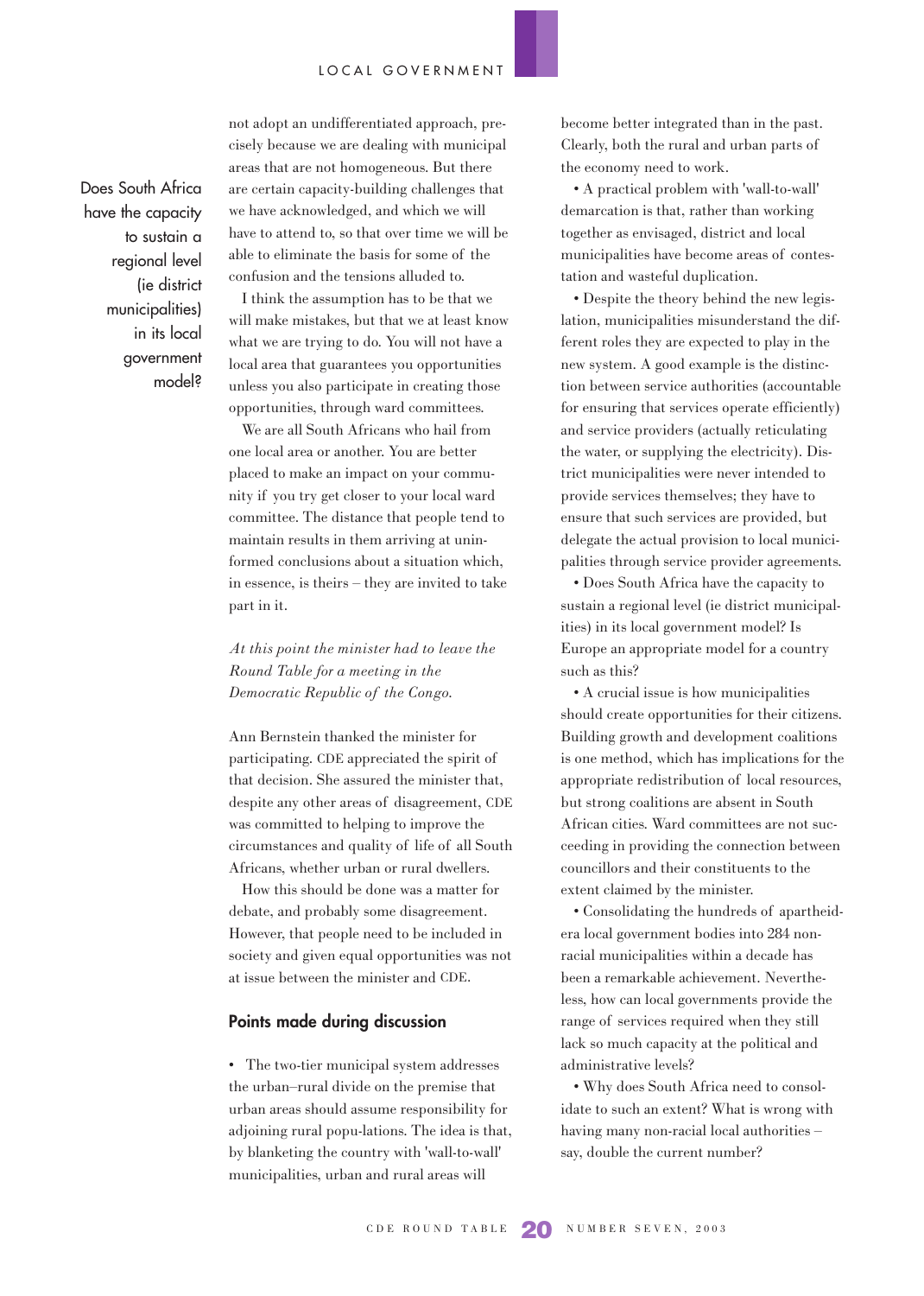> Does South Africa have the capacity to sustain a regional level (ie district municipalities) in its local government model?

not adopt an undifferentiated approach, precisely because we are dealing with municipal areas that are not homogeneous. But there are certain capacity-building challenges that we have acknowledged, and which we will have to attend to, so that over time we will be able to eliminate the basis for some of the confusion and the tensions alluded to.

I think the assumption has to be that we will make mistakes, but that we at least know what we are trying to do. You will not have a local area that guarantees you opportunities unless you also participate in creating those opportunities, through ward committees.

We are all South Africans who hail from one local area or another. You are better placed to make an impact on your community if you try get closer to your local ward committee. The distance that people tend to maintain results in them arriving at uninformed conclusions about a situation which, in essence, is theirs – they are invited to take part in it.

*At this point the minister had to leave the Round Table for a meeting in the Democratic Republic of the Congo.*

Ann Bernstein thanked the minister for participating. CDE appreciated the spirit of that decision. She assured the minister that, despite any other areas of disagreement, CDE was committed to helping to improve the circumstances and quality of life of all South Africans, whether urban or rural dwellers.

How this should be done was a matter for debate, and probably some disagreement. However, that people need to be included in society and given equal opportunities was not at issue between the minister and CDE.

## Points made during discussion

- The two-tier municipal system addresses the urban–rural divide on the premise that urban areas should assume responsibility for adjoining rural popu-lations. The idea is that, by blanketing the country with 'wall-to-wall' municipalities, urban and rural areas will become better integrated than in the past. Clearly, both the rural and urban parts of the economy need to work.
- A practical problem with 'wall-to-wall' demarcation is that, rather than working together as envisaged, district and local municipalities have become areas of contestation and wasteful duplication.
- Despite the theory behind the new legislation, municipalities misunderstand the different roles they are expected to play in the new system. A good example is the distinction between service authorities (accountable for ensuring that services operate efficiently) and service providers (actually reticulating the water, or supplying the electricity). District municipalities were never intended to provide services themselves; they have to ensure that such services are provided, but delegate the actual provision to local municipalities through service provider agreements.
- Does South Africa have the capacity to sustain a regional level (ie district municipalities) in its local government model? Is Europe an appropriate model for a country such as this?
- A crucial issue is how municipalities should create opportunities for their citizens. Building growth and development coalitions is one method, which has implications for the appropriate redistribution of local resources, but strong coalitions are absent in South African cities. Ward committees are not succeeding in providing the connection between councillors and their constituents to the extent claimed by the minister.
- Consolidating the hundreds of apartheid-era local government bodies into 284 non-racial municipalities within a decade has been a remarkable achievement. Nevertheless, how can local governments provide the range of services required when they still lack so much capacity at the political and administrative levels?
- Why does South Africa need to consolidate to such an extent? What is wrong with having many non-racial local authorities – say, double the current number?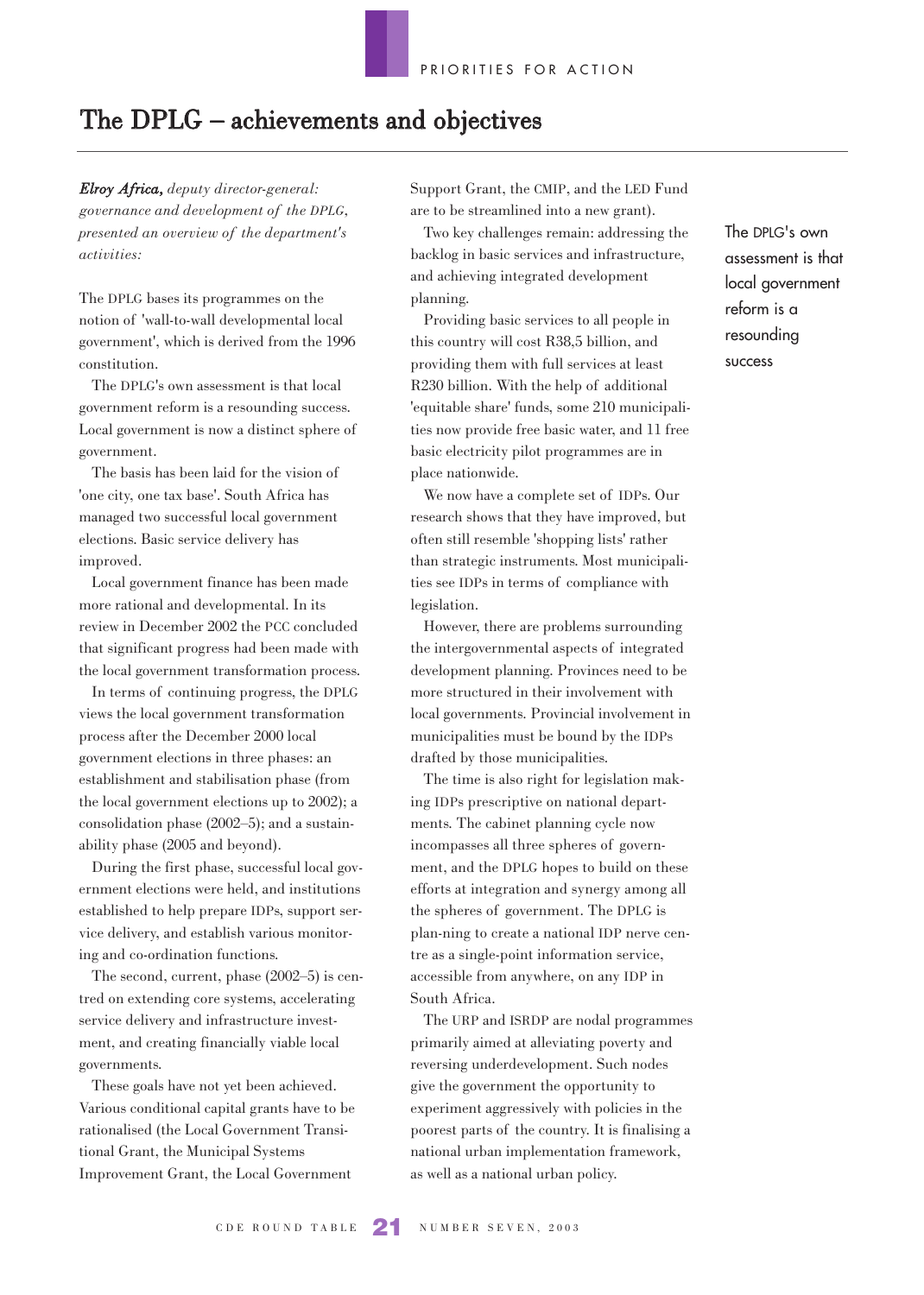# The DPLG – achievements and objectives

***Elroy Africa,** deputy director-general: governance and development of the DPLG, presented an overview of the department's activities:*

The DPLG bases its programmes on the notion of 'wall-to-wall developmental local government', which is derived from the 1996 constitution.

The DPLG's own assessment is that local government reform is a resounding success. Local government is now a distinct sphere of government.

The basis has been laid for the vision of 'one city, one tax base'. South Africa has managed two successful local government elections. Basic service delivery has improved.

Local government finance has been made more rational and developmental. In its review in December 2002 the PCC concluded that significant progress had been made with the local government transformation process.

In terms of continuing progress, the DPLG views the local government transformation process after the December 2000 local government elections in three phases: an establishment and stabilisation phase (from the local government elections up to 2002); a consolidation phase (2002–5); and a sustainability phase (2005 and beyond).

During the first phase, successful local government elections were held, and institutions established to help prepare IDPs, support service delivery, and establish various monitoring and co-ordination functions.

The second, current, phase (2002–5) is centred on extending core systems, accelerating service delivery and infrastructure investment, and creating financially viable local governments.

These goals have not yet been achieved. Various conditional capital grants have to be rationalised (the Local Government Transitional Grant, the Municipal Systems Improvement Grant, the Local Government Support Grant, the CMIP, and the LED Fund are to be streamlined into a new grant).

Two key challenges remain: addressing the backlog in basic services and infrastructure, and achieving integrated development planning.

Providing basic services to all people in this country will cost R38,5 billion, and providing them with full services at least R230 billion. With the help of additional 'equitable share' funds, some 210 municipalities now provide free basic water, and 11 free basic electricity pilot programmes are in place nationwide.

We now have a complete set of IDPs. Our research shows that they have improved, but often still resemble 'shopping lists' rather than strategic instruments. Most municipalities see IDPs in terms of compliance with legislation.

However, there are problems surrounding the intergovernmental aspects of integrated development planning. Provinces need to be more structured in their involvement with local governments. Provincial involvement in municipalities must be bound by the IDPs drafted by those municipalities.

The time is also right for legislation making IDPs prescriptive on national departments. The cabinet planning cycle now incompasses all three spheres of government, and the DPLG hopes to build on these efforts at integration and synergy among all the spheres of government. The DPLG is plan-ning to create a national IDP nerve centre as a single-point information service, accessible from anywhere, on any IDP in South Africa.

The URP and ISRDP are nodal programmes primarily aimed at alleviating poverty and reversing underdevelopment. Such nodes give the government the opportunity to experiment aggressively with policies in the poorest parts of the country. It is finalising a national urban implementation framework, as well as a national urban policy.

The DPLG's own assessment is that local government reform is a resounding success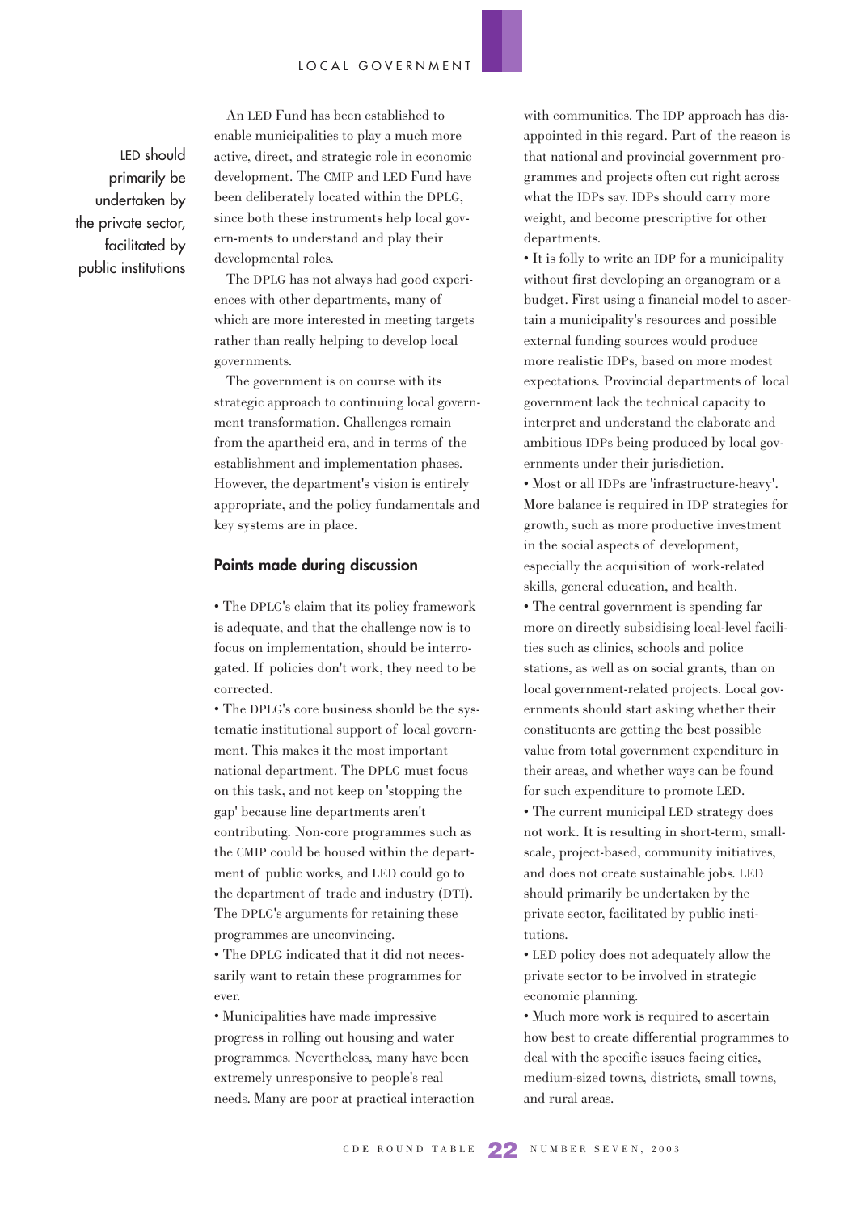> LED should primarily be undertaken by the private sector, facilitated by public institutions

An LED Fund has been established to enable municipalities to play a much more active, direct, and strategic role in economic development. The CMIP and LED Fund have been deliberately located within the DPLG, since both these instruments help local govern-ments to understand and play their developmental roles.

The DPLG has not always had good experiences with other departments, many of which are more interested in meeting targets rather than really helping to develop local governments.

The government is on course with its strategic approach to continuing local government transformation. Challenges remain from the apartheid era, and in terms of the establishment and implementation phases. However, the department's vision is entirely appropriate, and the policy fundamentals and key systems are in place.

## Points made during discussion

- The DPLG's claim that its policy framework is adequate, and that the challenge now is to focus on implementation, should be interrogated. If policies don't work, they need to be corrected.
- The DPLG's core business should be the systematic institutional support of local government. This makes it the most important national department. The DPLG must focus on this task, and not keep on 'stopping the gap' because line departments aren't contributing. Non-core programmes such as the CMIP could be housed within the department of public works, and LED could go to the department of trade and industry (DTI). The DPLG's arguments for retaining these programmes are unconvincing.
- The DPLG indicated that it did not necessarily want to retain these programmes for ever.
- Municipalities have made impressive progress in rolling out housing and water programmes. Nevertheless, many have been extremely unresponsive to people's real needs. Many are poor at practical interaction with communities. The IDP approach has disappointed in this regard. Part of the reason is that national and provincial government programmes and projects often cut right across what the IDPs say. IDPs should carry more weight, and become prescriptive for other departments.
- It is folly to write an IDP for a municipality without first developing an organogram or a budget. First using a financial model to ascertain a municipality's resources and possible external funding sources would produce more realistic IDPs, based on more modest expectations. Provincial departments of local government lack the technical capacity to interpret and understand the elaborate and ambitious IDPs being produced by local governments under their jurisdiction.
- Most or all IDPs are 'infrastructure-heavy'. More balance is required in IDP strategies for growth, such as more productive investment in the social aspects of development, especially the acquisition of work-related skills, general education, and health.
- The central government is spending far more on directly subsidising local-level facilities such as clinics, schools and police stations, as well as on social grants, than on local government-related projects. Local governments should start asking whether their constituents are getting the best possible value from total government expenditure in their areas, and whether ways can be found for such expenditure to promote LED.
- The current municipal LED strategy does not work. It is resulting in short-term, small-scale, project-based, community initiatives, and does not create sustainable jobs. LED should primarily be undertaken by the private sector, facilitated by public institutions.
- LED policy does not adequately allow the private sector to be involved in strategic economic planning.
- Much more work is required to ascertain how best to create differential programmes to deal with the specific issues facing cities, medium-sized towns, districts, small towns, and rural areas.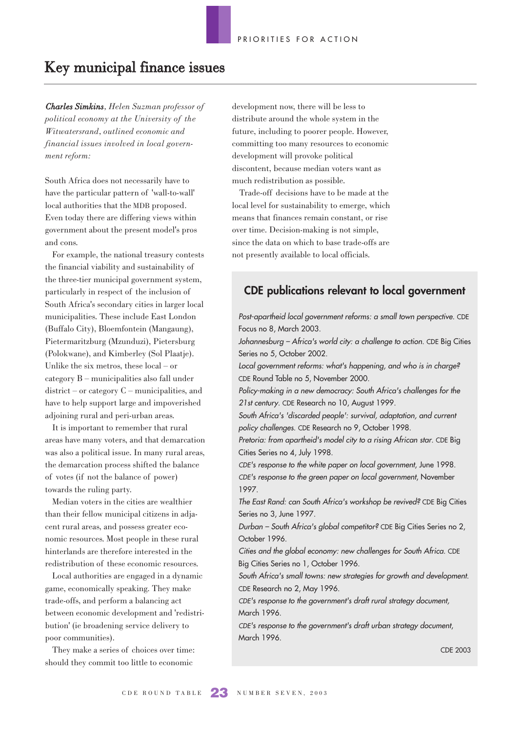# Key municipal finance issues

***Charles Simkins**, Helen Suzman professor of political economy at the University of the Witwatersrand, outlined economic and financial issues involved in local government reform:*

South Africa does not necessarily have to have the particular pattern of 'wall-to-wall' local authorities that the MDB proposed. Even today there are differing views within government about the present model's pros and cons.

For example, the national treasury contests the financial viability and sustainability of the three-tier municipal government system, particularly in respect of the inclusion of South Africa's secondary cities in larger local municipalities. These include East London (Buffalo City), Bloemfontein (Mangaung), Pietermaritzburg (Mzunduzi), Pietersburg (Polokwane), and Kimberley (Sol Plaatje). Unlike the six metros, these local – or category B – municipalities also fall under district – or category C – municipalities, and have to help support large and impoverished adjoining rural and peri-urban areas.

It is important to remember that rural areas have many voters, and that demarcation was also a political issue. In many rural areas, the demarcation process shifted the balance of votes (if not the balance of power) towards the ruling party.

Median voters in the cities are wealthier than their fellow municipal citizens in adjacent rural areas, and possess greater economic resources. Most people in these rural hinterlands are therefore interested in the redistribution of these economic resources.

Local authorities are engaged in a dynamic game, economically speaking. They make trade-offs, and perform a balancing act between economic development and 'redistribution' (ie broadening service delivery to poor communities).

They make a series of choices over time: should they commit too little to economic development now, there will be less to distribute around the whole system in the future, including to poorer people. However, committing too many resources to economic development will provoke political discontent, because median voters want as much redistribution as possible.

Trade-off decisions have to be made at the local level for sustainability to emerge, which means that finances remain constant, or rise over time. Decision-making is not simple, since the data on which to base trade-offs are not presently available to local officials.

## CDE publications relevant to local government

*Post-apartheid local government reforms: a small town perspective.* CDE Focus no 8, March 2003.

*Johannesburg – Africa's world city: a challenge to action.* CDE Big Cities Series no 5, October 2002.

*Local government reforms: what's happening, and who is in charge?* CDE Round Table no 5, November 2000.

*Policy-making in a new democracy: South Africa's challenges for the 21st century.* CDE Research no 10, August 1999.

*South Africa's 'discarded people': survival, adaptation, and current policy challenges.* CDE Research no 9, October 1998.

*Pretoria: from apartheid's model city to a rising African star.* CDE Big Cities Series no 4, July 1998.

*CDE's response to the white paper on local government,* June 1998.

*CDE's response to the green paper on local government,* November 1997.

*The East Rand: can South Africa's workshop be revived?* CDE Big Cities Series no 3, June 1997.

*Durban – South Africa's global competitor?* CDE Big Cities Series no 2, October 1996.

*Cities and the global economy: new challenges for South Africa.* CDE Big Cities Series no 1, October 1996.

*South Africa's small towns: new strategies for growth and development.* CDE Research no 2, May 1996.

*CDE's response to the government's draft rural strategy document,* March 1996.

*CDE's response to the government's draft urban strategy document,* March 1996.

CDE 2003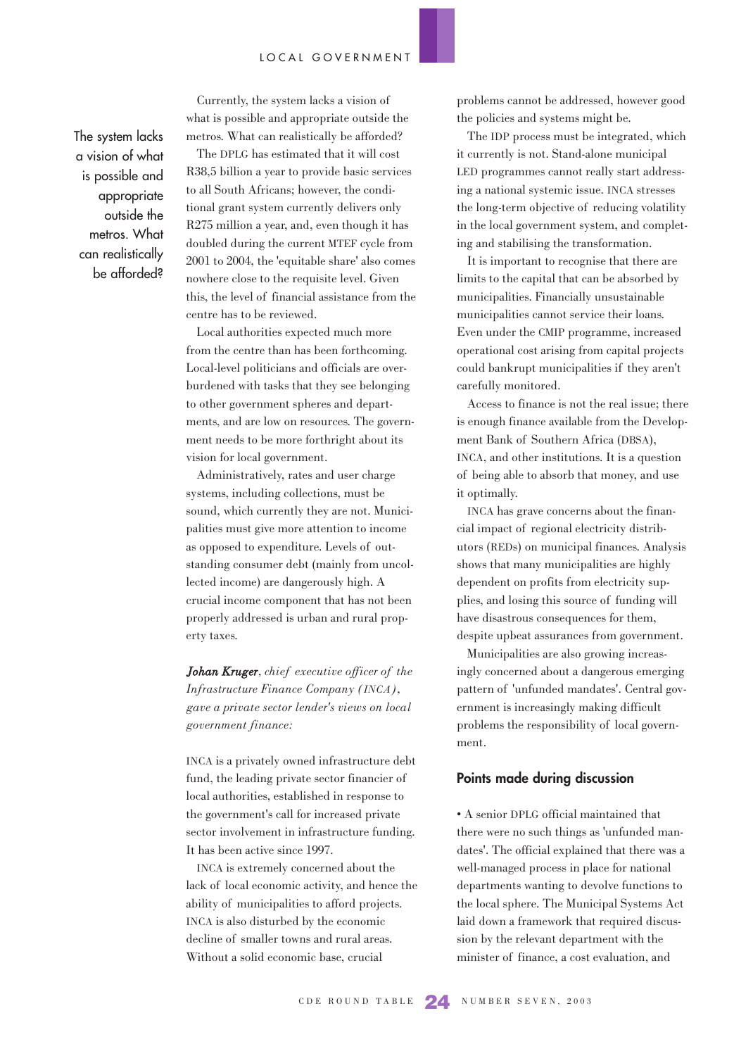> The system lacks a vision of what is possible and appropriate outside the metros. What can realistically be afforded?

Currently, the system lacks a vision of what is possible and appropriate outside the metros. What can realistically be afforded?

The DPLG has estimated that it will cost R38,5 billion a year to provide basic services to all South Africans; however, the conditional grant system currently delivers only R275 million a year, and, even though it has doubled during the current MTEF cycle from 2001 to 2004, the 'equitable share' also comes nowhere close to the requisite level. Given this, the level of financial assistance from the centre has to be reviewed.

Local authorities expected much more from the centre than has been forthcoming. Local-level politicians and officials are overburdened with tasks that they see belonging to other government spheres and departments, and are low on resources. The government needs to be more forthright about its vision for local government.

Administratively, rates and user charge systems, including collections, must be sound, which currently they are not. Municipalities must give more attention to income as opposed to expenditure. Levels of outstanding consumer debt (mainly from uncollected income) are dangerously high. A crucial income component that has not been properly addressed is urban and rural property taxes.

***Johan Kruger****, chief executive officer of the Infrastructure Finance Company (INCA), gave a private sector lender's views on local government finance:*

INCA is a privately owned infrastructure debt fund, the leading private sector financier of local authorities, established in response to the government's call for increased private sector involvement in infrastructure funding. It has been active since 1997.

INCA is extremely concerned about the lack of local economic activity, and hence the ability of municipalities to afford projects. INCA is also disturbed by the economic decline of smaller towns and rural areas. Without a solid economic base, crucial problems cannot be addressed, however good the policies and systems might be.

The IDP process must be integrated, which it currently is not. Stand-alone municipal LED programmes cannot really start addressing a national systemic issue. INCA stresses the long-term objective of reducing volatility in the local government system, and completing and stabilising the transformation.

It is important to recognise that there are limits to the capital that can be absorbed by municipalities. Financially unsustainable municipalities cannot service their loans. Even under the CMIP programme, increased operational cost arising from capital projects could bankrupt municipalities if they aren't carefully monitored.

Access to finance is not the real issue; there is enough finance available from the Development Bank of Southern Africa (DBSA), INCA, and other institutions. It is a question of being able to absorb that money, and use it optimally.

INCA has grave concerns about the financial impact of regional electricity distributors (REDs) on municipal finances. Analysis shows that many municipalities are highly dependent on profits from electricity supplies, and losing this source of funding will have disastrous consequences for them, despite upbeat assurances from government.

Municipalities are also growing increasingly concerned about a dangerous emerging pattern of 'unfunded mandates'. Central government is increasingly making difficult problems the responsibility of local government.

## Points made during discussion

- A senior DPLG official maintained that there were no such things as 'unfunded mandates'. The official explained that there was a well-managed process in place for national departments wanting to devolve functions to the local sphere. The Municipal Systems Act laid down a framework that required discussion by the relevant department with the minister of finance, a cost evaluation, and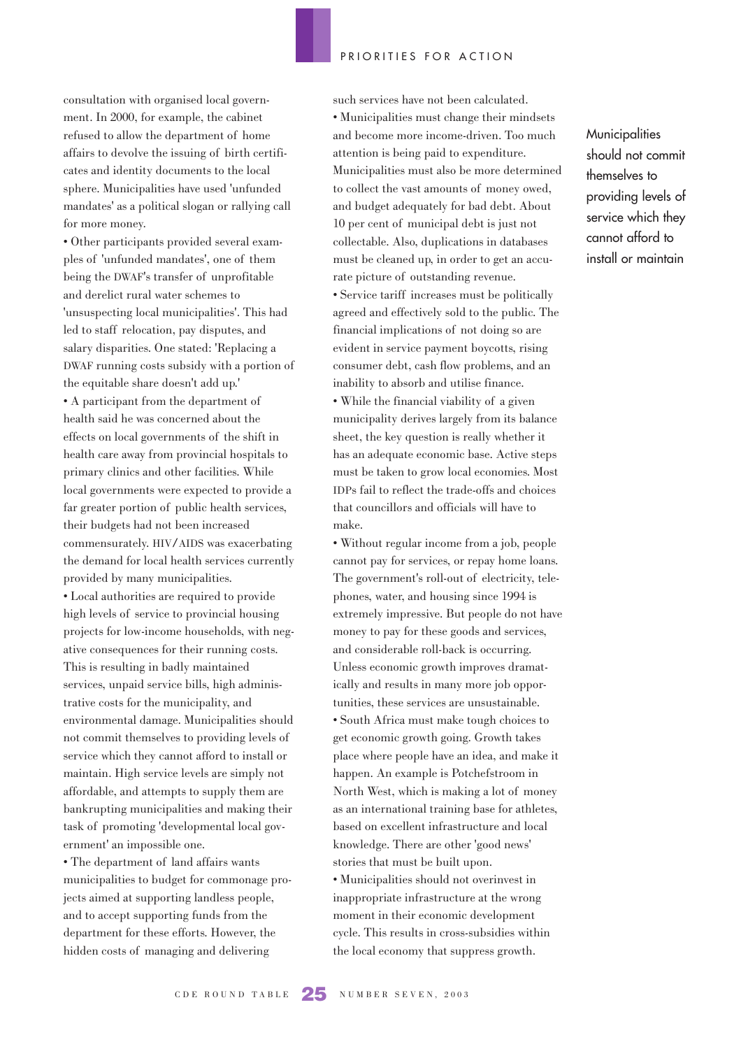consultation with organised local government. In 2000, for example, the cabinet refused to allow the department of home affairs to devolve the issuing of birth certificates and identity documents to the local sphere. Municipalities have used 'unfunded mandates' as a political slogan or rallying call for more money.

• Other participants provided several examples of 'unfunded mandates', one of them being the DWAF's transfer of unprofitable and derelict rural water schemes to 'unsuspecting local municipalities'. This had led to staff relocation, pay disputes, and salary disparities. One stated: 'Replacing a DWAF running costs subsidy with a portion of the equitable share doesn't add up.'

• A participant from the department of health said he was concerned about the effects on local governments of the shift in health care away from provincial hospitals to primary clinics and other facilities. While local governments were expected to provide a far greater portion of public health services, their budgets had not been increased commensurately. HIV/AIDS was exacerbating the demand for local health services currently provided by many municipalities.

• Local authorities are required to provide high levels of service to provincial housing projects for low-income households, with negative consequences for their running costs. This is resulting in badly maintained services, unpaid service bills, high administrative costs for the municipality, and environmental damage. Municipalities should not commit themselves to providing levels of service which they cannot afford to install or maintain. High service levels are simply not affordable, and attempts to supply them are bankrupting municipalities and making their task of promoting 'developmental local government' an impossible one.

• The department of land affairs wants municipalities to budget for commonage projects aimed at supporting landless people, and to accept supporting funds from the department for these efforts. However, the hidden costs of managing and delivering such services have not been calculated.

• Municipalities must change their mindsets and become more income-driven. Too much attention is being paid to expenditure. Municipalities must also be more determined to collect the vast amounts of money owed, and budget adequately for bad debt. About 10 per cent of municipal debt is just not collectable. Also, duplications in databases must be cleaned up, in order to get an accurate picture of outstanding revenue.

• Service tariff increases must be politically agreed and effectively sold to the public. The financial implications of not doing so are evident in service payment boycotts, rising consumer debt, cash flow problems, and an inability to absorb and utilise finance.

• While the financial viability of a given municipality derives largely from its balance sheet, the key question is really whether it has an adequate economic base. Active steps must be taken to grow local economies. Most IDPs fail to reflect the trade-offs and choices that councillors and officials will have to make.

• Without regular income from a job, people cannot pay for services, or repay home loans. The government's roll-out of electricity, telephones, water, and housing since 1994 is extremely impressive. But people do not have money to pay for these goods and services, and considerable roll-back is occurring. Unless economic growth improves dramatically and results in many more job opportunities, these services are unsustainable.

• South Africa must make tough choices to get economic growth going. Growth takes place where people have an idea, and make it happen. An example is Potchefstroom in North West, which is making a lot of money as an international training base for athletes, based on excellent infrastructure and local knowledge. There are other 'good news' stories that must be built upon.

• Municipalities should not overinvest in inappropriate infrastructure at the wrong moment in their economic development cycle. This results in cross-subsidies within the local economy that suppress growth.

> Municipalities should not commit themselves to providing levels of service which they cannot afford to install or maintain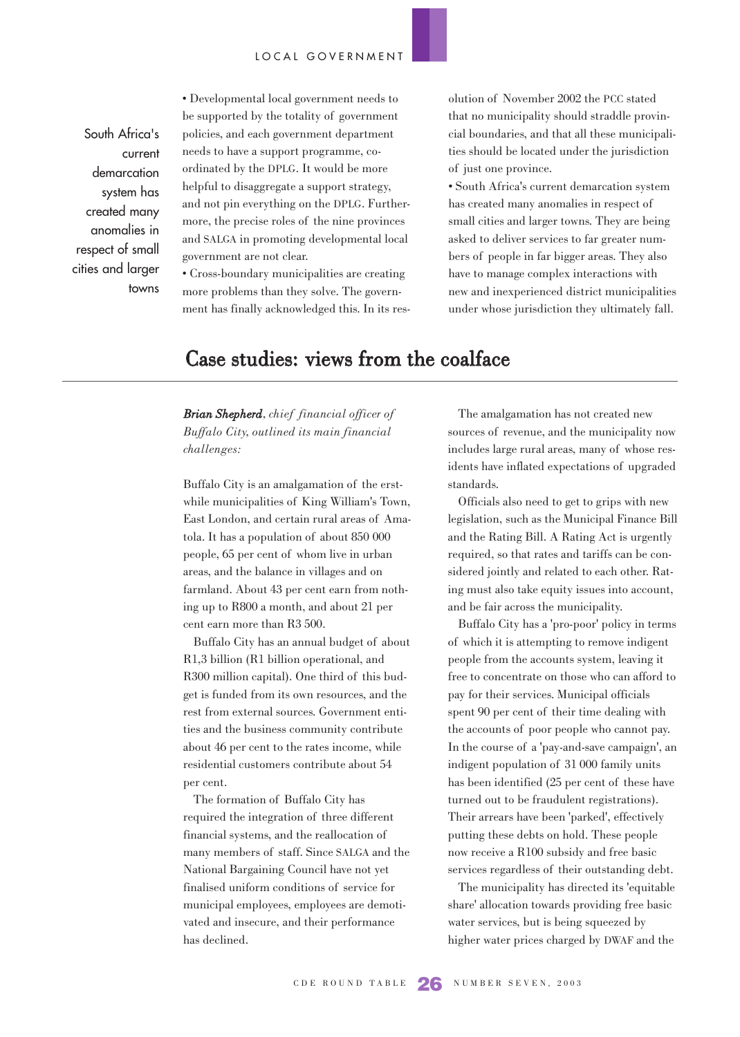South Africa's current demarcation system has created many anomalies in respect of small cities and larger towns

- Developmental local government needs to be supported by the totality of government policies, and each government department needs to have a support programme, co-ordinated by the DPLG. It would be more helpful to disaggregate a support strategy, and not pin everything on the DPLG. Furthermore, the precise roles of the nine provinces and SALGA in promoting developmental local government are not clear.
- Cross-boundary municipalities are creating more problems than they solve. The government has finally acknowledged this. In its resolution of November 2002 the PCC stated that no municipality should straddle provincial boundaries, and that all these municipalities should be located under the jurisdiction of just one province.
- South Africa's current demarcation system has created many anomalies in respect of small cities and larger towns. They are being asked to deliver services to far greater numbers of people in far bigger areas. They also have to manage complex interactions with new and inexperienced district municipalities under whose jurisdiction they ultimately fall.

## Case studies: views from the coalface

***Brian Shepherd****, chief financial officer of Buffalo City, outlined its main financial challenges:*

Buffalo City is an amalgamation of the erstwhile municipalities of King William's Town, East London, and certain rural areas of Amatola. It has a population of about 850 000 people, 65 per cent of whom live in urban areas, and the balance in villages and on farmland. About 43 per cent earn from nothing up to R800 a month, and about 21 per cent earn more than R3 500.

Buffalo City has an annual budget of about R1,3 billion (R1 billion operational, and R300 million capital). One third of this budget is funded from its own resources, and the rest from external sources. Government entities and the business community contribute about 46 per cent to the rates income, while residential customers contribute about 54 per cent.

The formation of Buffalo City has required the integration of three different financial systems, and the reallocation of many members of staff. Since SALGA and the National Bargaining Council have not yet finalised uniform conditions of service for municipal employees, employees are demotivated and insecure, and their performance has declined.

The amalgamation has not created new sources of revenue, and the municipality now includes large rural areas, many of whose residents have inflated expectations of upgraded standards.

Officials also need to get to grips with new legislation, such as the Municipal Finance Bill and the Rating Bill. A Rating Act is urgently required, so that rates and tariffs can be considered jointly and related to each other. Rating must also take equity issues into account, and be fair across the municipality.

Buffalo City has a 'pro-poor' policy in terms of which it is attempting to remove indigent people from the accounts system, leaving it free to concentrate on those who can afford to pay for their services. Municipal officials spent 90 per cent of their time dealing with the accounts of poor people who cannot pay. In the course of a 'pay-and-save campaign', an indigent population of 31 000 family units has been identified (25 per cent of these have turned out to be fraudulent registrations). Their arrears have been 'parked', effectively putting these debts on hold. These people now receive a R100 subsidy and free basic services regardless of their outstanding debt.

The municipality has directed its 'equitable share' allocation towards providing free basic water services, but is being squeezed by higher water prices charged by DWAF and the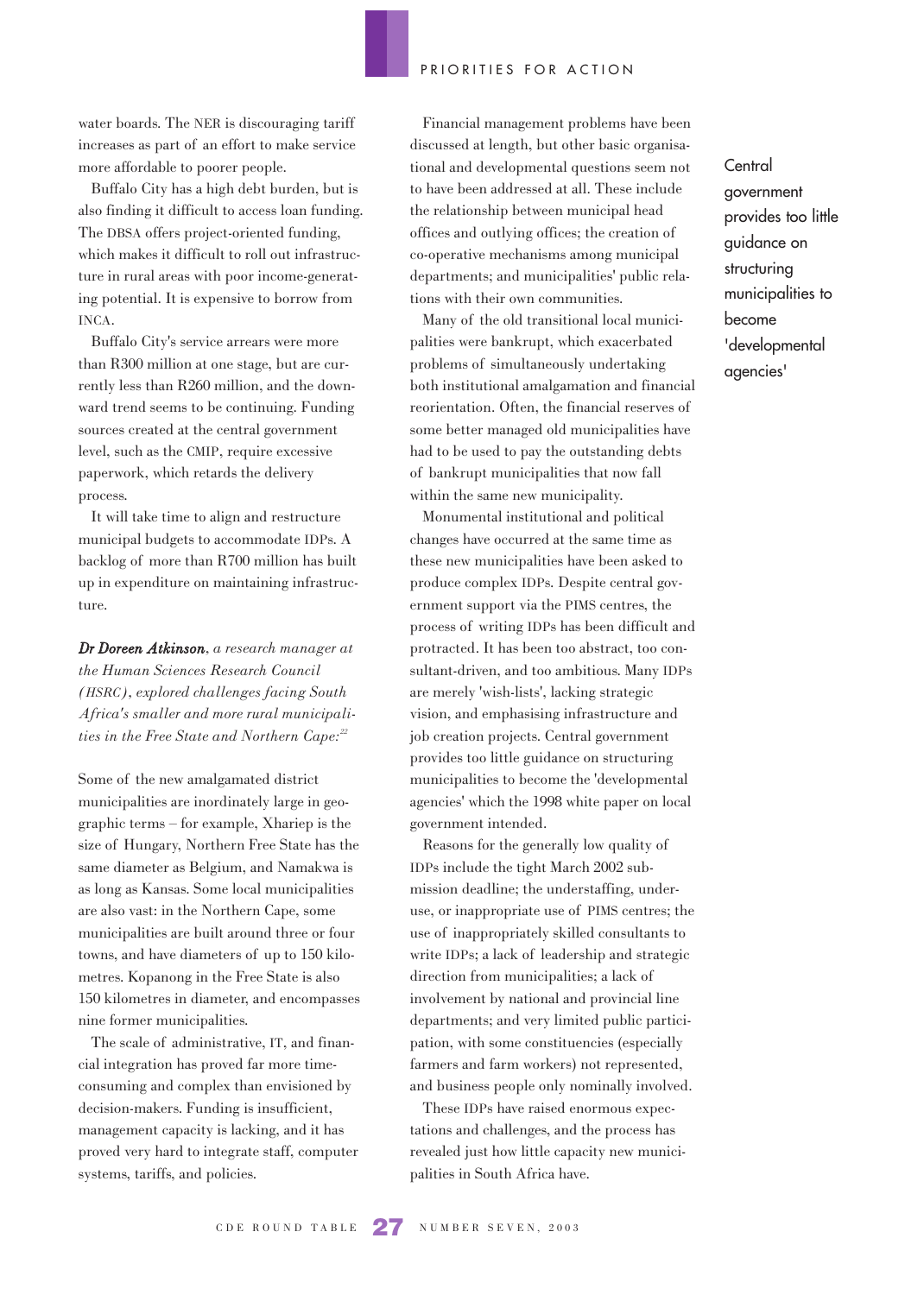water boards. The NER is discouraging tariff increases as part of an effort to make service more affordable to poorer people.

Buffalo City has a high debt burden, but is also finding it difficult to access loan funding. The DBSA offers project-oriented funding, which makes it difficult to roll out infrastructure in rural areas with poor income-generating potential. It is expensive to borrow from INCA.

Buffalo City's service arrears were more than R300 million at one stage, but are currently less than R260 million, and the downward trend seems to be continuing. Funding sources created at the central government level, such as the CMIP, require excessive paperwork, which retards the delivery process.

It will take time to align and restructure municipal budgets to accommodate IDPs. A backlog of more than R700 million has built up in expenditure on maintaining infrastructure.

***Dr Doreen Atkinson**, a research manager at the Human Sciences Research Council (HSRC), explored challenges facing South Africa's smaller and more rural municipalities in the Free State and Northern Cape:*[22]

Some of the new amalgamated district municipalities are inordinately large in geographic terms – for example, Xhariep is the size of Hungary, Northern Free State has the same diameter as Belgium, and Namakwa is as long as Kansas. Some local municipalities are also vast: in the Northern Cape, some municipalities are built around three or four towns, and have diameters of up to 150 kilometres. Kopanong in the Free State is also 150 kilometres in diameter, and encompasses nine former municipalities.

The scale of administrative, IT, and financial integration has proved far more time-consuming and complex than envisioned by decision-makers. Funding is insufficient, management capacity is lacking, and it has proved very hard to integrate staff, computer systems, tariffs, and policies.

Financial management problems have been discussed at length, but other basic organisational and developmental questions seem not to have been addressed at all. These include the relationship between municipal head offices and outlying offices; the creation of co-operative mechanisms among municipal departments; and municipalities' public relations with their own communities.

Many of the old transitional local municipalities were bankrupt, which exacerbated problems of simultaneously undertaking both institutional amalgamation and financial reorientation. Often, the financial reserves of some better managed old municipalities have had to be used to pay the outstanding debts of bankrupt municipalities that now fall within the same new municipality.

Monumental institutional and political changes have occurred at the same time as these new municipalities have been asked to produce complex IDPs. Despite central government support via the PIMS centres, the process of writing IDPs has been difficult and protracted. It has been too abstract, too consultant-driven, and too ambitious. Many IDPs are merely 'wish-lists', lacking strategic vision, and emphasising infrastructure and job creation projects. Central government provides too little guidance on structuring municipalities to become the 'developmental agencies' which the 1998 white paper on local government intended.

Central government provides too little guidance on structuring municipalities to become 'developmental agencies'

Reasons for the generally low quality of IDPs include the tight March 2002 submission deadline; the understaffing, underuse, or inappropriate use of PIMS centres; the use of inappropriately skilled consultants to write IDPs; a lack of leadership and strategic direction from municipalities; a lack of involvement by national and provincial line departments; and very limited public participation, with some constituencies (especially farmers and farm workers) not represented, and business people only nominally involved.

These IDPs have raised enormous expectations and challenges, and the process has revealed just how little capacity new municipalities in South Africa have.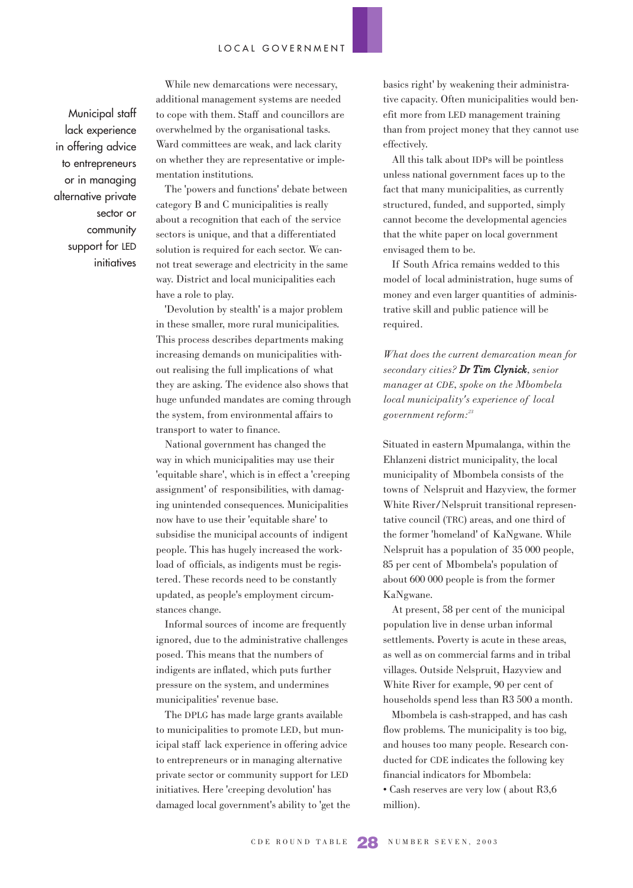> Municipal staff lack experience in offering advice to entrepreneurs or in managing alternative private sector or community support for LED initiatives

While new demarcations were necessary, additional management systems are needed to cope with them. Staff and councillors are overwhelmed by the organisational tasks. Ward committees are weak, and lack clarity on whether they are representative or implementation institutions.

The 'powers and functions' debate between category B and C municipalities is really about a recognition that each of the service sectors is unique, and that a differentiated solution is required for each sector. We cannot treat sewerage and electricity in the same way. District and local municipalities each have a role to play.

'Devolution by stealth' is a major problem in these smaller, more rural municipalities. This process describes departments making increasing demands on municipalities without realising the full implications of what they are asking. The evidence also shows that huge unfunded mandates are coming through the system, from environmental affairs to transport to water to finance.

National government has changed the way in which municipalities may use their 'equitable share', which is in effect a 'creeping assignment' of responsibilities, with damaging unintended consequences. Municipalities now have to use their 'equitable share' to subsidise the municipal accounts of indigent people. This has hugely increased the workload of officials, as indigents must be registered. These records need to be constantly updated, as people's employment circumstances change.

Informal sources of income are frequently ignored, due to the administrative challenges posed. This means that the numbers of indigents are inflated, which puts further pressure on the system, and undermines municipalities' revenue base.

The DPLG has made large grants available to municipalities to promote LED, but municipal staff lack experience in offering advice to entrepreneurs or in managing alternative private sector or community support for LED initiatives. Here 'creeping devolution' has damaged local government's ability to 'get the basics right' by weakening their administrative capacity. Often municipalities would benefit more from LED management training than from project money that they cannot use effectively.

All this talk about IDPs will be pointless unless national government faces up to the fact that many municipalities, as currently structured, funded, and supported, simply cannot become the developmental agencies that the white paper on local government envisaged them to be.

If South Africa remains wedded to this model of local administration, huge sums of money and even larger quantities of administrative skill and public patience will be required.

*What does the current demarcation mean for secondary cities? **Dr Tim Clynick**, senior manager at CDE, spoke on the Mbombela local municipality's experience of local government reform:*[23]

Situated in eastern Mpumalanga, within the Ehlanzeni district municipality, the local municipality of Mbombela consists of the towns of Nelspruit and Hazyview, the former White River/Nelspruit transitional representative council (TRC) areas, and one third of the former 'homeland' of KaNgwane. While Nelspruit has a population of 35 000 people, 85 per cent of Mbombela's population of about 600 000 people is from the former KaNgwane.

At present, 58 per cent of the municipal population live in dense urban informal settlements. Poverty is acute in these areas, as well as on commercial farms and in tribal villages. Outside Nelspruit, Hazyview and White River for example, 90 per cent of households spend less than R3 500 a month.

Mbombela is cash-strapped, and has cash flow problems. The municipality is too big, and houses too many people. Research conducted for CDE indicates the following key financial indicators for Mbombela:

- Cash reserves are very low ( about R3,6 million).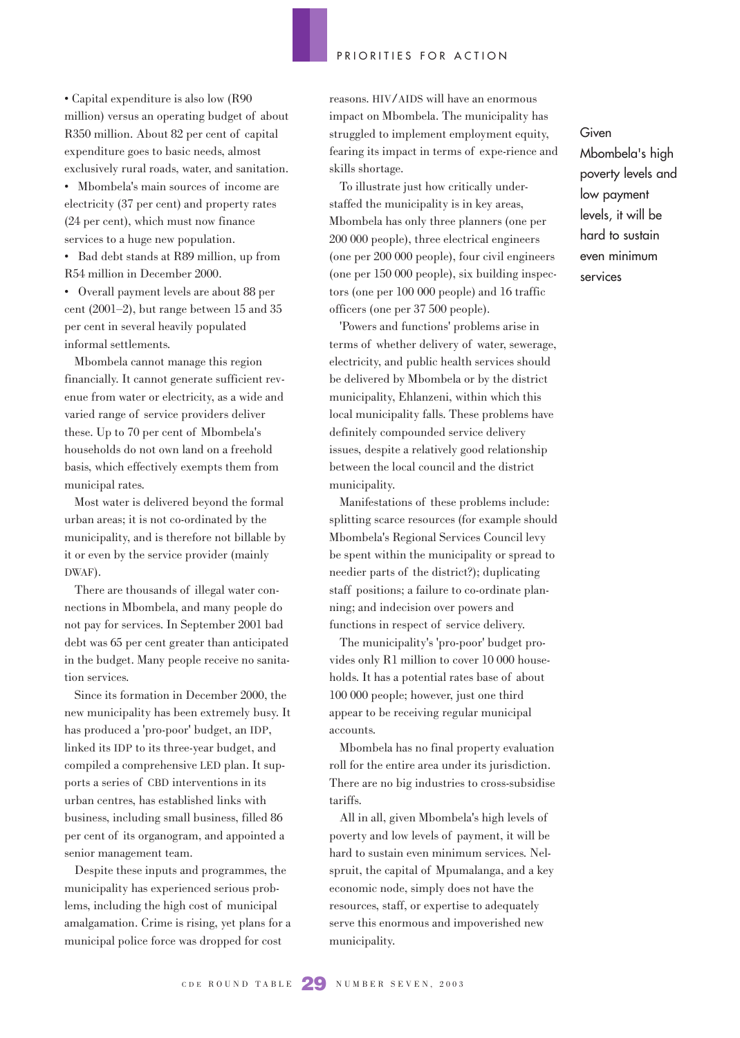- Capital expenditure is also low (R90 million) versus an operating budget of about R350 million. About 82 per cent of capital expenditure goes to basic needs, almost exclusively rural roads, water, and sanitation.
- Mbombela's main sources of income are electricity (37 per cent) and property rates (24 per cent), which must now finance services to a huge new population.
- Bad debt stands at R89 million, up from R54 million in December 2000.
- Overall payment levels are about 88 per cent (2001–2), but range between 15 and 35 per cent in several heavily populated informal settlements.

Mbombela cannot manage this region financially. It cannot generate sufficient revenue from water or electricity, as a wide and varied range of service providers deliver these. Up to 70 per cent of Mbombela's households do not own land on a freehold basis, which effectively exempts them from municipal rates.

Most water is delivered beyond the formal urban areas; it is not co-ordinated by the municipality, and is therefore not billable by it or even by the service provider (mainly DWAF).

There are thousands of illegal water connections in Mbombela, and many people do not pay for services. In September 2001 bad debt was 65 per cent greater than anticipated in the budget. Many people receive no sanitation services.

Since its formation in December 2000, the new municipality has been extremely busy. It has produced a 'pro-poor' budget, an IDP, linked its IDP to its three-year budget, and compiled a comprehensive LED plan. It supports a series of CBD interventions in its urban centres, has established links with business, including small business, filled 86 per cent of its organogram, and appointed a senior management team.

Despite these inputs and programmes, the municipality has experienced serious problems, including the high cost of municipal amalgamation. Crime is rising, yet plans for a municipal police force was dropped for cost reasons. HIV/AIDS will have an enormous impact on Mbombela. The municipality has struggled to implement employment equity, fearing its impact in terms of expe-rience and skills shortage.

To illustrate just how critically understaffed the municipality is in key areas, Mbombela has only three planners (one per 200 000 people), three electrical engineers (one per 200 000 people), four civil engineers (one per 150 000 people), six building inspectors (one per 100 000 people) and 16 traffic officers (one per 37 500 people).

'Powers and functions' problems arise in terms of whether delivery of water, sewerage, electricity, and public health services should be delivered by Mbombela or by the district municipality, Ehlanzeni, within which this local municipality falls. These problems have definitely compounded service delivery issues, despite a relatively good relationship between the local council and the district municipality.

Manifestations of these problems include: splitting scarce resources (for example should Mbombela's Regional Services Council levy be spent within the municipality or spread to needier parts of the district?); duplicating staff positions; a failure to co-ordinate planning; and indecision over powers and functions in respect of service delivery.

The municipality's 'pro-poor' budget provides only R1 million to cover 10 000 households. It has a potential rates base of about 100 000 people; however, just one third appear to be receiving regular municipal accounts.

Mbombela has no final property evaluation roll for the entire area under its jurisdiction. There are no big industries to cross-subsidise tariffs.

All in all, given Mbombela's high levels of poverty and low levels of payment, it will be hard to sustain even minimum services. Nelspruit, the capital of Mpumalanga, and a key economic node, simply does not have the resources, staff, or expertise to adequately serve this enormous and impoverished new municipality.

Given Mbombela's high poverty levels and low payment levels, it will be hard to sustain even minimum services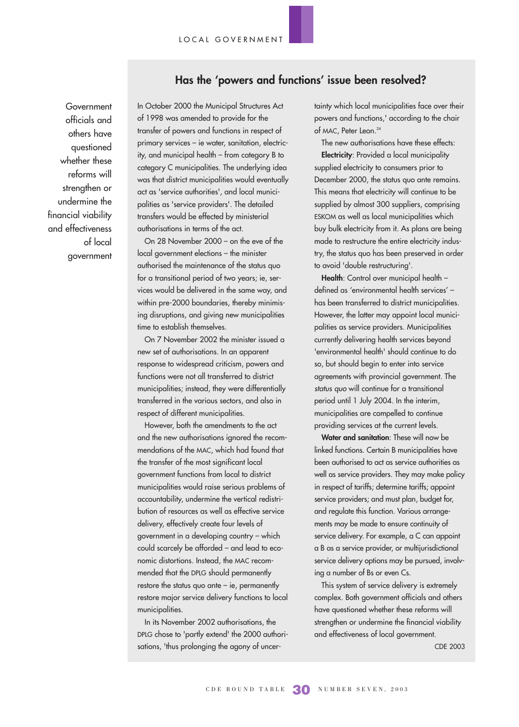## Has the 'powers and functions' issue been resolved?

> Government officials and others have questioned whether these reforms will strengthen or undermine the financial viability and effectiveness of local government

In October 2000 the Municipal Structures Act of 1998 was amended to provide for the transfer of powers and functions in respect of primary services – ie water, sanitation, electricity, and municipal health – from category B to category C municipalities. The underlying idea was that district municipalities would eventually act as 'service authorities', and local municipalities as 'service providers'. The detailed transfers would be effected by ministerial authorisations in terms of the act.

On 28 November 2000 – on the eve of the local government elections – the minister authorised the maintenance of the status quo for a transitional period of two years; ie, services would be delivered in the same way, and within pre-2000 boundaries, thereby minimising disruptions, and giving new municipalities time to establish themselves.

On 7 November 2002 the minister issued a new set of authorisations. In an apparent response to widespread criticism, powers and functions were not all transferred to district municipalities; instead, they were differentially transferred in the various sectors, and also in respect of different municipalities.

However, both the amendments to the act and the new authorisations ignored the recommendations of the MAC, which had found that the transfer of the most significant local government functions from local to district municipalities would raise serious problems of accountability, undermine the vertical redistribution of resources as well as effective service delivery, effectively create four levels of government in a developing country – which could scarcely be afforded – and lead to economic distortions. Instead, the MAC recommended that the DPLG should permanently restore the status quo ante – ie, permanently restore major service delivery functions to local municipalities.

In its November 2002 authorisations, the DPLG chose to 'partly extend' the 2000 authorisations, 'thus prolonging the agony of uncertainty which local municipalities face over their powers and functions,' according to the chair of MAC, Peter Leon.[24]

The new authorisations have these effects:

**Electricity**: Provided a local municipality supplied electricity to consumers prior to December 2000, the status quo ante remains. This means that electricity will continue to be supplied by almost 300 suppliers, comprising ESKOM as well as local municipalities which buy bulk electricity from it. As plans are being made to restructure the entire electricity industry, the status quo has been preserved in order to avoid 'double restructuring'.

**Health**: Control over municipal health – defined as 'environmental health services' – has been transferred to district municipalities. However, the latter may appoint local municipalities as service providers. Municipalities currently delivering health services beyond 'environmental health' should continue to do so, but should begin to enter into service agreements with provincial government. The *status quo* will continue for a transitional period until 1 July 2004. In the interim, municipalities are compelled to continue providing services at the current levels.

**Water and sanitation**: These will now be linked functions. Certain B municipalities have been authorised to act as service authorities as well as service providers. They may make policy in respect of tariffs; determine tariffs; appoint service providers; and must plan, budget for, and regulate this function. Various arrangements may be made to ensure continuity of service delivery. For example, a C can appoint a B as a service provider, or multijurisdictional service delivery options may be pursued, involving a number of Bs or even Cs.

This system of service delivery is extremely complex. Both government officials and others have questioned whether these reforms will strengthen or undermine the financial viability and effectiveness of local government.

CDE 2003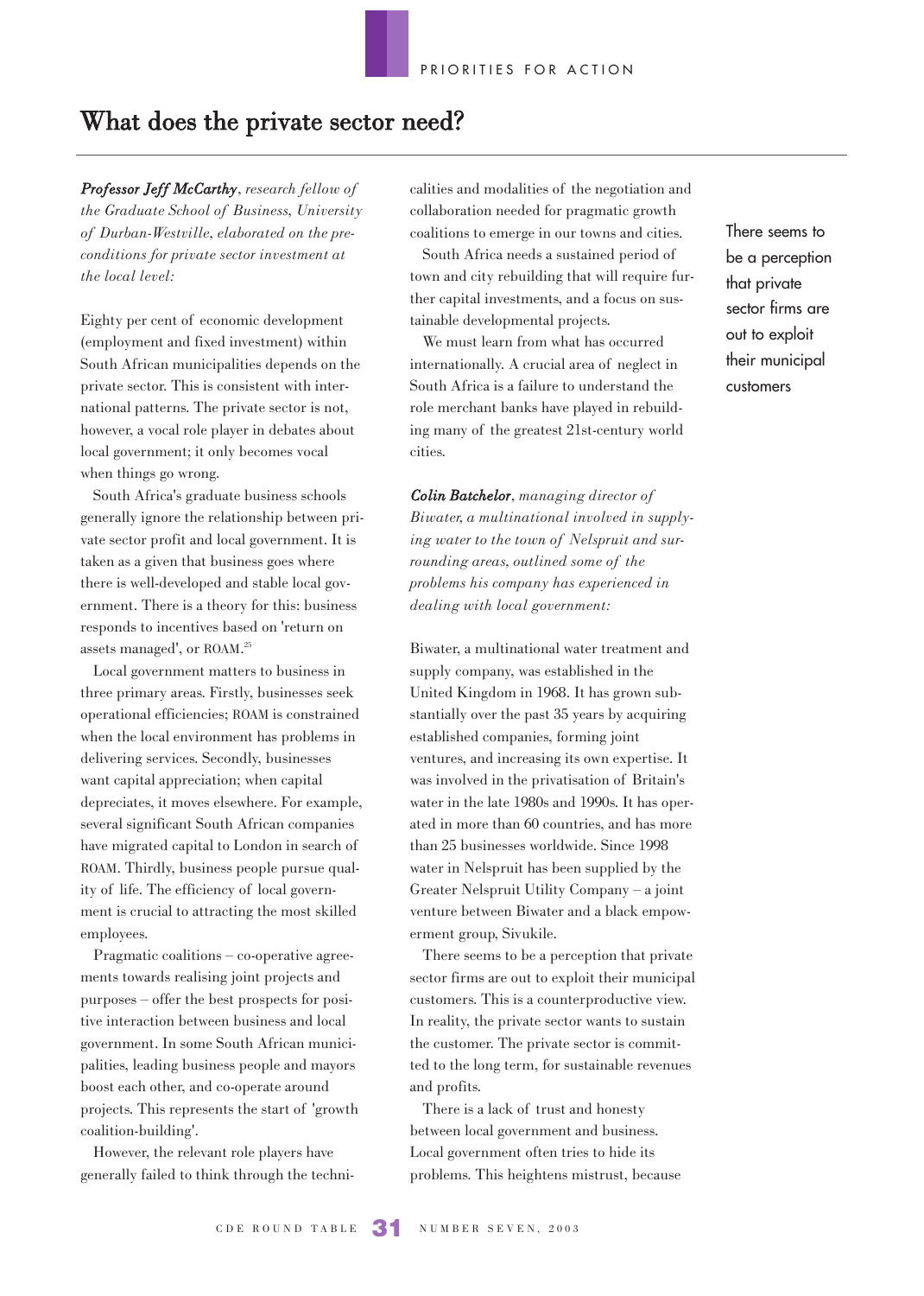## What does the private sector need?

***Professor Jeff McCarthy**, research fellow of the Graduate School of Business, University of Durban-Westville, elaborated on the preconditions for private sector investment at the local level:*

Eighty per cent of economic development (employment and fixed investment) within South African municipalities depends on the private sector. This is consistent with international patterns. The private sector is not, however, a vocal role player in debates about local government; it only becomes vocal when things go wrong.

South Africa's graduate business schools generally ignore the relationship between private sector profit and local government. It is taken as a given that business goes where there is well-developed and stable local government. There is a theory for this: business responds to incentives based on 'return on assets managed', or ROAM.[25]

Local government matters to business in three primary areas. Firstly, businesses seek operational efficiencies; ROAM is constrained when the local environment has problems in delivering services. Secondly, businesses want capital appreciation; when capital depreciates, it moves elsewhere. For example, several significant South African companies have migrated capital to London in search of ROAM. Thirdly, business people pursue quality of life. The efficiency of local government is crucial to attracting the most skilled employees.

Pragmatic coalitions – co-operative agreements towards realising joint projects and purposes – offer the best prospects for positive interaction between business and local government. In some South African municipalities, leading business people and mayors boost each other, and co-operate around projects. This represents the start of 'growth coalition-building'.

However, the relevant role players have generally failed to think through the technicalities and modalities of the negotiation and collaboration needed for pragmatic growth coalitions to emerge in our towns and cities.

South Africa needs a sustained period of town and city rebuilding that will require further capital investments, and a focus on sustainable developmental projects.

We must learn from what has occurred internationally. A crucial area of neglect in South Africa is a failure to understand the role merchant banks have played in rebuilding many of the greatest 21st-century world cities.

***Colin Batchelor**, managing director of Biwater, a multinational involved in supplying water to the town of Nelspruit and surrounding areas, outlined some of the problems his company has experienced in dealing with local government:*

Biwater, a multinational water treatment and supply company, was established in the United Kingdom in 1968. It has grown substantially over the past 35 years by acquiring established companies, forming joint ventures, and increasing its own expertise. It was involved in the privatisation of Britain's water in the late 1980s and 1990s. It has operated in more than 60 countries, and has more than 25 businesses worldwide. Since 1998 water in Nelspruit has been supplied by the Greater Nelspruit Utility Company – a joint venture between Biwater and a black empowerment group, Sivukile.

There seems to be a perception that private sector firms are out to exploit their municipal customers. This is a counterproductive view. In reality, the private sector wants to sustain the customer. The private sector is committed to the long term, for sustainable revenues and profits.

> There seems to be a perception that private sector firms are out to exploit their municipal customers

There is a lack of trust and honesty between local government and business. Local government often tries to hide its problems. This heightens mistrust, because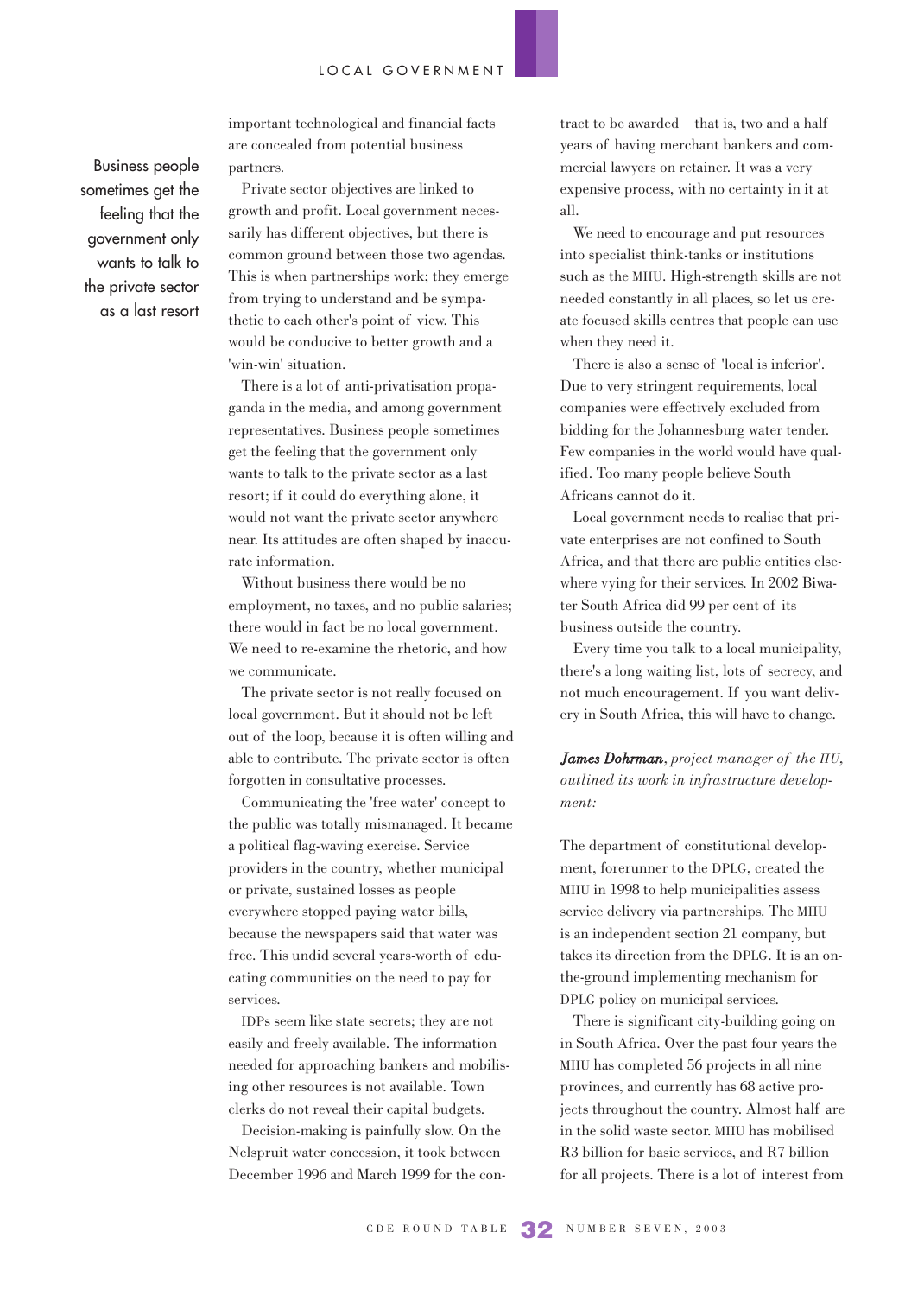important technological and financial facts are concealed from potential business partners.

> Business people sometimes get the feeling that the government only wants to talk to the private sector as a last resort

Private sector objectives are linked to growth and profit. Local government necessarily has different objectives, but there is common ground between those two agendas. This is when partnerships work; they emerge from trying to understand and be sympathetic to each other's point of view. This would be conducive to better growth and a 'win-win' situation.

There is a lot of anti-privatisation propaganda in the media, and among government representatives. Business people sometimes get the feeling that the government only wants to talk to the private sector as a last resort; if it could do everything alone, it would not want the private sector anywhere near. Its attitudes are often shaped by inaccurate information.

Without business there would be no employment, no taxes, and no public salaries; there would in fact be no local government. We need to re-examine the rhetoric, and how we communicate.

The private sector is not really focused on local government. But it should not be left out of the loop, because it is often willing and able to contribute. The private sector is often forgotten in consultative processes.

Communicating the 'free water' concept to the public was totally mismanaged. It became a political flag-waving exercise. Service providers in the country, whether municipal or private, sustained losses as people everywhere stopped paying water bills, because the newspapers said that water was free. This undid several years-worth of educating communities on the need to pay for services.

IDPs seem like state secrets; they are not easily and freely available. The information needed for approaching bankers and mobilising other resources is not available. Town clerks do not reveal their capital budgets.

Decision-making is painfully slow. On the Nelspruit water concession, it took between December 1996 and March 1999 for the contract to be awarded – that is, two and a half years of having merchant bankers and commercial lawyers on retainer. It was a very expensive process, with no certainty in it at all.

We need to encourage and put resources into specialist think-tanks or institutions such as the MIIU. High-strength skills are not needed constantly in all places, so let us create focused skills centres that people can use when they need it.

There is also a sense of 'local is inferior'. Due to very stringent requirements, local companies were effectively excluded from bidding for the Johannesburg water tender. Few companies in the world would have qualified. Too many people believe South Africans cannot do it.

Local government needs to realise that private enterprises are not confined to South Africa, and that there are public entities elsewhere vying for their services. In 2002 Biwater South Africa did 99 per cent of its business outside the country.

Every time you talk to a local municipality, there's a long waiting list, lots of secrecy, and not much encouragement. If you want delivery in South Africa, this will have to change.

***James Dohrman**, project manager of the IIU, outlined its work in infrastructure development:*

The department of constitutional development, forerunner to the DPLG, created the MIIU in 1998 to help municipalities assess service delivery via partnerships. The MIIU is an independent section 21 company, but takes its direction from the DPLG. It is an on-the-ground implementing mechanism for DPLG policy on municipal services.

There is significant city-building going on in South Africa. Over the past four years the MIIU has completed 56 projects in all nine provinces, and currently has 68 active projects throughout the country. Almost half are in the solid waste sector. MIIU has mobilised R3 billion for basic services, and R7 billion for all projects. There is a lot of interest from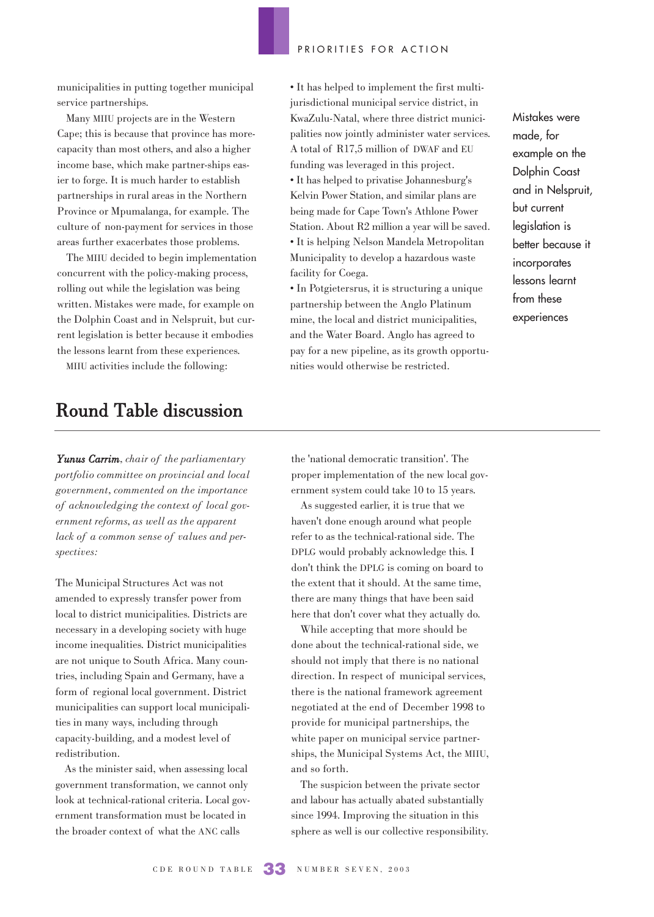municipalities in putting together municipal service partnerships.

Many MIIU projects are in the Western Cape; this is because that province has more-capacity than most others, and also a higher income base, which make partner-ships easier to forge. It is much harder to establish partnerships in rural areas in the Northern Province or Mpumalanga, for example. The culture of non-payment for services in those areas further exacerbates those problems.

The MIIU decided to begin implementation concurrent with the policy-making process, rolling out while the legislation was being written. Mistakes were made, for example on the Dolphin Coast and in Nelspruit, but current legislation is better because it embodies the lessons learnt from these experiences.

MIIU activities include the following:

- It has helped to implement the first multi-jurisdictional municipal service district, in KwaZulu-Natal, where three district municipalities now jointly administer water services. A total of R17,5 million of DWAF and EU funding was leveraged in this project.
- It has helped to privatise Johannesburg's Kelvin Power Station, and similar plans are being made for Cape Town's Athlone Power Station. About R2 million a year will be saved.
- It is helping Nelson Mandela Metropolitan Municipality to develop a hazardous waste facility for Coega.
- In Potgietersrus, it is structuring a unique partnership between the Anglo Platinum mine, the local and district municipalities, and the Water Board. Anglo has agreed to pay for a new pipeline, as its growth opportunities would otherwise be restricted.

Mistakes were made, for example on the Dolphin Coast and in Nelspruit, but current legislation is better because it incorporates lessons learnt from these experiences

## Round Table discussion

***Yunus Carrim**, chair of the parliamentary portfolio committee on provincial and local government, commented on the importance of acknowledging the context of local government reforms, as well as the apparent lack of a common sense of values and perspectives:*

The Municipal Structures Act was not amended to expressly transfer power from local to district municipalities. Districts are necessary in a developing society with huge income inequalities. District municipalities are not unique to South Africa. Many countries, including Spain and Germany, have a form of regional local government. District municipalities can support local municipalities in many ways, including through capacity-building, and a modest level of redistribution.

As the minister said, when assessing local government transformation, we cannot only look at technical-rational criteria. Local government transformation must be located in the broader context of what the ANC calls the 'national democratic transition'. The proper implementation of the new local government system could take 10 to 15 years.

As suggested earlier, it is true that we haven't done enough around what people refer to as the technical-rational side. The DPLG would probably acknowledge this. I don't think the DPLG is coming on board to the extent that it should. At the same time, there are many things that have been said here that don't cover what they actually do.

While accepting that more should be done about the technical-rational side, we should not imply that there is no national direction. In respect of municipal services, there is the national framework agreement negotiated at the end of December 1998 to provide for municipal partnerships, the white paper on municipal service partnerships, the Municipal Systems Act, the MIIU, and so forth.

The suspicion between the private sector and labour has actually abated substantially since 1994. Improving the situation in this sphere as well is our collective responsibility.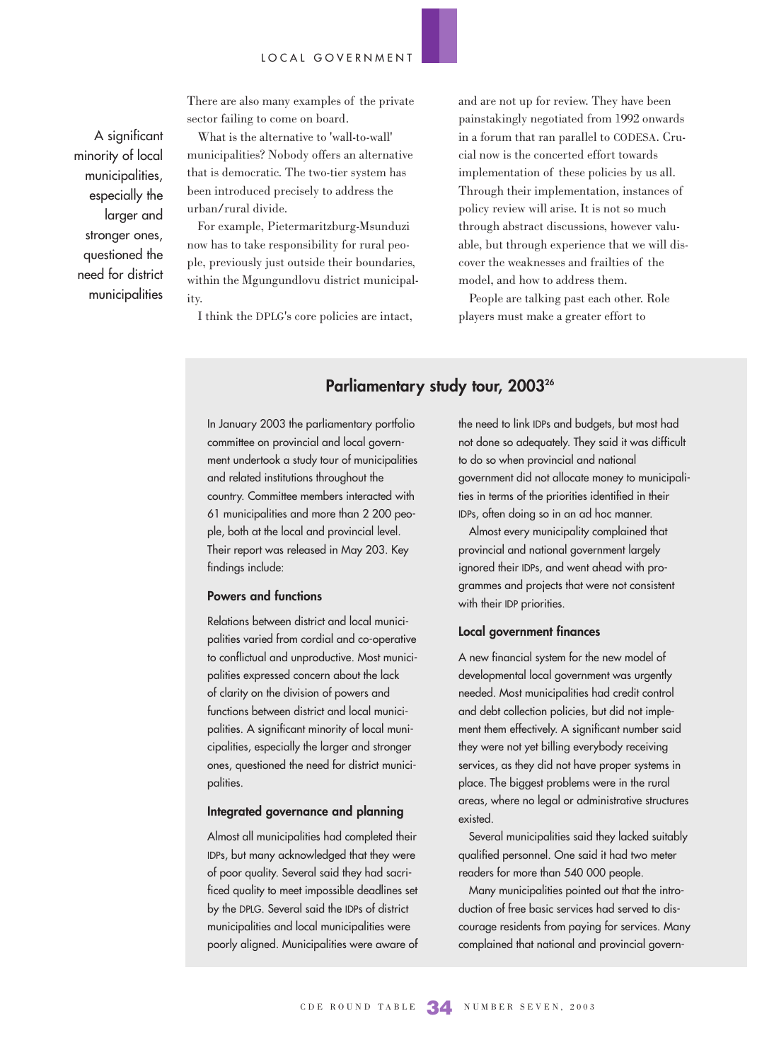There are also many examples of the private sector failing to come on board.

A significant minority of local municipalities, especially the larger and stronger ones, questioned the need for district municipalities

What is the alternative to 'wall-to-wall' municipalities? Nobody offers an alternative that is democratic. The two-tier system has been introduced precisely to address the urban/rural divide.

For example, Pietermaritzburg-Msunduzi now has to take responsibility for rural people, previously just outside their boundaries, within the Mgungundlovu district municipality.

I think the DPLG's core policies are intact, and are not up for review. They have been painstakingly negotiated from 1992 onwards in a forum that ran parallel to CODESA. Crucial now is the concerted effort towards implementation of these policies by us all. Through their implementation, instances of policy review will arise. It is not so much through abstract discussions, however valuable, but through experience that we will discover the weaknesses and frailties of the model, and how to address them.

People are talking past each other. Role players must make a greater effort to

## Parliamentary study tour, 2003[26]

In January 2003 the parliamentary portfolio committee on provincial and local government undertook a study tour of municipalities and related institutions throughout the country. Committee members interacted with 61 municipalities and more than 2 200 people, both at the local and provincial level. Their report was released in May 203. Key findings include:

### Powers and functions

Relations between district and local municipalities varied from cordial and co-operative to conflictual and unproductive. Most municipalities expressed concern about the lack of clarity on the division of powers and functions between district and local municipalities. A significant minority of local municipalities, especially the larger and stronger ones, questioned the need for district municipalities.

### Integrated governance and planning

Almost all municipalities had completed their IDPs, but many acknowledged that they were of poor quality. Several said they had sacrificed quality to meet impossible deadlines set by the DPLG. Several said the IDPs of district municipalities and local municipalities were poorly aligned. Municipalities were aware of the need to link IDPs and budgets, but most had not done so adequately. They said it was difficult to do so when provincial and national government did not allocate money to municipalities in terms of the priorities identified in their IDPs, often doing so in an ad hoc manner.

Almost every municipality complained that provincial and national government largely ignored their IDPs, and went ahead with programmes and projects that were not consistent with their IDP priorities.

### Local government finances

A new financial system for the new model of developmental local government was urgently needed. Most municipalities had credit control and debt collection policies, but did not implement them effectively. A significant number said they were not yet billing everybody receiving services, as they did not have proper systems in place. The biggest problems were in the rural areas, where no legal or administrative structures existed.

Several municipalities said they lacked suitably qualified personnel. One said it had two meter readers for more than 540 000 people.

Many municipalities pointed out that the introduction of free basic services had served to discourage residents from paying for services. Many complained that national and provincial govern-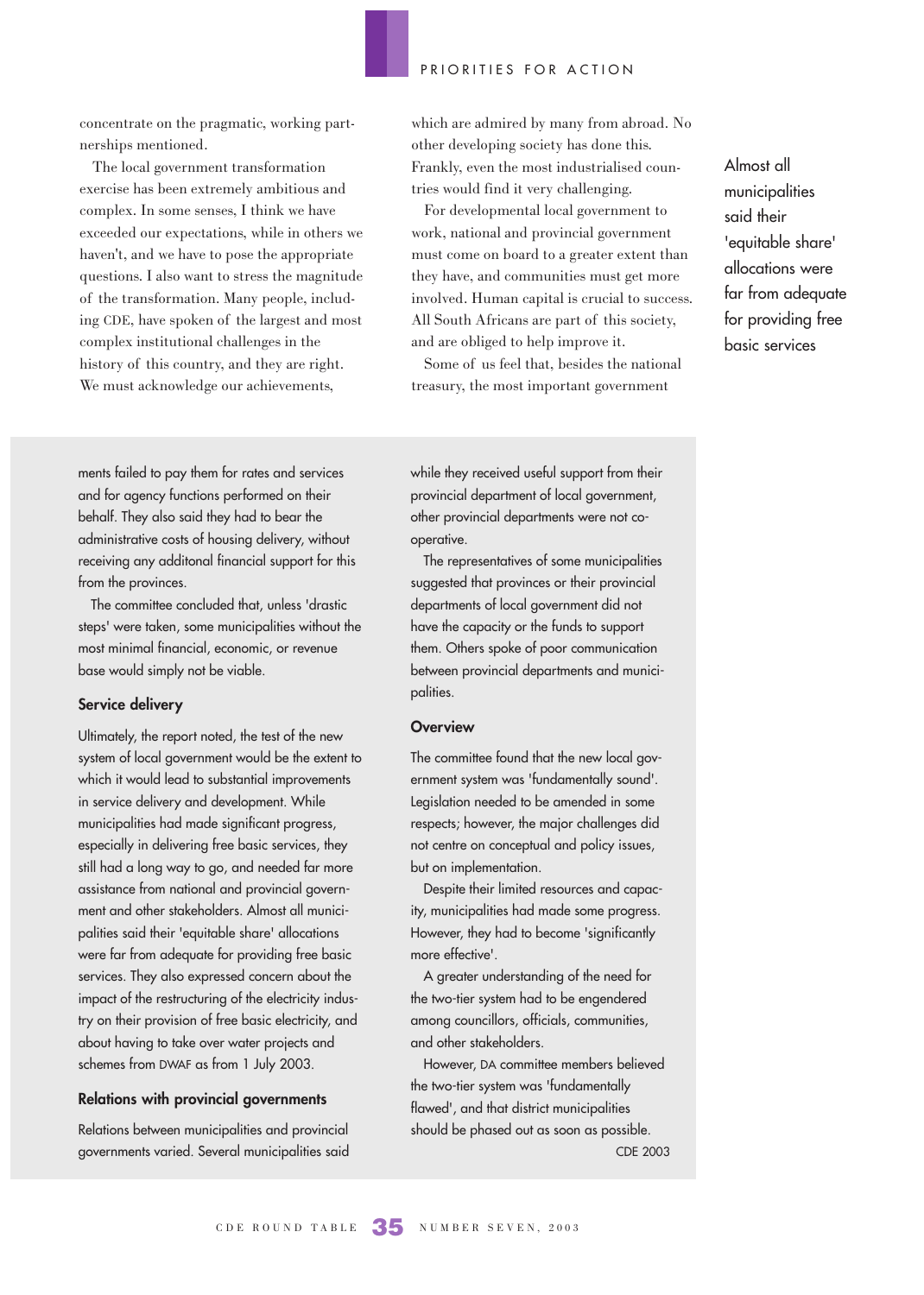concentrate on the pragmatic, working partnerships mentioned.

The local government transformation exercise has been extremely ambitious and complex. In some senses, I think we have exceeded our expectations, while in others we haven't, and we have to pose the appropriate questions. I also want to stress the magnitude of the transformation. Many people, including CDE, have spoken of the largest and most complex institutional challenges in the history of this country, and they are right. We must acknowledge our achievements, which are admired by many from abroad. No other developing society has done this. Frankly, even the most industrialised countries would find it very challenging.

For developmental local government to work, national and provincial government must come on board to a greater extent than they have, and communities must get more involved. Human capital is crucial to success. All South Africans are part of this society, and are obliged to help improve it.

Some of us feel that, besides the national treasury, the most important government

Almost all municipalities said their 'equitable share' allocations were far from adequate for providing free basic services

ments failed to pay them for rates and services and for agency functions performed on their behalf. They also said they had to bear the administrative costs of housing delivery, without receiving any additonal financial support for this from the provinces.

The committee concluded that, unless 'drastic steps' were taken, some municipalities without the most minimal financial, economic, or revenue base would simply not be viable.

### Service delivery

Ultimately, the report noted, the test of the new system of local government would be the extent to which it would lead to substantial improvements in service delivery and development. While municipalities had made significant progress, especially in delivering free basic services, they still had a long way to go, and needed far more assistance from national and provincial government and other stakeholders. Almost all municipalities said their 'equitable share' allocations were far from adequate for providing free basic services. They also expressed concern about the impact of the restructuring of the electricity industry on their provision of free basic electricity, and about having to take over water projects and schemes from DWAF as from 1 July 2003.

### Relations with provincial governments

Relations between municipalities and provincial governments varied. Several municipalities said while they received useful support from their provincial department of local government, other provincial departments were not cooperative.

The representatives of some municipalities suggested that provinces or their provincial departments of local government did not have the capacity or the funds to support them. Others spoke of poor communication between provincial departments and municipalities.

### Overview

The committee found that the new local government system was 'fundamentally sound'. Legislation needed to be amended in some respects; however, the major challenges did not centre on conceptual and policy issues, but on implementation.

Despite their limited resources and capacity, municipalities had made some progress. However, they had to become 'significantly more effective'.

A greater understanding of the need for the two-tier system had to be engendered among councillors, officials, communities, and other stakeholders.

However, DA committee members believed the two-tier system was 'fundamentally flawed', and that district municipalities should be phased out as soon as possible.

CDE 2003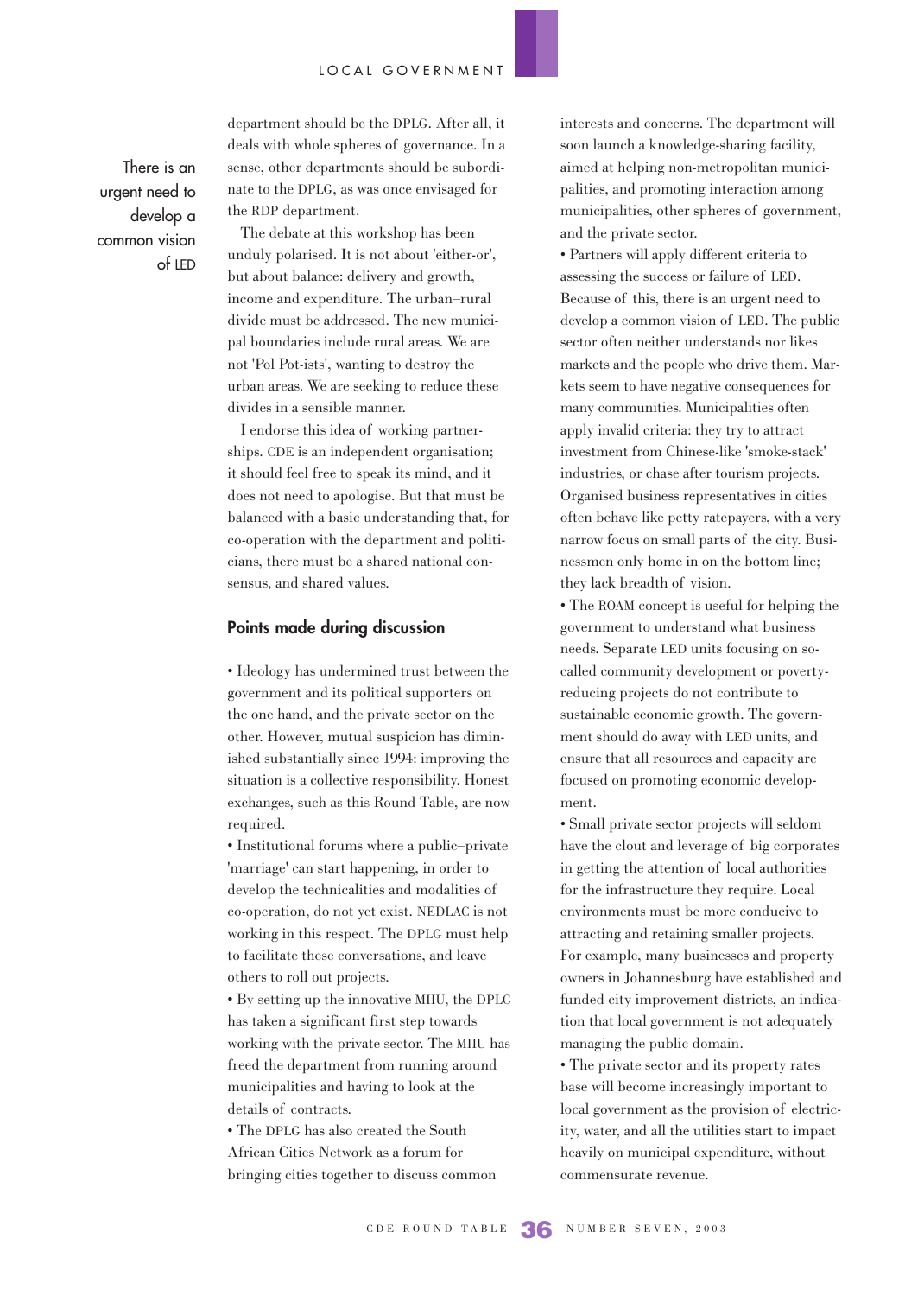department should be the DPLG. After all, it deals with whole spheres of governance. In a sense, other departments should be subordinate to the DPLG, as was once envisaged for the RDP department.

The debate at this workshop has been unduly polarised. It is not about 'either-or', but about balance: delivery and growth, income and expenditure. The urban–rural divide must be addressed. The new municipal boundaries include rural areas. We are not 'Pol Pot-ists', wanting to destroy the urban areas. We are seeking to reduce these divides in a sensible manner.

I endorse this idea of working partnerships. CDE is an independent organisation; it should feel free to speak its mind, and it does not need to apologise. But that must be balanced with a basic understanding that, for co-operation with the department and politicians, there must be a shared national consensus, and shared values.

> There is an urgent need to develop a common vision of LED

## Points made during discussion

- Ideology has undermined trust between the government and its political supporters on the one hand, and the private sector on the other. However, mutual suspicion has diminished substantially since 1994: improving the situation is a collective responsibility. Honest exchanges, such as this Round Table, are now required.
- Institutional forums where a public–private 'marriage' can start happening, in order to develop the technicalities and modalities of co-operation, do not yet exist. NEDLAC is not working in this respect. The DPLG must help to facilitate these conversations, and leave others to roll out projects.
- By setting up the innovative MIIU, the DPLG has taken a significant first step towards working with the private sector. The MIIU has freed the department from running around municipalities and having to look at the details of contracts.
- The DPLG has also created the South African Cities Network as a forum for bringing cities together to discuss common interests and concerns. The department will soon launch a knowledge-sharing facility, aimed at helping non-metropolitan municipalities, and promoting interaction among municipalities, other spheres of government, and the private sector.
- Partners will apply different criteria to assessing the success or failure of LED. Because of this, there is an urgent need to develop a common vision of LED. The public sector often neither understands nor likes markets and the people who drive them. Markets seem to have negative consequences for many communities. Municipalities often apply invalid criteria: they try to attract investment from Chinese-like 'smoke-stack' industries, or chase after tourism projects. Organised business representatives in cities often behave like petty ratepayers, with a very narrow focus on small parts of the city. Businessmen only home in on the bottom line; they lack breadth of vision.
- The ROAM concept is useful for helping the government to understand what business needs. Separate LED units focusing on so-called community development or poverty-reducing projects do not contribute to sustainable economic growth. The government should do away with LED units, and ensure that all resources and capacity are focused on promoting economic development.
- Small private sector projects will seldom have the clout and leverage of big corporates in getting the attention of local authorities for the infrastructure they require. Local environments must be more conducive to attracting and retaining smaller projects. For example, many businesses and property owners in Johannesburg have established and funded city improvement districts, an indication that local government is not adequately managing the public domain.
- The private sector and its property rates base will become increasingly important to local government as the provision of electricity, water, and all the utilities start to impact heavily on municipal expenditure, without commensurate revenue.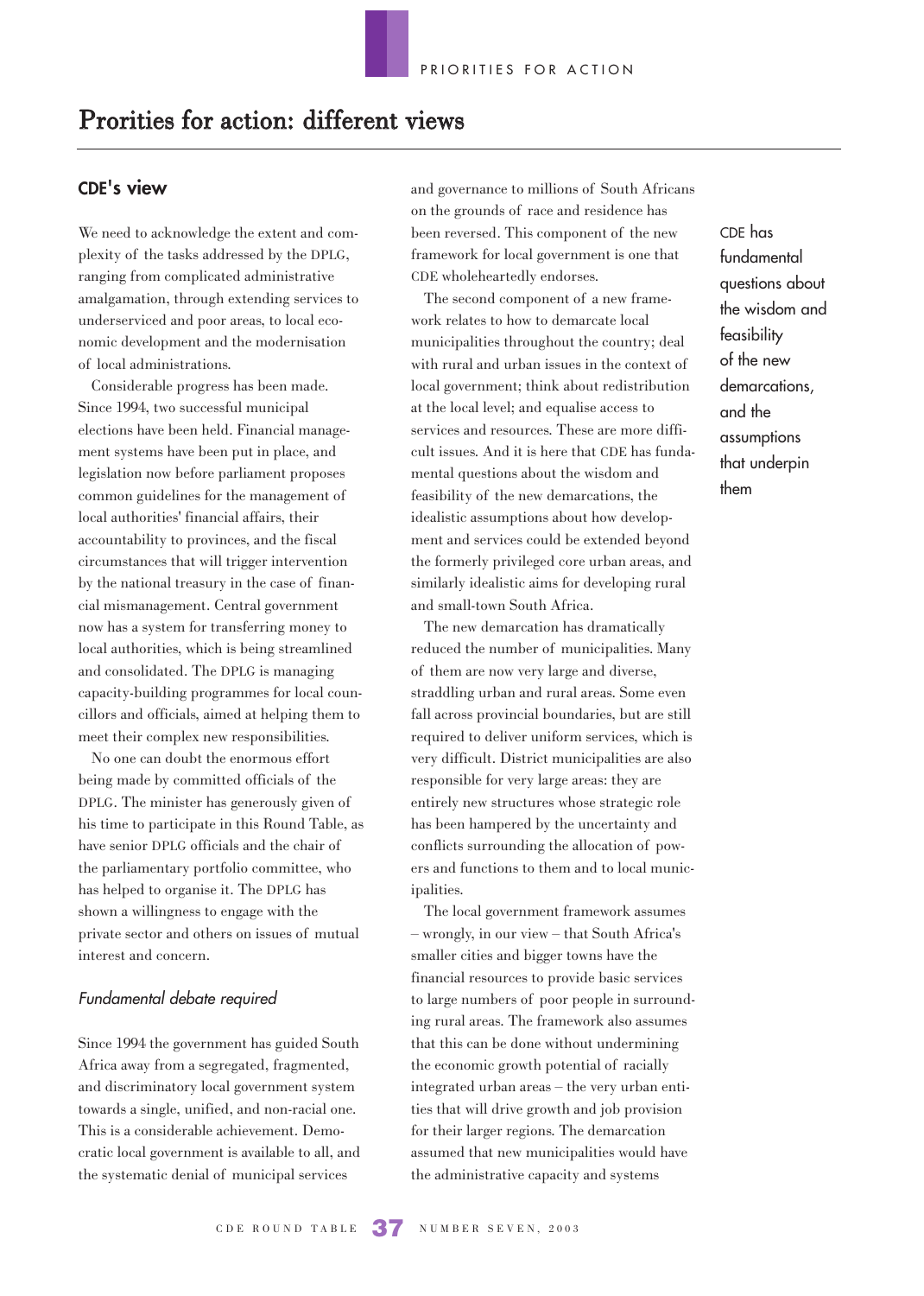# Prorities for action: different views

## CDE's view

We need to acknowledge the extent and complexity of the tasks addressed by the DPLG, ranging from complicated administrative amalgamation, through extending services to underserviced and poor areas, to local economic development and the modernisation of local administrations.

Considerable progress has been made. Since 1994, two successful municipal elections have been held. Financial management systems have been put in place, and legislation now before parliament proposes common guidelines for the management of local authorities' financial affairs, their accountability to provinces, and the fiscal circumstances that will trigger intervention by the national treasury in the case of financial mismanagement. Central government now has a system for transferring money to local authorities, which is being streamlined and consolidated. The DPLG is managing capacity-building programmes for local councillors and officials, aimed at helping them to meet their complex new responsibilities.

No one can doubt the enormous effort being made by committed officials of the DPLG. The minister has generously given of his time to participate in this Round Table, as have senior DPLG officials and the chair of the parliamentary portfolio committee, who has helped to organise it. The DPLG has shown a willingness to engage with the private sector and others on issues of mutual interest and concern.

### *Fundamental debate required*

Since 1994 the government has guided South Africa away from a segregated, fragmented, and discriminatory local government system towards a single, unified, and non-racial one. This is a considerable achievement. Democratic local government is available to all, and the systematic denial of municipal services and governance to millions of South Africans on the grounds of race and residence has been reversed. This component of the new framework for local government is one that CDE wholeheartedly endorses.

The second component of a new framework relates to how to demarcate local municipalities throughout the country; deal with rural and urban issues in the context of local government; think about redistribution at the local level; and equalise access to services and resources. These are more difficult issues. And it is here that CDE has fundamental questions about the wisdom and feasibility of the new demarcations, the idealistic assumptions about how development and services could be extended beyond the formerly privileged core urban areas, and similarly idealistic aims for developing rural and small-town South Africa.

> CDE has fundamental questions about the wisdom and feasibility of the new demarcations, and the assumptions that underpin them

The new demarcation has dramatically reduced the number of municipalities. Many of them are now very large and diverse, straddling urban and rural areas. Some even fall across provincial boundaries, but are still required to deliver uniform services, which is very difficult. District municipalities are also responsible for very large areas: they are entirely new structures whose strategic role has been hampered by the uncertainty and conflicts surrounding the allocation of powers and functions to them and to local municipalities.

The local government framework assumes – wrongly, in our view – that South Africa's smaller cities and bigger towns have the financial resources to provide basic services to large numbers of poor people in surrounding rural areas. The framework also assumes that this can be done without undermining the economic growth potential of racially integrated urban areas – the very urban entities that will drive growth and job provision for their larger regions. The demarcation assumed that new municipalities would have the administrative capacity and systems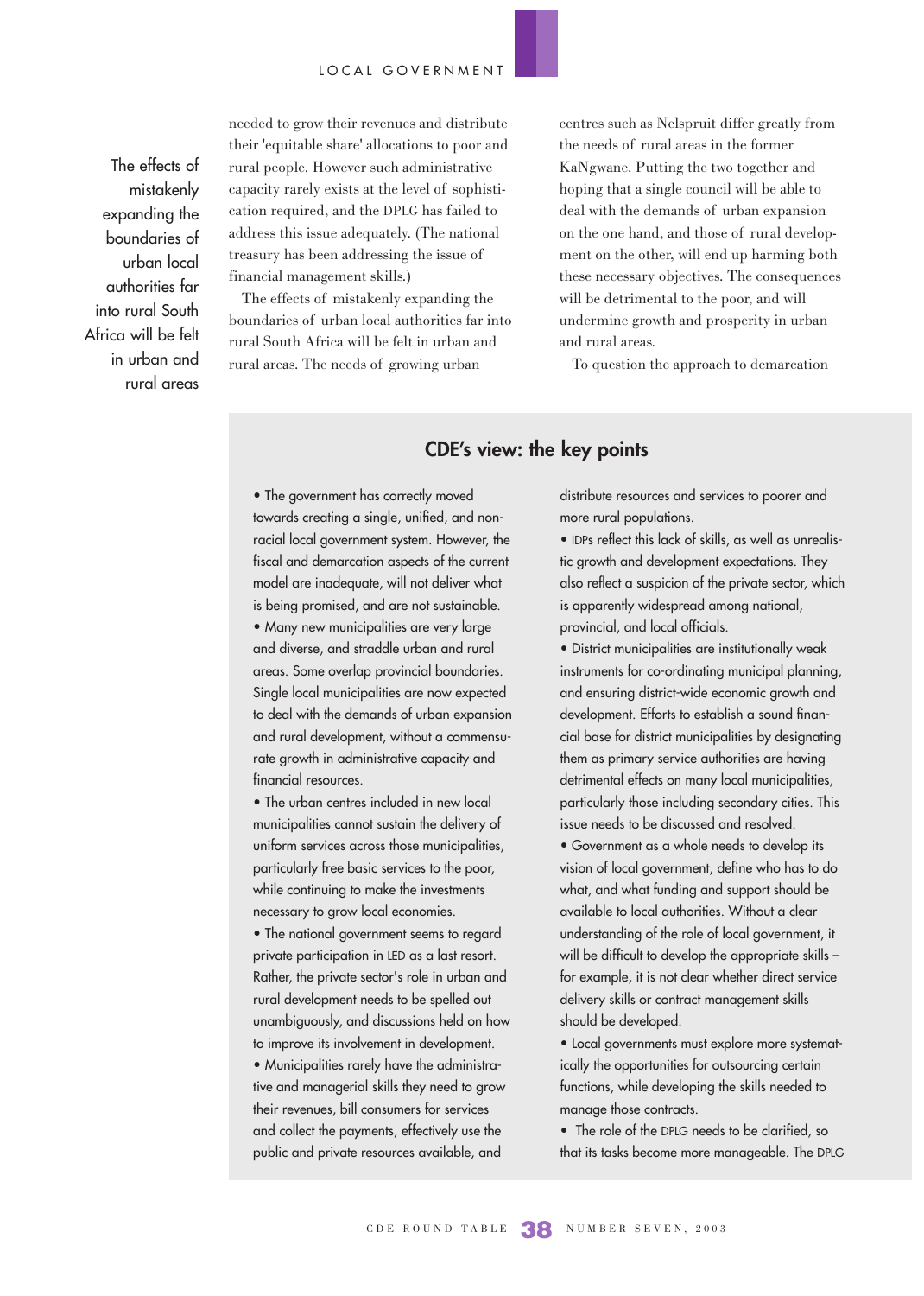The effects of mistakenly expanding the boundaries of urban local authorities far into rural South Africa will be felt in urban and rural areas

needed to grow their revenues and distribute their 'equitable share' allocations to poor and rural people. However such administrative capacity rarely exists at the level of sophistication required, and the DPLG has failed to address this issue adequately. (The national treasury has been addressing the issue of financial management skills.)

The effects of mistakenly expanding the boundaries of urban local authorities far into rural South Africa will be felt in urban and rural areas. The needs of growing urban centres such as Nelspruit differ greatly from the needs of rural areas in the former KaNgwane. Putting the two together and hoping that a single council will be able to deal with the demands of urban expansion on the one hand, and those of rural development on the other, will end up harming both these necessary objectives. The consequences will be detrimental to the poor, and will undermine growth and prosperity in urban and rural areas.

To question the approach to demarcation

## CDE's view: the key points

- The government has correctly moved towards creating a single, unified, and non-racial local government system. However, the fiscal and demarcation aspects of the current model are inadequate, will not deliver what is being promised, and are not sustainable.
- Many new municipalities are very large and diverse, and straddle urban and rural areas. Some overlap provincial boundaries. Single local municipalities are now expected to deal with the demands of urban expansion and rural development, without a commensurate growth in administrative capacity and financial resources.
- The urban centres included in new local municipalities cannot sustain the delivery of uniform services across those municipalities, particularly free basic services to the poor, while continuing to make the investments necessary to grow local economies.
- The national government seems to regard private participation in LED as a last resort. Rather, the private sector's role in urban and rural development needs to be spelled out unambiguously, and discussions held on how to improve its involvement in development.
- Municipalities rarely have the administrative and managerial skills they need to grow their revenues, bill consumers for services and collect the payments, effectively use the public and private resources available, and distribute resources and services to poorer and more rural populations.
- IDPs reflect this lack of skills, as well as unrealistic growth and development expectations. They also reflect a suspicion of the private sector, which is apparently widespread among national, provincial, and local officials.
- District municipalities are institutionally weak instruments for co-ordinating municipal planning, and ensuring district-wide economic growth and development. Efforts to establish a sound financial base for district municipalities by designating them as primary service authorities are having detrimental effects on many local municipalities, particularly those including secondary cities. This issue needs to be discussed and resolved.
- Government as a whole needs to develop its vision of local government, define who has to do what, and what funding and support should be available to local authorities. Without a clear understanding of the role of local government, it will be difficult to develop the appropriate skills – for example, it is not clear whether direct service delivery skills or contract management skills should be developed.
- Local governments must explore more systematically the opportunities for outsourcing certain functions, while developing the skills needed to manage those contracts.
- The role of the DPLG needs to be clarified, so that its tasks become more manageable. The DPLG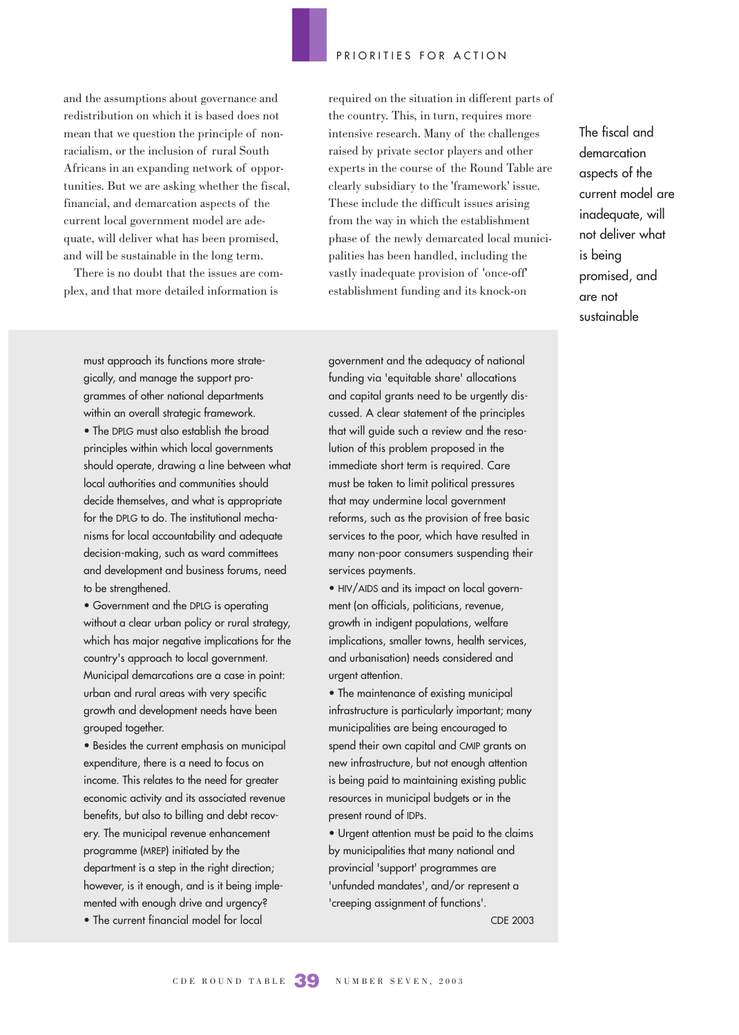and the assumptions about governance and redistribution on which it is based does not mean that we question the principle of non-racialism, or the inclusion of rural South Africans in an expanding network of opportunities. But we are asking whether the fiscal, financial, and demarcation aspects of the current local government model are adequate, will deliver what has been promised, and will be sustainable in the long term.

There is no doubt that the issues are complex, and that more detailed information is required on the situation in different parts of the country. This, in turn, requires more intensive research. Many of the challenges raised by private sector players and other experts in the course of the Round Table are clearly subsidiary to the 'framework' issue. These include the difficult issues arising from the way in which the establishment phase of the newly demarcated local municipalities has been handled, including the vastly inadequate provision of 'once-off' establishment funding and its knock-on

> The fiscal and demarcation aspects of the current model are inadequate, will not deliver what is being promised, and are not sustainable

must approach its functions more strategically, and manage the support programmes of other national departments within an overall strategic framework.

- The DPLG must also establish the broad principles within which local governments should operate, drawing a line between what local authorities and communities should decide themselves, and what is appropriate for the DPLG to do. The institutional mechanisms for local accountability and adequate decision-making, such as ward committees and development and business forums, need to be strengthened.
- Government and the DPLG is operating without a clear urban policy or rural strategy, which has major negative implications for the country's approach to local government. Municipal demarcations are a case in point: urban and rural areas with very specific growth and development needs have been grouped together.
- Besides the current emphasis on municipal expenditure, there is a need to focus on income. This relates to the need for greater economic activity and its associated revenue benefits, but also to billing and debt recovery. The municipal revenue enhancement programme (MREP) initiated by the department is a step in the right direction; however, is it enough, and is it being implemented with enough drive and urgency?
- The current financial model for local government and the adequacy of national funding via 'equitable share' allocations and capital grants need to be urgently discussed. A clear statement of the principles that will guide such a review and the resolution of this problem proposed in the immediate short term is required. Care must be taken to limit political pressures that may undermine local government reforms, such as the provision of free basic services to the poor, which have resulted in many non-poor consumers suspending their services payments.
- HIV/AIDS and its impact on local government (on officials, politicians, revenue, growth in indigent populations, welfare implications, smaller towns, health services, and urbanisation) needs considered and urgent attention.
- The maintenance of existing municipal infrastructure is particularly important; many municipalities are being encouraged to spend their own capital and CMIP grants on new infrastructure, but not enough attention is being paid to maintaining existing public resources in municipal budgets or in the present round of IDPs.
- Urgent attention must be paid to the claims by municipalities that many national and provincial 'support' programmes are 'unfunded mandates', and/or represent a 'creeping assignment of functions'.

CDE 2003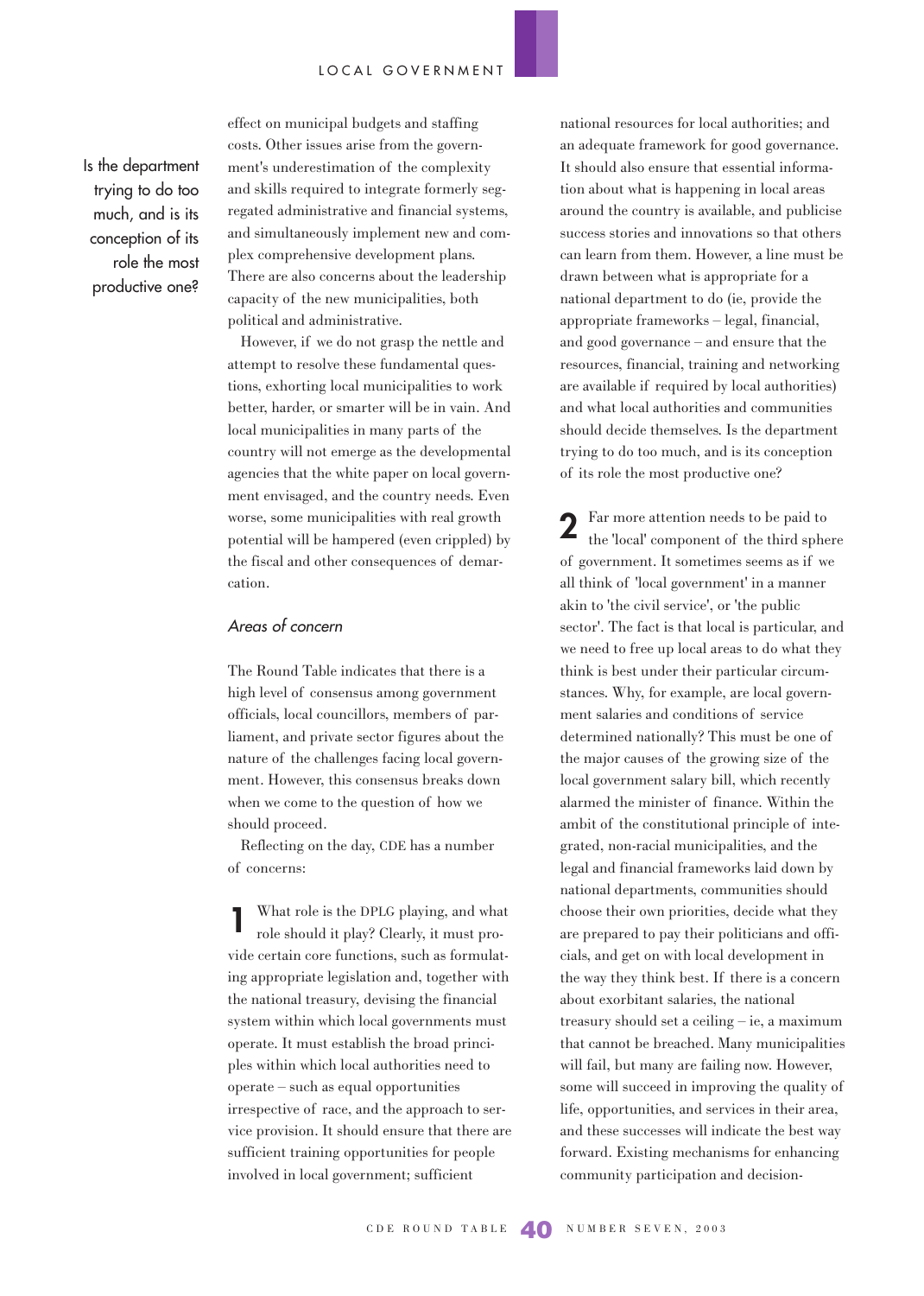effect on municipal budgets and staffing costs. Other issues arise from the government's underestimation of the complexity and skills required to integrate formerly segregated administrative and financial systems, and simultaneously implement new and complex comprehensive development plans. There are also concerns about the leadership capacity of the new municipalities, both political and administrative.

However, if we do not grasp the nettle and attempt to resolve these fundamental questions, exhorting local municipalities to work better, harder, or smarter will be in vain. And local municipalities in many parts of the country will not emerge as the developmental agencies that the white paper on local government envisaged, and the country needs. Even worse, some municipalities with real growth potential will be hampered (even crippled) by the fiscal and other consequences of demarcation.

### *Areas of concern*

The Round Table indicates that there is a high level of consensus among government officials, local councillors, members of parliament, and private sector figures about the nature of the challenges facing local government. However, this consensus breaks down when we come to the question of how we should proceed.

Reflecting on the day, CDE has a number of concerns:

**1** What role is the DPLG playing, and what role should it play? Clearly, it must provide certain core functions, such as formulating appropriate legislation and, together with the national treasury, devising the financial system within which local governments must operate. It must establish the broad principles within which local authorities need to operate – such as equal opportunities irrespective of race, and the approach to service provision. It should ensure that there are sufficient training opportunities for people involved in local government; sufficient national resources for local authorities; and an adequate framework for good governance. It should also ensure that essential information about what is happening in local areas around the country is available, and publicise success stories and innovations so that others can learn from them. However, a line must be drawn between what is appropriate for a national department to do (ie, provide the appropriate frameworks – legal, financial, and good governance – and ensure that the resources, financial, training and networking are available if required by local authorities) and what local authorities and communities should decide themselves. Is the department trying to do too much, and is its conception of its role the most productive one?

*Is the department trying to do too much, and is its conception of its role the most productive one?*

**2** Far more attention needs to be paid to the 'local' component of the third sphere of government. It sometimes seems as if we all think of 'local government' in a manner akin to 'the civil service', or 'the public sector'. The fact is that local is particular, and we need to free up local areas to do what they think is best under their particular circumstances. Why, for example, are local government salaries and conditions of service determined nationally? This must be one of the major causes of the growing size of the local government salary bill, which recently alarmed the minister of finance. Within the ambit of the constitutional principle of integrated, non-racial municipalities, and the legal and financial frameworks laid down by national departments, communities should choose their own priorities, decide what they are prepared to pay their politicians and officials, and get on with local development in the way they think best. If there is a concern about exorbitant salaries, the national treasury should set a ceiling – ie, a maximum that cannot be breached. Many municipalities will fail, but many are failing now. However, some will succeed in improving the quality of life, opportunities, and services in their area, and these successes will indicate the best way forward. Existing mechanisms for enhancing community participation and decision-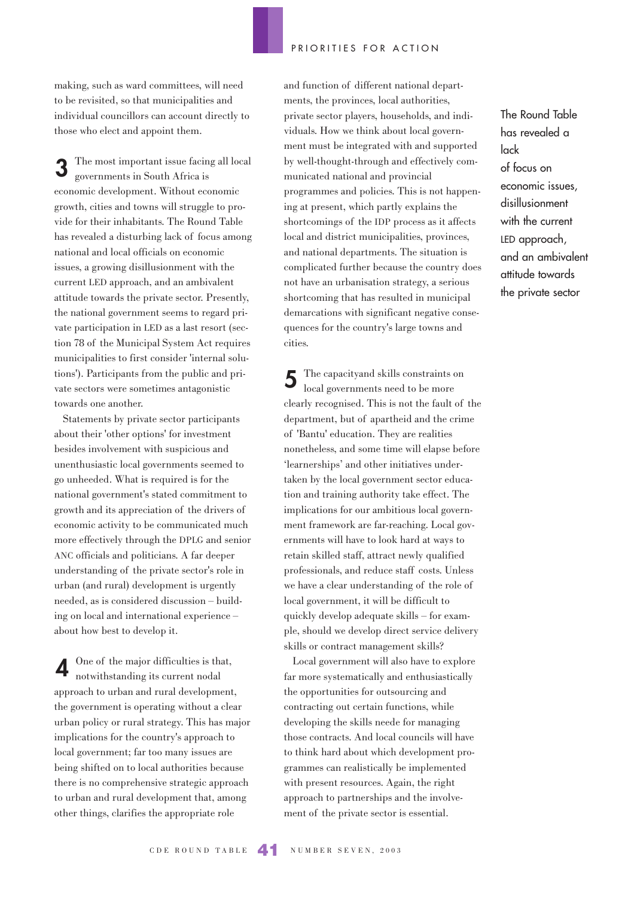making, such as ward committees, will need to be revisited, so that municipalities and individual councillors can account directly to those who elect and appoint them.

**3** The most important issue facing all local governments in South Africa is economic development. Without economic growth, cities and towns will struggle to provide for their inhabitants. The Round Table has revealed a disturbing lack of focus among national and local officials on economic issues, a growing disillusionment with the current LED approach, and an ambivalent attitude towards the private sector. Presently, the national government seems to regard private participation in LED as a last resort (section 78 of the Municipal System Act requires municipalities to first consider 'internal solutions'). Participants from the public and private sectors were sometimes antagonistic towards one another.

Statements by private sector participants about their 'other options' for investment besides involvement with suspicious and unenthusiastic local governments seemed to go unheeded. What is required is for the national government's stated commitment to growth and its appreciation of the drivers of economic activity to be communicated much more effectively through the DPLG and senior ANC officials and politicians. A far deeper understanding of the private sector's role in urban (and rural) development is urgently needed, as is considered discussion – building on local and international experience – about how best to develop it.

**4** One of the major difficulties is that, notwithstanding its current nodal approach to urban and rural development, the government is operating without a clear urban policy or rural strategy. This has major implications for the country's approach to local government; far too many issues are being shifted on to local authorities because there is no comprehensive strategic approach to urban and rural development that, among other things, clarifies the appropriate role and function of different national departments, the provinces, local authorities, private sector players, households, and individuals. How we think about local government must be integrated with and supported by well-thought-through and effectively communicated national and provincial programmes and policies. This is not happening at present, which partly explains the shortcomings of the IDP process as it affects local and district municipalities, provinces, and national departments. The situation is complicated further because the country does not have an urbanisation strategy, a serious shortcoming that has resulted in municipal demarcations with significant negative consequences for the country's large towns and cities.

> The Round Table has revealed a lack of focus on economic issues, disillusionment with the current LED approach, and an ambivalent attitude towards the private sector

**5** The capacityand skills constraints on local governments need to be more clearly recognised. This is not the fault of the department, but of apartheid and the crime of 'Bantu' education. They are realities nonetheless, and some time will elapse before 'learnerships' and other initiatives undertaken by the local government sector education and training authority take effect. The implications for our ambitious local government framework are far-reaching. Local governments will have to look hard at ways to retain skilled staff, attract newly qualified professionals, and reduce staff costs. Unless we have a clear understanding of the role of local government, it will be difficult to quickly develop adequate skills – for example, should we develop direct service delivery skills or contract management skills?

Local government will also have to explore far more systematically and enthusiastically the opportunities for outsourcing and contracting out certain functions, while developing the skills neede for managing those contracts. And local councils will have to think hard about which development programmes can realistically be implemented with present resources. Again, the right approach to partnerships and the involvement of the private sector is essential.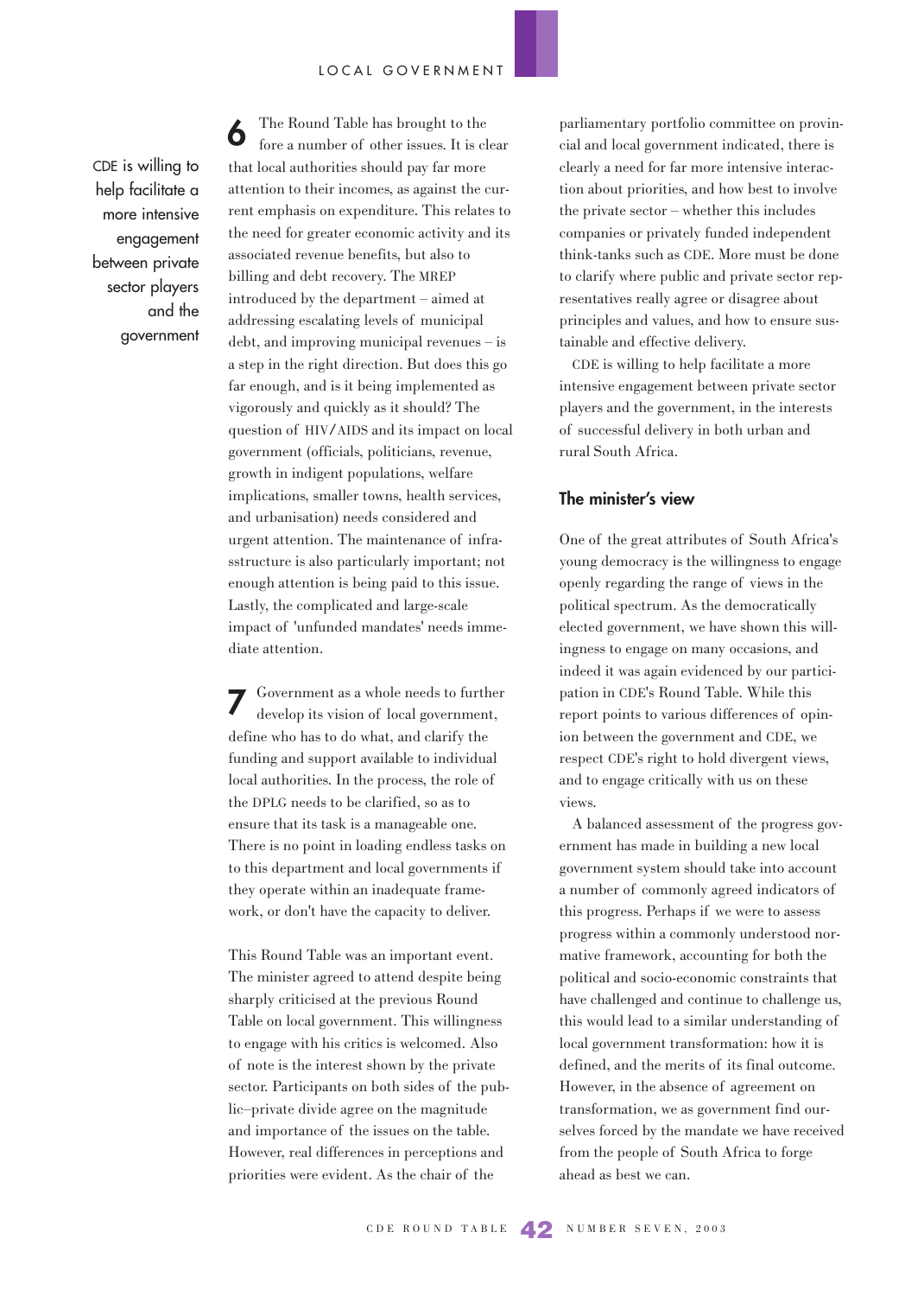CDE is willing to help facilitate a more intensive engagement between private sector players and the government

**6** The Round Table has brought to the fore a number of other issues. It is clear that local authorities should pay far more attention to their incomes, as against the current emphasis on expenditure. This relates to the need for greater economic activity and its associated revenue benefits, but also to billing and debt recovery. The MREP introduced by the department – aimed at addressing escalating levels of municipal debt, and improving municipal revenues – is a step in the right direction. But does this go far enough, and is it being implemented as vigorously and quickly as it should? The question of HIV/AIDS and its impact on local government (officials, politicians, revenue, growth in indigent populations, welfare implications, smaller towns, health services, and urbanisation) needs considered and urgent attention. The maintenance of infrasstructure is also particularly important; not enough attention is being paid to this issue. Lastly, the complicated and large-scale impact of 'unfunded mandates' needs immediate attention.

**7** Government as a whole needs to further develop its vision of local government, define who has to do what, and clarify the funding and support available to individual local authorities. In the process, the role of the DPLG needs to be clarified, so as to ensure that its task is a manageable one. There is no point in loading endless tasks on to this department and local governments if they operate within an inadequate framework, or don't have the capacity to deliver.

This Round Table was an important event. The minister agreed to attend despite being sharply criticised at the previous Round Table on local government. This willingness to engage with his critics is welcomed. Also of note is the interest shown by the private sector. Participants on both sides of the public–private divide agree on the magnitude and importance of the issues on the table. However, real differences in perceptions and priorities were evident. As the chair of the parliamentary portfolio committee on provincial and local government indicated, there is clearly a need for far more intensive interaction about priorities, and how best to involve the private sector – whether this includes companies or privately funded independent think-tanks such as CDE. More must be done to clarify where public and private sector representatives really agree or disagree about principles and values, and how to ensure sustainable and effective delivery.

CDE is willing to help facilitate a more intensive engagement between private sector players and the government, in the interests of successful delivery in both urban and rural South Africa.

### The minister's view

One of the great attributes of South Africa's young democracy is the willingness to engage openly regarding the range of views in the political spectrum. As the democratically elected government, we have shown this willingness to engage on many occasions, and indeed it was again evidenced by our participation in CDE's Round Table. While this report points to various differences of opinion between the government and CDE, we respect CDE's right to hold divergent views, and to engage critically with us on these views.

A balanced assessment of the progress government has made in building a new local government system should take into account a number of commonly agreed indicators of this progress. Perhaps if we were to assess progress within a commonly understood normative framework, accounting for both the political and socio-economic constraints that have challenged and continue to challenge us, this would lead to a similar understanding of local government transformation: how it is defined, and the merits of its final outcome. However, in the absence of agreement on transformation, we as government find ourselves forced by the mandate we have received from the people of South Africa to forge ahead as best we can.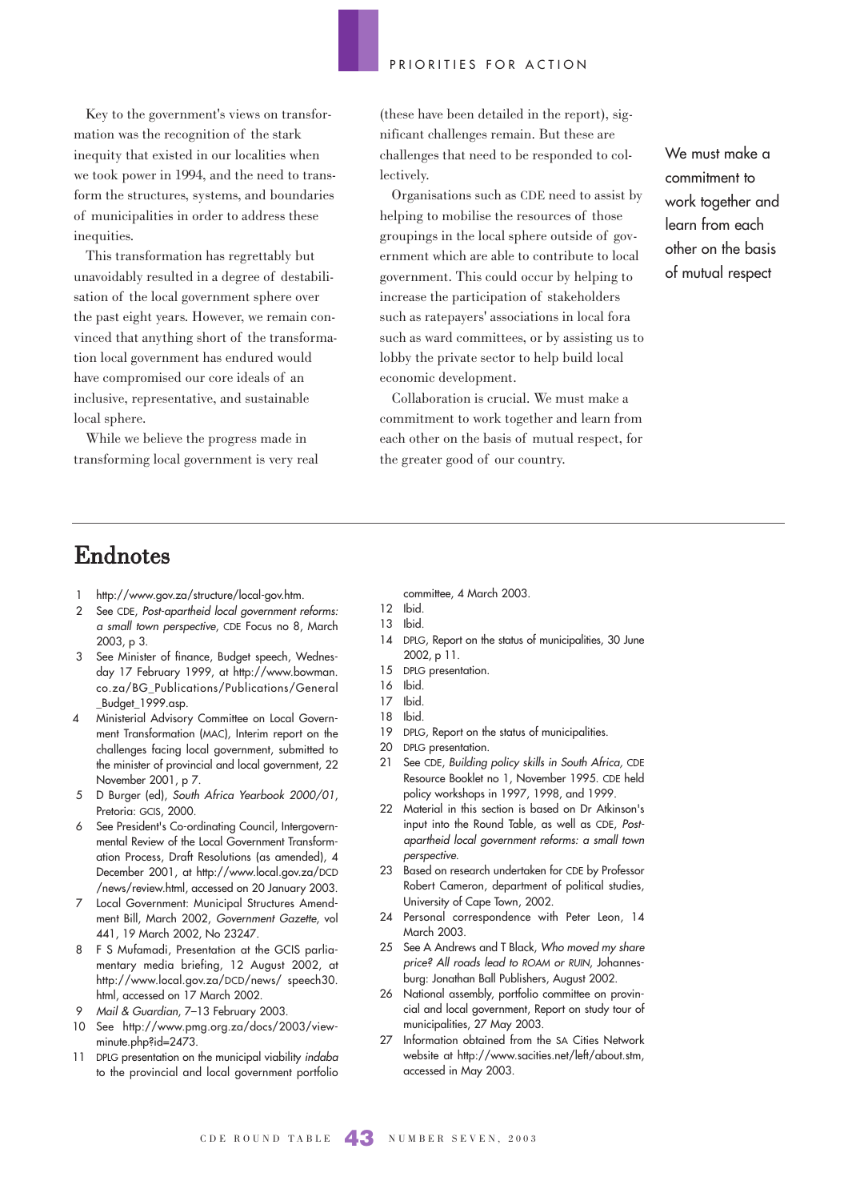Key to the government's views on transformation was the recognition of the stark inequity that existed in our localities when we took power in 1994, and the need to transform the structures, systems, and boundaries of municipalities in order to address these inequities.

This transformation has regrettably but unavoidably resulted in a degree of destabilisation of the local government sphere over the past eight years. However, we remain convinced that anything short of the transformation local government has endured would have compromised our core ideals of an inclusive, representative, and sustainable local sphere.

While we believe the progress made in transforming local government is very real (these have been detailed in the report), significant challenges remain. But these are challenges that need to be responded to collectively.

Organisations such as CDE need to assist by helping to mobilise the resources of those groupings in the local sphere outside of government which are able to contribute to local government. This could occur by helping to increase the participation of stakeholders such as ratepayers' associations in local fora such as ward committees, or by assisting us to lobby the private sector to help build local economic development.

Collaboration is crucial. We must make a commitment to work together and learn from each other on the basis of mutual respect, for the greater good of our country.

We must make a commitment to work together and learn from each other on the basis of mutual respect

# Endnotes

1 http://www.gov.za/structure/local-gov.htm.
2 See CDE, *Post-apartheid local government reforms: a small town perspective*, CDE Focus no 8, March 2003, p 3.
3 See Minister of finance, Budget speech, Wednesday 17 February 1999, at http://www.bowman.co.za/BG_Publications/Publications/General_Budget_1999.asp.
4 Ministerial Advisory Committee on Local Government Transformation (MAC), Interim report on the challenges facing local government, submitted to the minister of provincial and local government, 22 November 2001, p 7.
5 D Burger (ed), *South Africa Yearbook 2000/01*, Pretoria: GCIS, 2000.
6 See President's Co-ordinating Council, Intergovernmental Review of the Local Government Transformation Process, Draft Resolutions (as amended), 4 December 2001, at http://www.local.gov.za/DCD/news/review.html, accessed on 20 January 2003.
7 Local Government: Municipal Structures Amendment Bill, March 2002, *Government Gazette*, vol 441, 19 March 2002, No 23247.
8 F S Mufamadi, Presentation at the GCIS parliamentary media briefing, 12 August 2002, at http://www.local.gov.za/DCD/news/ speech30.html, accessed on 17 March 2002.
9 *Mail & Guardian*, 7–13 February 2003.
10 See http://www.pmg.org.za/docs/2003/viewminute.php?id=2473.
11 DPLG presentation on the municipal viability *indaba* to the provincial and local government portfolio committee, 4 March 2003.
12 Ibid.
13 Ibid.
14 DPLG, Report on the status of municipalities, 30 June 2002, p 11.
15 DPLG presentation.
16 Ibid.
17 Ibid.
18 Ibid.
19 DPLG, Report on the status of municipalities.
20 DPLG presentation.
21 See CDE, *Building policy skills in South Africa*, CDE Resource Booklet no 1, November 1995. CDE held policy workshops in 1997, 1998, and 1999.
22 Material in this section is based on Dr Atkinson's input into the Round Table, as well as CDE, *Post-apartheid local government reforms: a small town perspective*.
23 Based on research undertaken for CDE by Professor Robert Cameron, department of political studies, University of Cape Town, 2002.
24 Personal correspondence with Peter Leon, 14 March 2003.
25 See A Andrews and T Black, *Who moved my share price? All roads lead to ROAM or RUIN*, Johannesburg: Jonathan Ball Publishers, August 2002.
26 National assembly, portfolio committee on provincial and local government, Report on study tour of municipalities, 27 May 2003.
27 Information obtained from the SA Cities Network website at http://www.sacities.net/left/about.stm, accessed in May 2003.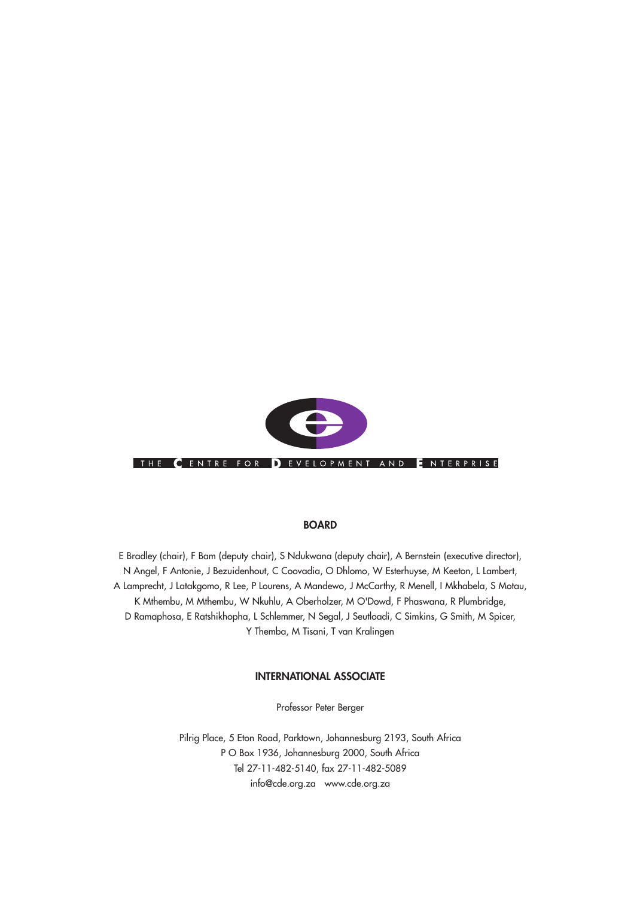THE CENTRE FOR DEVELOPMENT AND ENTERPRISE

**BOARD**

E Bradley (chair), F Bam (deputy chair), S Ndukwana (deputy chair), A Bernstein (executive director), N Angel, F Antonie, J Bezuidenhout, C Coovadia, O Dhlomo, W Esterhuyse, M Keeton, L Lambert, A Lamprecht, J Latakgomo, R Lee, P Lourens, A Mandewo, J McCarthy, R Menell, I Mkhabela, S Motau, K Mthembu, M Mthembu, W Nkuhlu, A Oberholzer, M O'Dowd, F Phaswana, R Plumbridge, D Ramaphosa, E Ratshikhopha, L Schlemmer, N Segal, J Seutloadi, C Simkins, G Smith, M Spicer, Y Themba, M Tisani, T van Kralingen

**INTERNATIONAL ASSOCIATE**

Professor Peter Berger

Pilrig Place, 5 Eton Road, Parktown, Johannesburg 2193, South Africa
P O Box 1936, Johannesburg 2000, South Africa
Tel 27-11-482-5140, fax 27-11-482-5089
info@cde.org.za www.cde.org.za